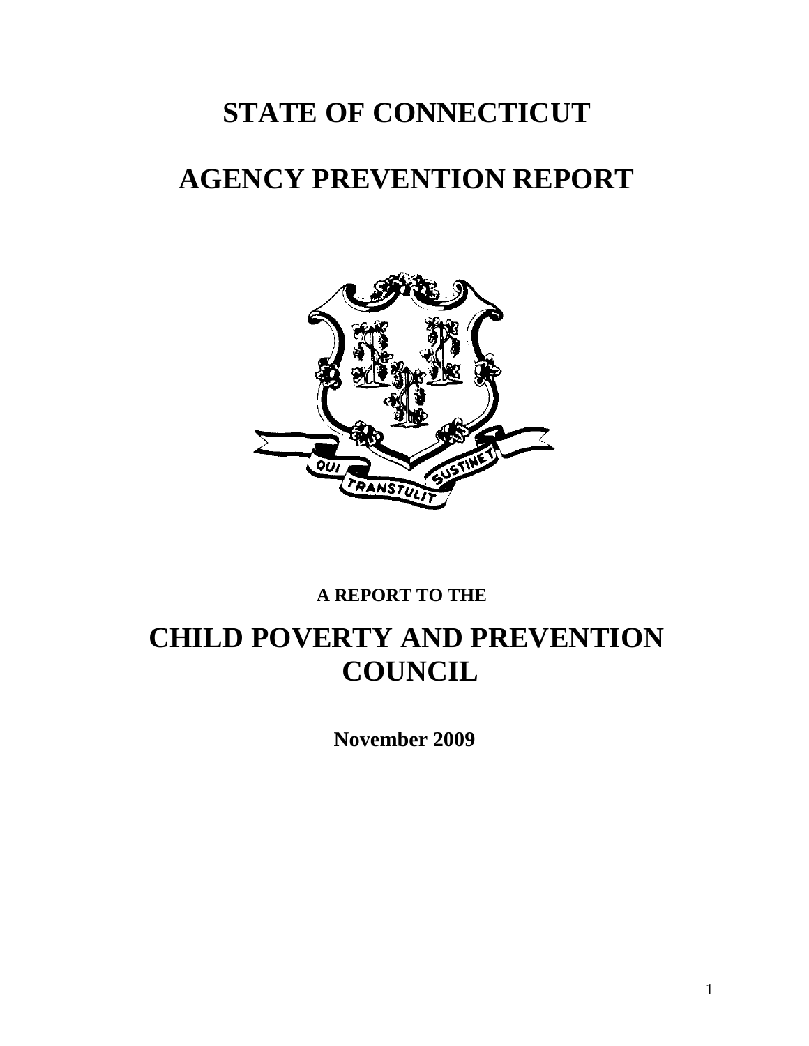# STATE OF CONNECTICUT

# AGENCY PREVENTION REPORT

**A REPORT TO THE**

# CHILD POVERTY AND PREVENTION COUNCIL

**November 2009**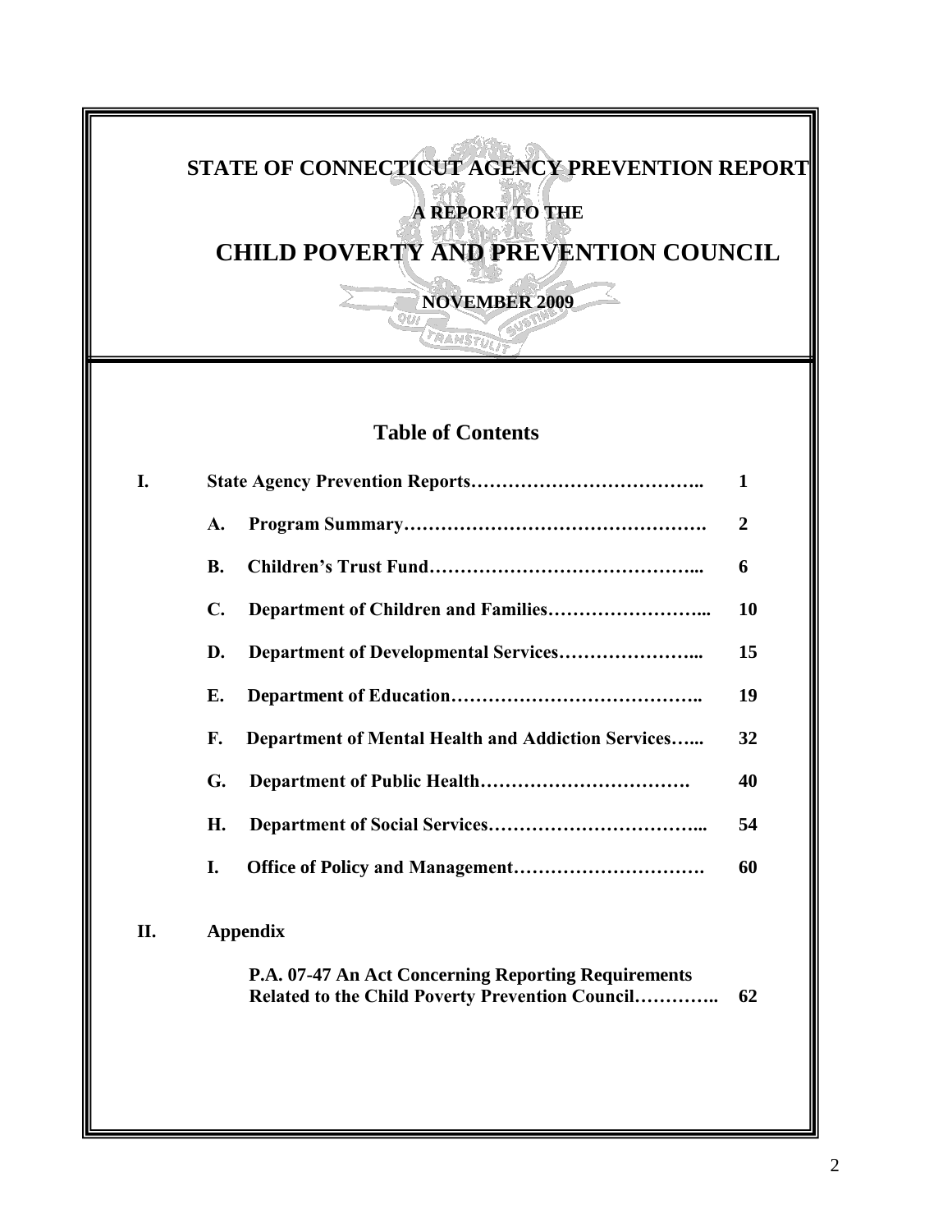# STATE OF CONNECTICUT AGENCY PREVENTION REPORT

**A REPORT TO THE**

# CHILD POVERTY AND PREVENTION COUNCIL

**NOVEMBER 2009**

## Table of Contents

| | | |
|---|---|---|
| **I.** | **State Agency Prevention Reports………………………………..** | **1** |
| | **A. Program Summary……………………………………………** | **2** |
| | **B. Children's Trust Fund……………………………………...** | **6** |
| | **C. Department of Children and Families……………………...** | **10** |
| | **D. Department of Developmental Services…………………...** | **15** |
| | **E. Department of Education…………………………………..** | **19** |
| | **F. Department of Mental Health and Addiction Services…...** | **32** |
| | **G. Department of Public Health…………………………….** | **40** |
| | **H. Department of Social Services……………………………...** | **54** |
| | **I. Office of Policy and Management………………………….** | **60** |
| **II.** | **Appendix** | |
| | **P.A. 07-47 An Act Concerning Reporting Requirements Related to the Child Poverty Prevention Council…………..** | **62** |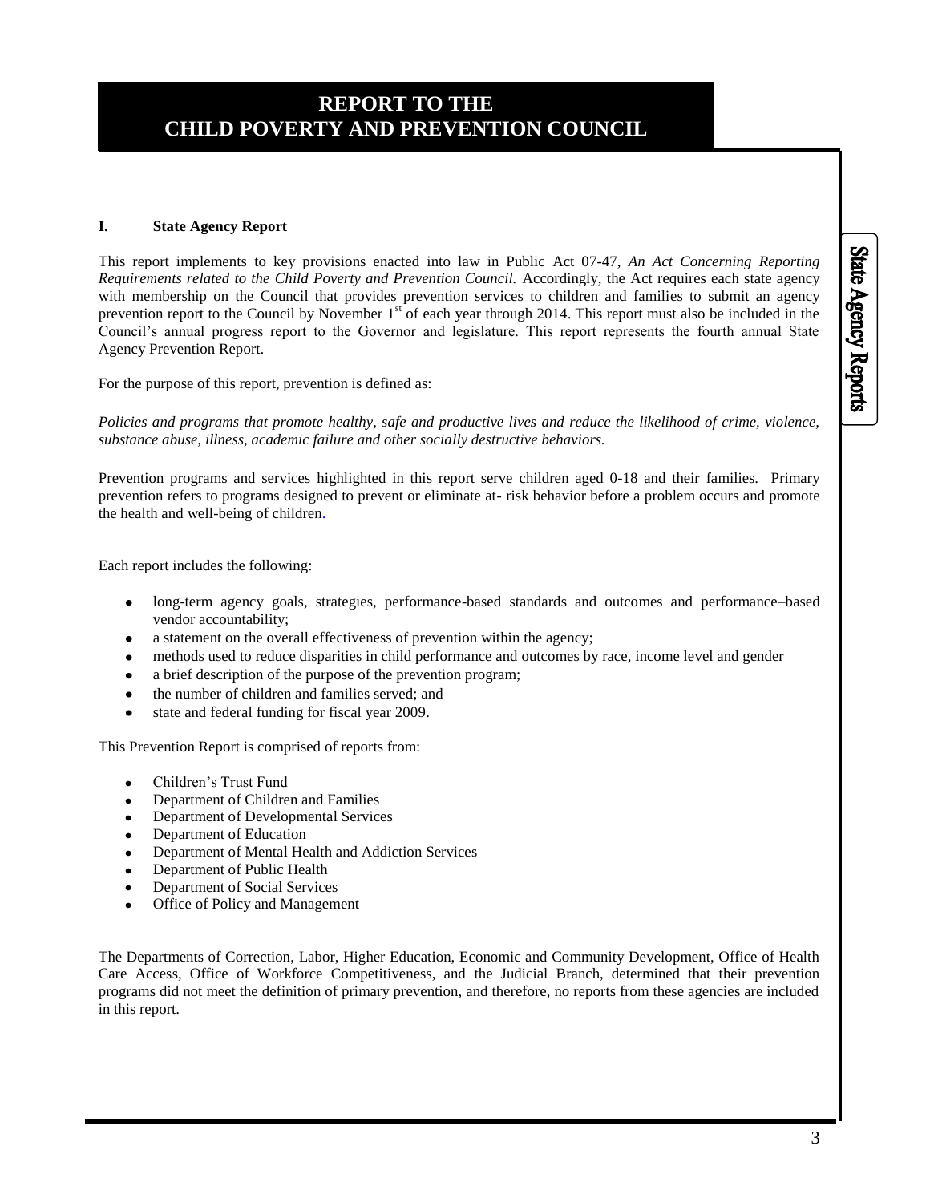# REPORT TO THE CHILD POVERTY AND PREVENTION COUNCIL

## I. State Agency Report

This report implements to key provisions enacted into law in Public Act 07-47, *An Act Concerning Reporting Requirements related to the Child Poverty and Prevention Council.* Accordingly, the Act requires each state agency with membership on the Council that provides prevention services to children and families to submit an agency prevention report to the Council by November 1st of each year through 2014. This report must also be included in the Council's annual progress report to the Governor and legislature. This report represents the fourth annual State Agency Prevention Report.

For the purpose of this report, prevention is defined as:

*Policies and programs that promote healthy, safe and productive lives and reduce the likelihood of crime, violence, substance abuse, illness, academic failure and other socially destructive behaviors.*

Prevention programs and services highlighted in this report serve children aged 0-18 and their families. Primary prevention refers to programs designed to prevent or eliminate at- risk behavior before a problem occurs and promote the health and well-being of children.

Each report includes the following:

- long-term agency goals, strategies, performance-based standards and outcomes and performance–based vendor accountability;
- a statement on the overall effectiveness of prevention within the agency;
- methods used to reduce disparities in child performance and outcomes by race, income level and gender
- a brief description of the purpose of the prevention program;
- the number of children and families served; and
- state and federal funding for fiscal year 2009.

This Prevention Report is comprised of reports from:

- Children's Trust Fund
- Department of Children and Families
- Department of Developmental Services
- Department of Education
- Department of Mental Health and Addiction Services
- Department of Public Health
- Department of Social Services
- Office of Policy and Management

The Departments of Correction, Labor, Higher Education, Economic and Community Development, Office of Health Care Access, Office of Workforce Competitiveness, and the Judicial Branch, determined that their prevention programs did not meet the definition of primary prevention, and therefore, no reports from these agencies are included in this report.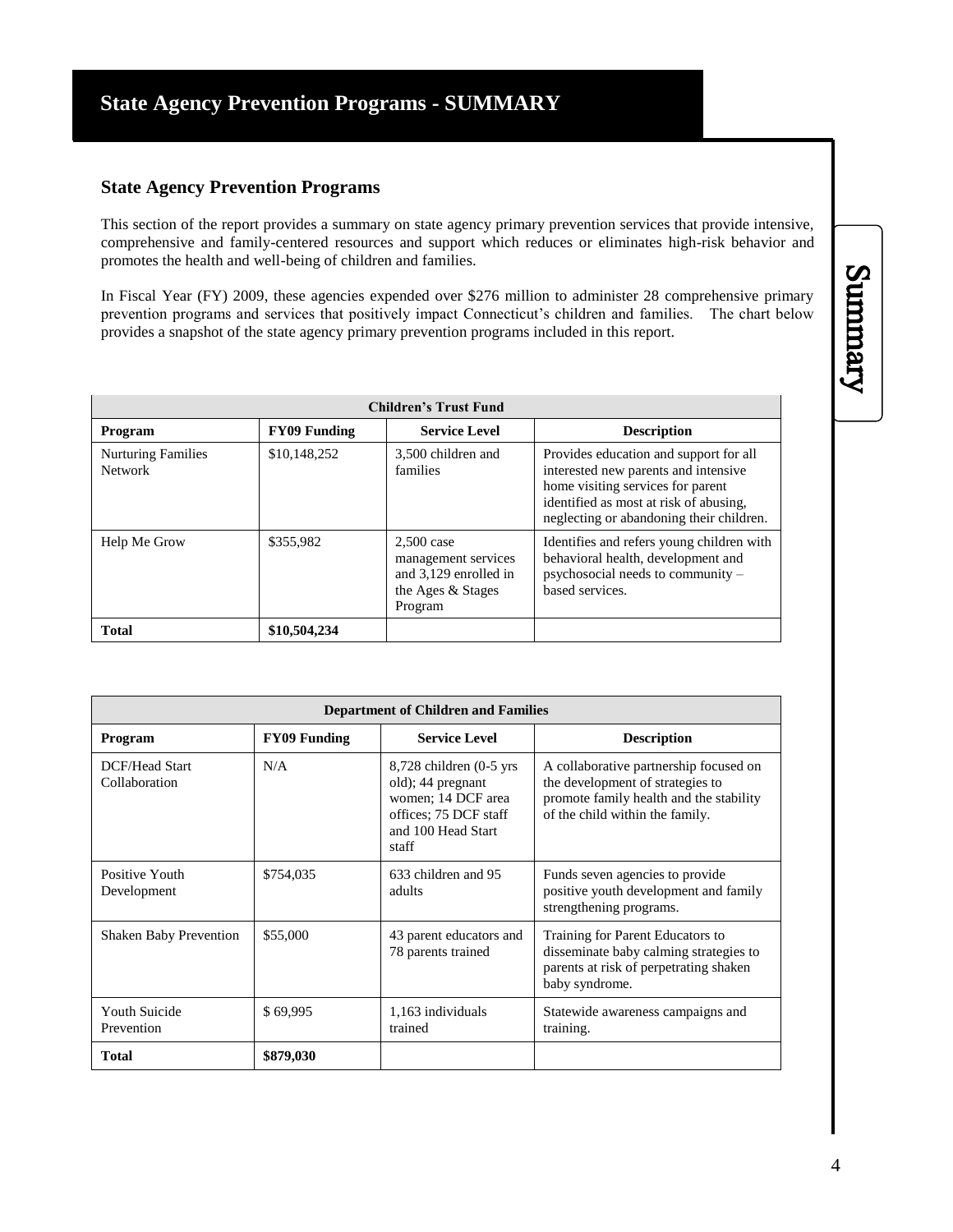# State Agency Prevention Programs - SUMMARY

## State Agency Prevention Programs

This section of the report provides a summary on state agency primary prevention services that provide intensive, comprehensive and family-centered resources and support which reduces or eliminates high-risk behavior and promotes the health and well-being of children and families.

In Fiscal Year (FY) 2009, these agencies expended over $276 million to administer 28 comprehensive primary prevention programs and services that positively impact Connecticut's children and families. The chart below provides a snapshot of the state agency primary prevention programs included in this report.

| Children's Trust Fund | | | |
|---|---|---|---|
| **Program** | **FY09 Funding** | **Service Level** | **Description** |
| Nurturing Families Network | $10,148,252 | 3,500 children and families | Provides education and support for all interested new parents and intensive home visiting services for parent identified as most at risk of abusing, neglecting or abandoning their children. |
| Help Me Grow | $355,982 | 2,500 case management services and 3,129 enrolled in the Ages & Stages Program | Identifies and refers young children with behavioral health, development and psychosocial needs to community – based services. |
| **Total** | **$10,504,234** | | |

| Department of Children and Families | | | |
|---|---|---|---|
| **Program** | **FY09 Funding** | **Service Level** | **Description** |
| DCF/Head Start Collaboration | N/A | 8,728 children (0-5 yrs old); 44 pregnant women; 14 DCF area offices; 75 DCF staff and 100 Head Start staff | A collaborative partnership focused on the development of strategies to promote family health and the stability of the child within the family. |
| Positive Youth Development | $754,035 | 633 children and 95 adults | Funds seven agencies to provide positive youth development and family strengthening programs. |
| Shaken Baby Prevention | $55,000 | 43 parent educators and 78 parents trained | Training for Parent Educators to disseminate baby calming strategies to parents at risk of perpetrating shaken baby syndrome. |
| Youth Suicide Prevention | $ 69,995 | 1,163 individuals trained | Statewide awareness campaigns and training. |
| **Total** | **$879,030** | | |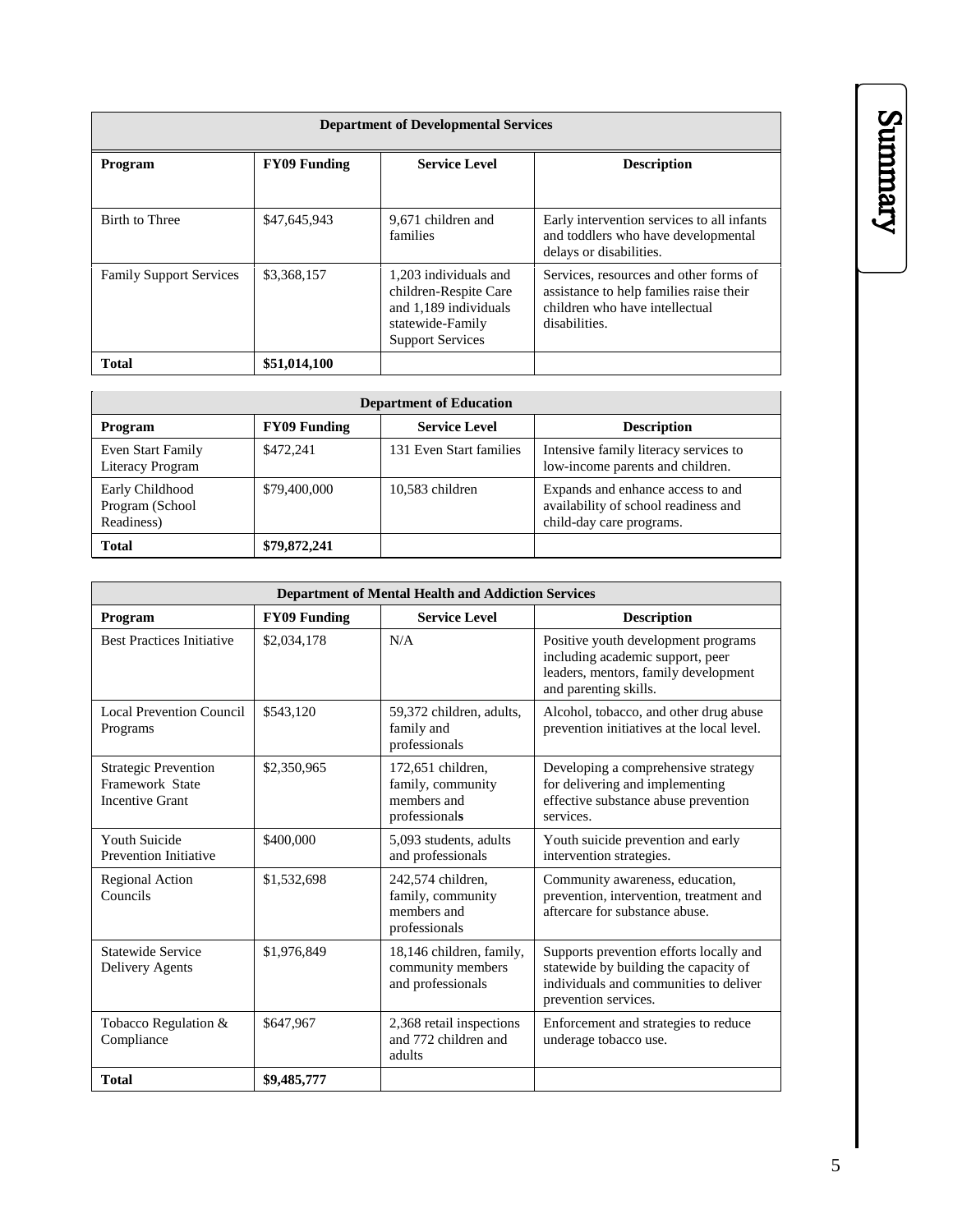| Department of Developmental Services | | | |
|---|---|---|---|
| **Program** | **FY09 Funding** | **Service Level** | **Description** |
| Birth to Three | $47,645,943 | 9,671 children and families | Early intervention services to all infants and toddlers who have developmental delays or disabilities. |
| Family Support Services | $3,368,157 | 1,203 individuals and children-Respite Care and 1,189 individuals statewide-Family Support Services | Services, resources and other forms of assistance to help families raise their children who have intellectual disabilities. |
| **Total** | **$51,014,100** | | |

| Department of Education | | | |
|---|---|---|---|
| **Program** | **FY09 Funding** | **Service Level** | **Description** |
| Even Start Family Literacy Program | $472,241 | 131 Even Start families | Intensive family literacy services to low-income parents and children. |
| Early Childhood Program (School Readiness) | $79,400,000 | 10,583 children | Expands and enhance access to and availability of school readiness and child-day care programs. |
| **Total** | **$79,872,241** | | |

| Department of Mental Health and Addiction Services | | | |
|---|---|---|---|
| **Program** | **FY09 Funding** | **Service Level** | **Description** |
| Best Practices Initiative | $2,034,178 | N/A | Positive youth development programs including academic support, peer leaders, mentors, family development and parenting skills. |
| Local Prevention Council Programs | $543,120 | 59,372 children, adults, family and professionals | Alcohol, tobacco, and other drug abuse prevention initiatives at the local level. |
| Strategic Prevention Framework State Incentive Grant | $2,350,965 | 172,651 children, family, community members and professionals | Developing a comprehensive strategy for delivering and implementing effective substance abuse prevention services. |
| Youth Suicide Prevention Initiative | $400,000 | 5,093 students, adults and professionals | Youth suicide prevention and early intervention strategies. |
| Regional Action Councils | $1,532,698 | 242,574 children, family, community members and professionals | Community awareness, education, prevention, intervention, treatment and aftercare for substance abuse. |
| Statewide Service Delivery Agents | $1,976,849 | 18,146 children, family, community members and professionals | Supports prevention efforts locally and statewide by building the capacity of individuals and communities to deliver prevention services. |
| Tobacco Regulation & Compliance | $647,967 | 2,368 retail inspections and 772 children and adults | Enforcement and strategies to reduce underage tobacco use. |
| **Total** | **$9,485,777** | | |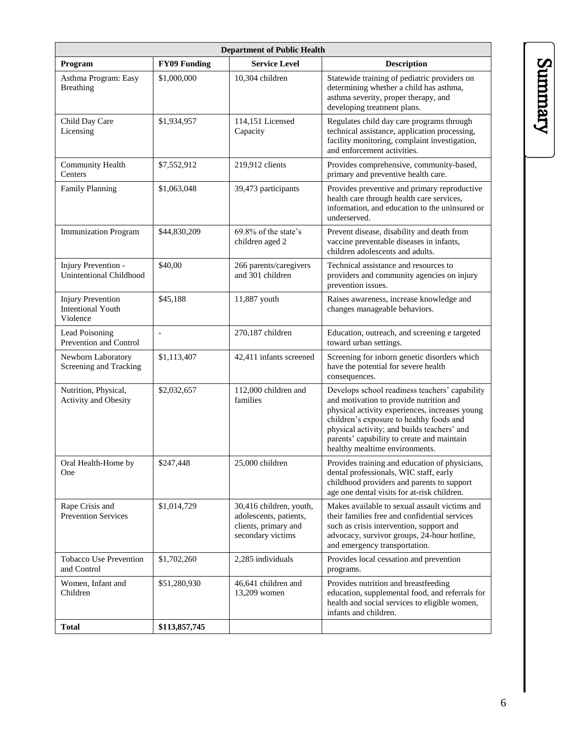| Department of Public Health | | | |
|---|---|---|---|
| **Program** | **FY09 Funding** | **Service Level** | **Description** |
| Asthma Program: Easy Breathing | $1,000,000 | 10,304 children | Statewide training of pediatric providers on determining whether a child has asthma, asthma severity, proper therapy, and developing treatment plans. |
| Child Day Care Licensing | $1,934,957 | 114,151 Licensed Capacity | Regulates child day care programs through technical assistance, application processing, facility monitoring, complaint investigation, and enforcement activities. |
| Community Health Centers | $7,552,912 | 219,912 clients | Provides comprehensive, community-based, primary and preventive health care. |
| Family Planning | $1,063,048 | 39,473 participants | Provides preventive and primary reproductive health care through health care services, information, and education to the uninsured or underserved. |
| Immunization Program | $44,830,209 | 69.8% of the state's children aged 2 | Prevent disease, disability and death from vaccine preventable diseases in infants, children adolescents and adults. |
| Injury Prevention - Unintentional Childhood | $40,00 | 266 parents/caregivers and 301 children | Technical assistance and resources to providers and community agencies on injury prevention issues. |
| Injury Prevention Intentional Youth Violence | $45,188 | 11,887 youth | Raises awareness, increase knowledge and changes manageable behaviors. |
| Lead Poisoning Prevention and Control | - | 270,187 children | Education, outreach, and screening e targeted toward urban settings. |
| Newborn Laboratory Screening and Tracking | $1,113,407 | 42,411 infants screened | Screening for inborn genetic disorders which have the potential for severe health consequences. |
| Nutrition, Physical, Activity and Obesity | $2,032,657 | 112,000 children and families | Develops school readiness teachers' capability and motivation to provide nutrition and physical activity experiences, increases young children's exposure to healthy foods and physical activity; and builds teachers' and parents' capability to create and maintain healthy mealtime environments. |
| Oral Health-Home by One | $247,448 | 25,000 children | Provides training and education of physicians, dental professionals, WIC staff, early childhood providers and parents to support age one dental visits for at-risk children. |
| Rape Crisis and Prevention Services | $1,014,729 | 30,416 children, youth, adolescents, patients, clients, primary and secondary victims | Makes available to sexual assault victims and their families free and confidential services such as crisis intervention, support and advocacy, survivor groups, 24-hour hotline, and emergency transportation. |
| Tobacco Use Prevention and Control | $1,702,260 | 2,285 individuals | Provides local cessation and prevention programs. |
| Women, Infant and Children | $51,280,930 | 46,641 children and 13,209 women | Provides nutrition and breastfeeding education, supplemental food, and referrals for health and social services to eligible women, infants and children. |
| **Total** | **$113,857,745** | | |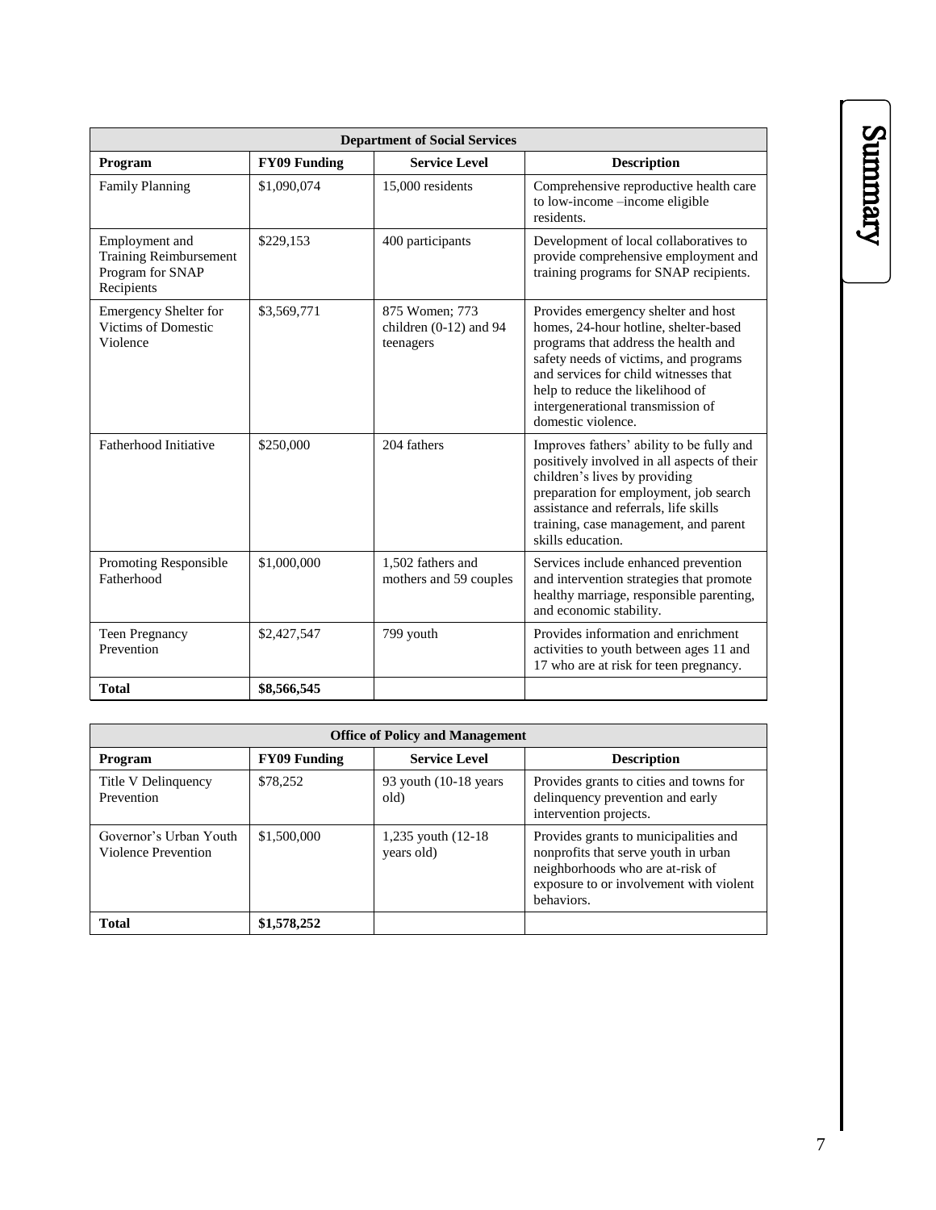| Department of Social Services | | | |
|---|---|---|---|
| **Program** | **FY09 Funding** | **Service Level** | **Description** |
| Family Planning | $1,090,074 | 15,000 residents | Comprehensive reproductive health care to low-income –income eligible residents. |
| Employment and Training Reimbursement Program for SNAP Recipients | $229,153 | 400 participants | Development of local collaboratives to provide comprehensive employment and training programs for SNAP recipients. |
| Emergency Shelter for Victims of Domestic Violence | $3,569,771 | 875 Women; 773 children (0-12) and 94 teenagers | Provides emergency shelter and host homes, 24-hour hotline, shelter-based programs that address the health and safety needs of victims, and programs and services for child witnesses that help to reduce the likelihood of intergenerational transmission of domestic violence. |
| Fatherhood Initiative | $250,000 | 204 fathers | Improves fathers' ability to be fully and positively involved in all aspects of their children's lives by providing preparation for employment, job search assistance and referrals, life skills training, case management, and parent skills education. |
| Promoting Responsible Fatherhood | $1,000,000 | 1,502 fathers and mothers and 59 couples | Services include enhanced prevention and intervention strategies that promote healthy marriage, responsible parenting, and economic stability. |
| Teen Pregnancy Prevention | $2,427,547 | 799 youth | Provides information and enrichment activities to youth between ages 11 and 17 who are at risk for teen pregnancy. |
| **Total** | **$8,566,545** | | |

| Office of Policy and Management | | | |
|---|---|---|---|
| **Program** | **FY09 Funding** | **Service Level** | **Description** |
| Title V Delinquency Prevention | $78,252 | 93 youth (10-18 years old) | Provides grants to cities and towns for delinquency prevention and early intervention projects. |
| Governor's Urban Youth Violence Prevention | $1,500,000 | 1,235 youth (12-18 years old) | Provides grants to municipalities and nonprofits that serve youth in urban neighborhoods who are at-risk of exposure to or involvement with violent behaviors. |
| **Total** | **$1,578,252** | | |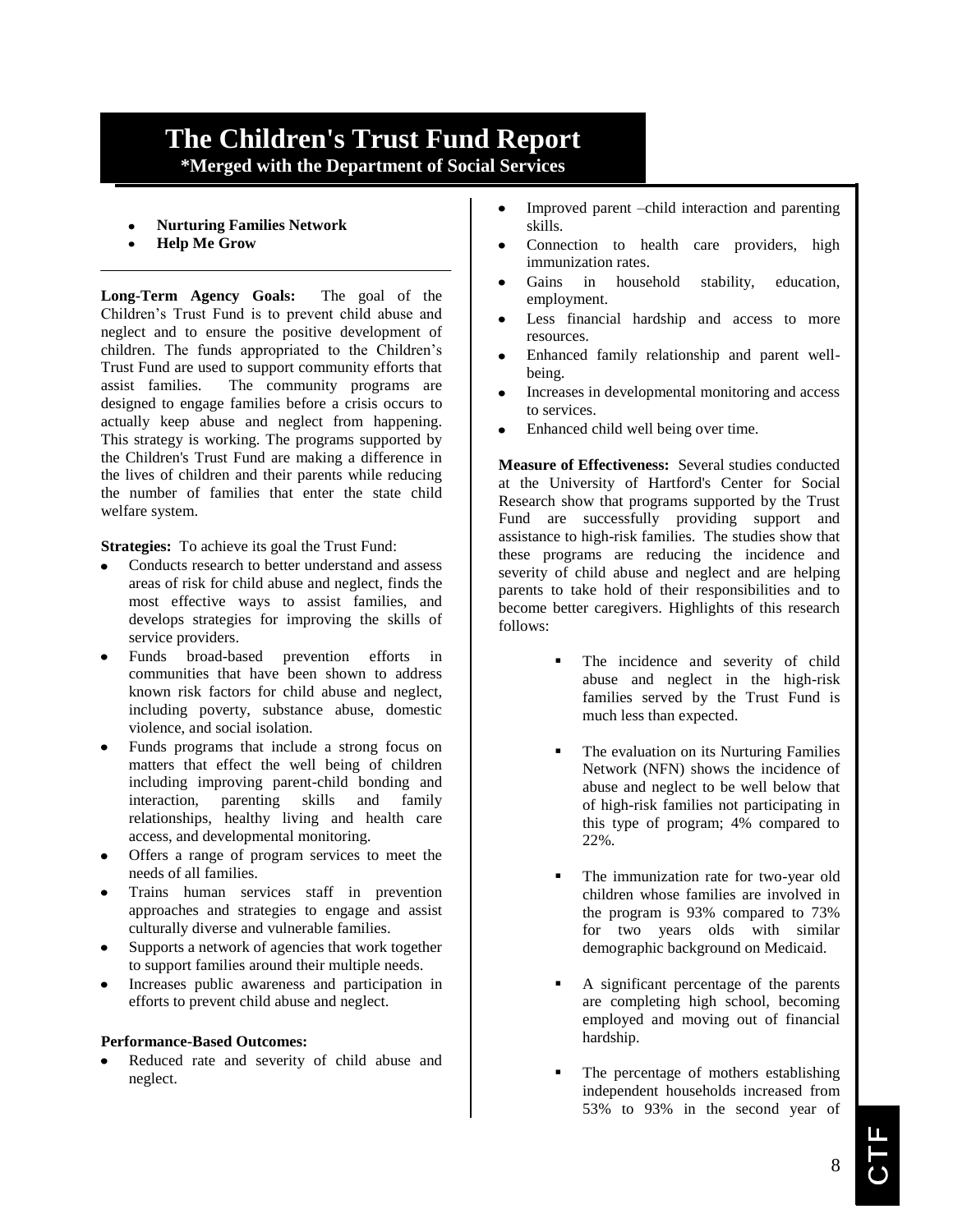# The Children's Trust Fund Report

**\*Merged with the Department of Social Services**

- **Nurturing Families Network**
- **Help Me Grow**

---

**Long-Term Agency Goals:** The goal of the Children's Trust Fund is to prevent child abuse and neglect and to ensure the positive development of children. The funds appropriated to the Children's Trust Fund are used to support community efforts that assist families. The community programs are designed to engage families before a crisis occurs to actually keep abuse and neglect from happening. This strategy is working. The programs supported by the Children's Trust Fund are making a difference in the lives of children and their parents while reducing the number of families that enter the state child welfare system.

**Strategies:** To achieve its goal the Trust Fund:

- Conducts research to better understand and assess areas of risk for child abuse and neglect, finds the most effective ways to assist families, and develops strategies for improving the skills of service providers.
- Funds broad-based prevention efforts in communities that have been shown to address known risk factors for child abuse and neglect, including poverty, substance abuse, domestic violence, and social isolation.
- Funds programs that include a strong focus on matters that effect the well being of children including improving parent-child bonding and interaction, parenting skills and family relationships, healthy living and health care access, and developmental monitoring.
- Offers a range of program services to meet the needs of all families.
- Trains human services staff in prevention approaches and strategies to engage and assist culturally diverse and vulnerable families.
- Supports a network of agencies that work together to support families around their multiple needs.
- Increases public awareness and participation in efforts to prevent child abuse and neglect.

**Performance-Based Outcomes:**

- Reduced rate and severity of child abuse and neglect.
- Improved parent –child interaction and parenting skills.
- Connection to health care providers, high immunization rates.
- Gains in household stability, education, employment.
- Less financial hardship and access to more resources.
- Enhanced family relationship and parent well-being.
- Increases in developmental monitoring and access to services.
- Enhanced child well being over time.

**Measure of Effectiveness:** Several studies conducted at the University of Hartford's Center for Social Research show that programs supported by the Trust Fund are successfully providing support and assistance to high-risk families. The studies show that these programs are reducing the incidence and severity of child abuse and neglect and are helping parents to take hold of their responsibilities and to become better caregivers. Highlights of this research follows:

- The incidence and severity of child abuse and neglect in the high-risk families served by the Trust Fund is much less than expected.
- The evaluation on its Nurturing Families Network (NFN) shows the incidence of abuse and neglect to be well below that of high-risk families not participating in this type of program; 4% compared to 22%.
- The immunization rate for two-year old children whose families are involved in the program is 93% compared to 73% for two years olds with similar demographic background on Medicaid.
- A significant percentage of the parents are completing high school, becoming employed and moving out of financial hardship.
- The percentage of mothers establishing independent households increased from 53% to 93% in the second year of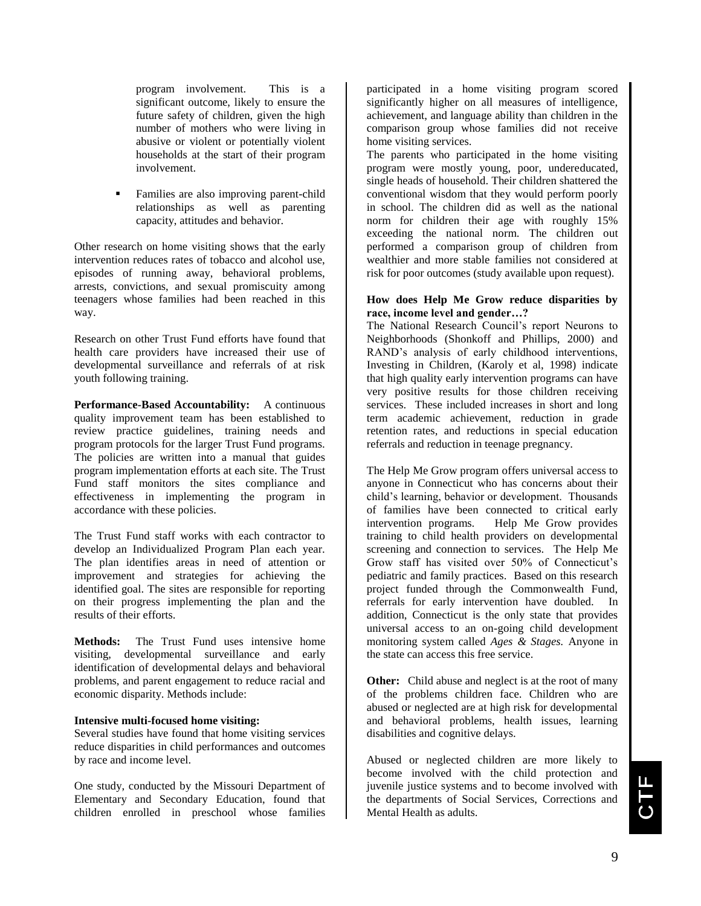program involvement. This is a significant outcome, likely to ensure the future safety of children, given the high number of mothers who were living in abusive or violent or potentially violent households at the start of their program involvement.

- Families are also improving parent-child relationships as well as parenting capacity, attitudes and behavior.

Other research on home visiting shows that the early intervention reduces rates of tobacco and alcohol use, episodes of running away, behavioral problems, arrests, convictions, and sexual promiscuity among teenagers whose families had been reached in this way.

Research on other Trust Fund efforts have found that health care providers have increased their use of developmental surveillance and referrals of at risk youth following training.

**Performance-Based Accountability:** A continuous quality improvement team has been established to review practice guidelines, training needs and program protocols for the larger Trust Fund programs. The policies are written into a manual that guides program implementation efforts at each site. The Trust Fund staff monitors the sites compliance and effectiveness in implementing the program in accordance with these policies.

The Trust Fund staff works with each contractor to develop an Individualized Program Plan each year. The plan identifies areas in need of attention or improvement and strategies for achieving the identified goal. The sites are responsible for reporting on their progress implementing the plan and the results of their efforts.

**Methods:** The Trust Fund uses intensive home visiting, developmental surveillance and early identification of developmental delays and behavioral problems, and parent engagement to reduce racial and economic disparity. Methods include:

**Intensive multi-focused home visiting:**
Several studies have found that home visiting services reduce disparities in child performances and outcomes by race and income level.

One study, conducted by the Missouri Department of Elementary and Secondary Education, found that children enrolled in preschool whose families participated in a home visiting program scored significantly higher on all measures of intelligence, achievement, and language ability than children in the comparison group whose families did not receive home visiting services.
The parents who participated in the home visiting program were mostly young, poor, undereducated, single heads of household. Their children shattered the conventional wisdom that they would perform poorly in school. The children did as well as the national norm for children their age with roughly 15% exceeding the national norm. The children out performed a comparison group of children from wealthier and more stable families not considered at risk for poor outcomes (study available upon request).

**How does Help Me Grow reduce disparities by race, income level and gender…?**
The National Research Council's report Neurons to Neighborhoods (Shonkoff and Phillips, 2000) and RAND's analysis of early childhood interventions, Investing in Children, (Karoly et al, 1998) indicate that high quality early intervention programs can have very positive results for those children receiving services. These included increases in short and long term academic achievement, reduction in grade retention rates, and reductions in special education referrals and reduction in teenage pregnancy.

The Help Me Grow program offers universal access to anyone in Connecticut who has concerns about their child's learning, behavior or development. Thousands of families have been connected to critical early intervention programs. Help Me Grow provides training to child health providers on developmental screening and connection to services. The Help Me Grow staff has visited over 50% of Connecticut's pediatric and family practices. Based on this research project funded through the Commonwealth Fund, referrals for early intervention have doubled. In addition, Connecticut is the only state that provides universal access to an on-going child development monitoring system called *Ages & Stages.* Anyone in the state can access this free service.

**Other:** Child abuse and neglect is at the root of many of the problems children face. Children who are abused or neglected are at high risk for developmental and behavioral problems, health issues, learning disabilities and cognitive delays.

Abused or neglected children are more likely to become involved with the child protection and juvenile justice systems and to become involved with the departments of Social Services, Corrections and Mental Health as adults.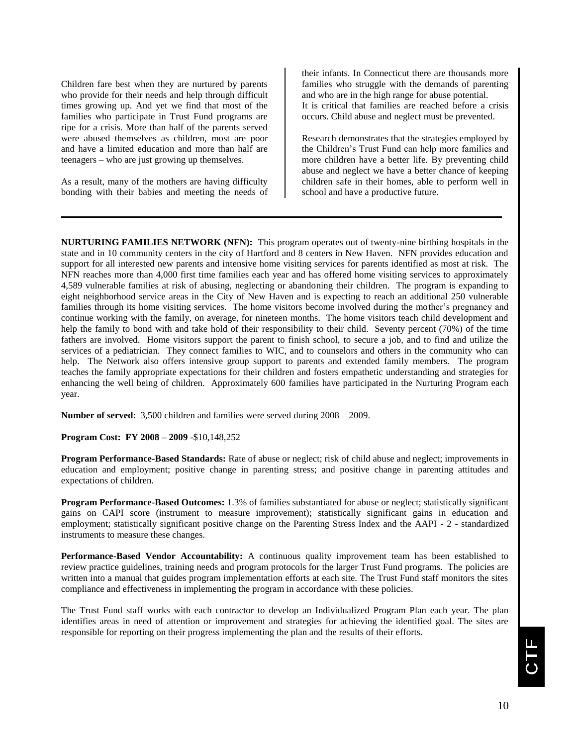Children fare best when they are nurtured by parents who provide for their needs and help through difficult times growing up. And yet we find that most of the families who participate in Trust Fund programs are ripe for a crisis. More than half of the parents served were abused themselves as children, most are poor and have a limited education and more than half are teenagers – who are just growing up themselves.

As a result, many of the mothers are having difficulty bonding with their babies and meeting the needs of their infants. In Connecticut there are thousands more families who struggle with the demands of parenting and who are in the high range for abuse potential. It is critical that families are reached before a crisis occurs. Child abuse and neglect must be prevented.

Research demonstrates that the strategies employed by the Children's Trust Fund can help more families and more children have a better life. By preventing child abuse and neglect we have a better chance of keeping children safe in their homes, able to perform well in school and have a productive future.

---

**NURTURING FAMILIES NETWORK (NFN):** This program operates out of twenty-nine birthing hospitals in the state and in 10 community centers in the city of Hartford and 8 centers in New Haven. NFN provides education and support for all interested new parents and intensive home visiting services for parents identified as most at risk. The NFN reaches more than 4,000 first time families each year and has offered home visiting services to approximately 4,589 vulnerable families at risk of abusing, neglecting or abandoning their children. The program is expanding to eight neighborhood service areas in the City of New Haven and is expecting to reach an additional 250 vulnerable families through its home visiting services. The home visitors become involved during the mother's pregnancy and continue working with the family, on average, for nineteen months. The home visitors teach child development and help the family to bond with and take hold of their responsibility to their child. Seventy percent (70%) of the time fathers are involved. Home visitors support the parent to finish school, to secure a job, and to find and utilize the services of a pediatrician. They connect families to WIC, and to counselors and others in the community who can help. The Network also offers intensive group support to parents and extended family members. The program teaches the family appropriate expectations for their children and fosters empathetic understanding and strategies for enhancing the well being of children. Approximately 600 families have participated in the Nurturing Program each year.

**Number of served**: 3,500 children and families were served during 2008 – 2009.

**Program Cost: FY 2008 – 2009** -$10,148,252

**Program Performance-Based Standards:** Rate of abuse or neglect; risk of child abuse and neglect; improvements in education and employment; positive change in parenting stress; and positive change in parenting attitudes and expectations of children.

**Program Performance-Based Outcomes:** 1.3% of families substantiated for abuse or neglect; statistically significant gains on CAPI score (instrument to measure improvement); statistically significant gains in education and employment; statistically significant positive change on the Parenting Stress Index and the AAPI - 2 - standardized instruments to measure these changes.

**Performance-Based Vendor Accountability:** A continuous quality improvement team has been established to review practice guidelines, training needs and program protocols for the larger Trust Fund programs. The policies are written into a manual that guides program implementation efforts at each site. The Trust Fund staff monitors the sites compliance and effectiveness in implementing the program in accordance with these policies.

The Trust Fund staff works with each contractor to develop an Individualized Program Plan each year. The plan identifies areas in need of attention or improvement and strategies for achieving the identified goal. The sites are responsible for reporting on their progress implementing the plan and the results of their efforts.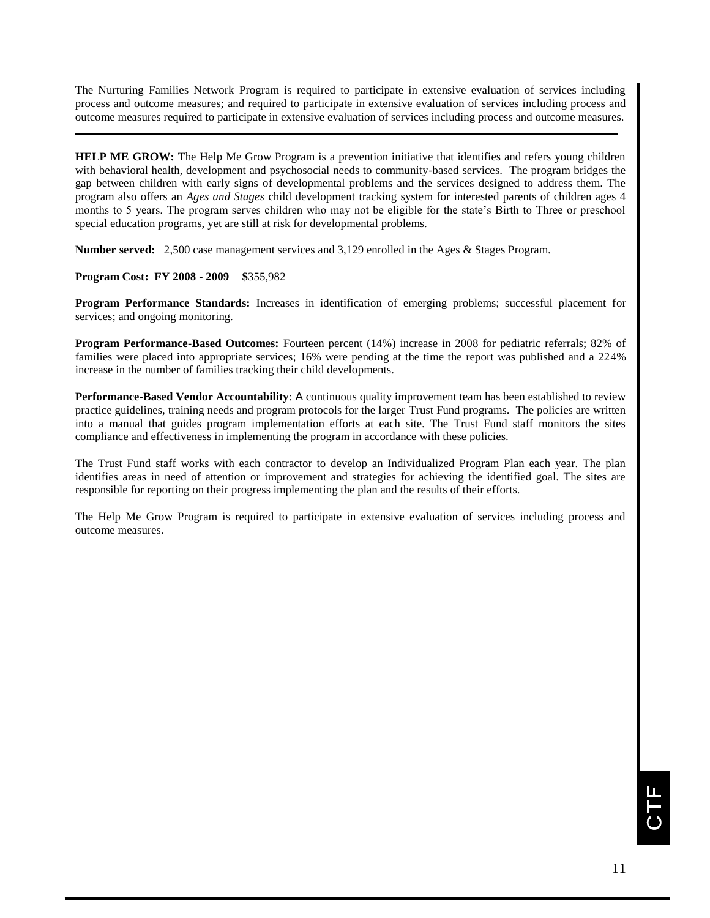The Nurturing Families Network Program is required to participate in extensive evaluation of services including process and outcome measures; and required to participate in extensive evaluation of services including process and outcome measures required to participate in extensive evaluation of services including process and outcome measures.

---

**HELP ME GROW:** The Help Me Grow Program is a prevention initiative that identifies and refers young children with behavioral health, development and psychosocial needs to community-based services. The program bridges the gap between children with early signs of developmental problems and the services designed to address them. The program also offers an *Ages and Stages* child development tracking system for interested parents of children ages 4 months to 5 years. The program serves children who may not be eligible for the state's Birth to Three or preschool special education programs, yet are still at risk for developmental problems.

**Number served:** 2,500 case management services and 3,129 enrolled in the Ages & Stages Program.

**Program Cost: FY 2008 - 2009 $**355,982

**Program Performance Standards:** Increases in identification of emerging problems; successful placement for services; and ongoing monitoring.

**Program Performance-Based Outcomes:** Fourteen percent (14%) increase in 2008 for pediatric referrals; 82% of families were placed into appropriate services; 16% were pending at the time the report was published and a 224% increase in the number of families tracking their child developments.

**Performance-Based Vendor Accountability**: A continuous quality improvement team has been established to review practice guidelines, training needs and program protocols for the larger Trust Fund programs. The policies are written into a manual that guides program implementation efforts at each site. The Trust Fund staff monitors the sites compliance and effectiveness in implementing the program in accordance with these policies.

The Trust Fund staff works with each contractor to develop an Individualized Program Plan each year. The plan identifies areas in need of attention or improvement and strategies for achieving the identified goal. The sites are responsible for reporting on their progress implementing the plan and the results of their efforts.

The Help Me Grow Program is required to participate in extensive evaluation of services including process and outcome measures.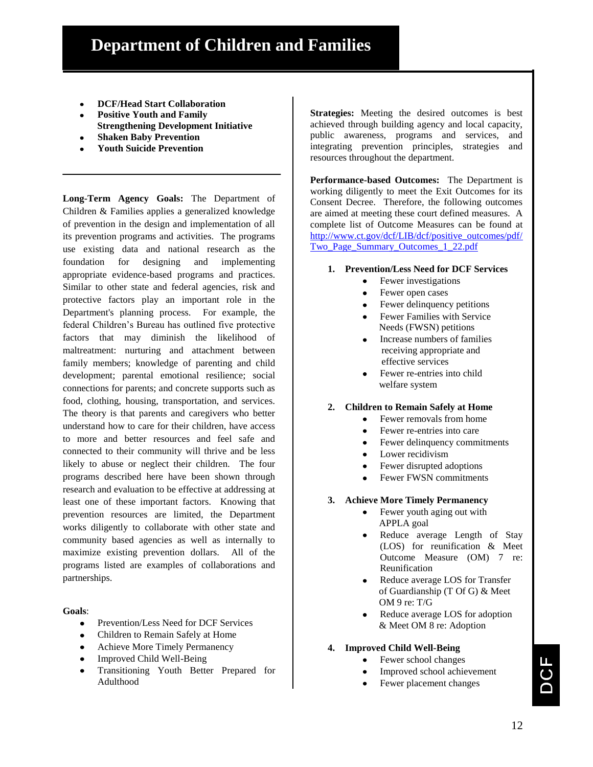# Department of Children and Families

- **DCF/Head Start Collaboration**
- **Positive Youth and Family Strengthening Development Initiative**
- **Shaken Baby Prevention**
- **Youth Suicide Prevention**

---

**Long-Term Agency Goals:** The Department of Children & Families applies a generalized knowledge of prevention in the design and implementation of all its prevention programs and activities. The programs use existing data and national research as the foundation for designing and implementing appropriate evidence-based programs and practices. Similar to other state and federal agencies, risk and protective factors play an important role in the Department's planning process. For example, the federal Children's Bureau has outlined five protective factors that may diminish the likelihood of maltreatment: nurturing and attachment between family members; knowledge of parenting and child development; parental emotional resilience; social connections for parents; and concrete supports such as food, clothing, housing, transportation, and services. The theory is that parents and caregivers who better understand how to care for their children, have access to more and better resources and feel safe and connected to their community will thrive and be less likely to abuse or neglect their children. The four programs described here have been shown through research and evaluation to be effective at addressing at least one of these important factors. Knowing that prevention resources are limited, the Department works diligently to collaborate with other state and community based agencies as well as internally to maximize existing prevention dollars. All of the programs listed are examples of collaborations and partnerships.

**Goals**:

- Prevention/Less Need for DCF Services
- Children to Remain Safely at Home
- Achieve More Timely Permanency
- Improved Child Well-Being
- Transitioning Youth Better Prepared for Adulthood

**Strategies:** Meeting the desired outcomes is best achieved through building agency and local capacity, public awareness, programs and services, and integrating prevention principles, strategies and resources throughout the department.

**Performance-based Outcomes:** The Department is working diligently to meet the Exit Outcomes for its Consent Decree. Therefore, the following outcomes are aimed at meeting these court defined measures. A complete list of Outcome Measures can be found at http://www.ct.gov/dcf/LIB/dcf/positive_outcomes/pdf/Two_Page_Summary_Outcomes_1_22.pdf

1. **Prevention/Less Need for DCF Services**
   - Fewer investigations
   - Fewer open cases
   - Fewer delinquency petitions
   - Fewer Families with Service Needs (FWSN) petitions
   - Increase numbers of families receiving appropriate and effective services
   - Fewer re-entries into child welfare system

2. **Children to Remain Safely at Home**
   - Fewer removals from home
   - Fewer re-entries into care
   - Fewer delinquency commitments
   - Lower recidivism
   - Fewer disrupted adoptions
   - Fewer FWSN commitments

3. **Achieve More Timely Permanency**
   - Fewer youth aging out with APPLA goal
   - Reduce average Length of Stay (LOS) for reunification & Meet Outcome Measure (OM) 7 re: Reunification
   - Reduce average LOS for Transfer of Guardianship (T Of G) & Meet OM 9 re: T/G
   - Reduce average LOS for adoption & Meet OM 8 re: Adoption

4. **Improved Child Well-Being**
   - Fewer school changes
   - Improved school achievement
   - Fewer placement changes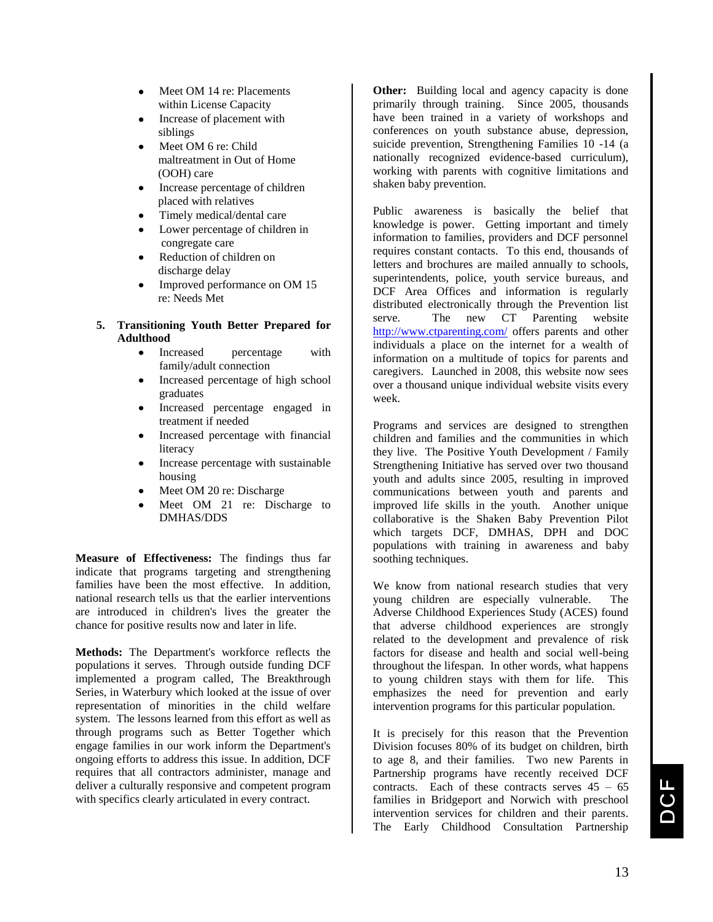- Meet OM 14 re: Placements within License Capacity
- Increase of placement with siblings
- Meet OM 6 re: Child maltreatment in Out of Home (OOH) care
- Increase percentage of children placed with relatives
- Timely medical/dental care
- Lower percentage of children in congregate care
- Reduction of children on discharge delay
- Improved performance on OM 15 re: Needs Met

5. **Transitioning Youth Better Prepared for Adulthood**
   - Increased percentage with family/adult connection
   - Increased percentage of high school graduates
   - Increased percentage engaged in treatment if needed
   - Increased percentage with financial literacy
   - Increase percentage with sustainable housing
   - Meet OM 20 re: Discharge
   - Meet OM 21 re: Discharge to DMHAS/DDS

**Measure of Effectiveness:** The findings thus far indicate that programs targeting and strengthening families have been the most effective. In addition, national research tells us that the earlier interventions are introduced in children's lives the greater the chance for positive results now and later in life.

**Methods:** The Department's workforce reflects the populations it serves. Through outside funding DCF implemented a program called, The Breakthrough Series, in Waterbury which looked at the issue of over representation of minorities in the child welfare system. The lessons learned from this effort as well as through programs such as Better Together which engage families in our work inform the Department's ongoing efforts to address this issue. In addition, DCF requires that all contractors administer, manage and deliver a culturally responsive and competent program with specifics clearly articulated in every contract.

**Other:** Building local and agency capacity is done primarily through training. Since 2005, thousands have been trained in a variety of workshops and conferences on youth substance abuse, depression, suicide prevention, Strengthening Families 10 -14 (a nationally recognized evidence-based curriculum), working with parents with cognitive limitations and shaken baby prevention.

Public awareness is basically the belief that knowledge is power. Getting important and timely information to families, providers and DCF personnel requires constant contacts. To this end, thousands of letters and brochures are mailed annually to schools, superintendents, police, youth service bureaus, and DCF Area Offices and information is regularly distributed electronically through the Prevention list serve. The new CT Parenting website http://www.ctparenting.com/ offers parents and other individuals a place on the internet for a wealth of information on a multitude of topics for parents and caregivers. Launched in 2008, this website now sees over a thousand unique individual website visits every week.

Programs and services are designed to strengthen children and families and the communities in which they live. The Positive Youth Development / Family Strengthening Initiative has served over two thousand youth and adults since 2005, resulting in improved communications between youth and parents and improved life skills in the youth. Another unique collaborative is the Shaken Baby Prevention Pilot which targets DCF, DMHAS, DPH and DOC populations with training in awareness and baby soothing techniques.

We know from national research studies that very young children are especially vulnerable. The Adverse Childhood Experiences Study (ACES) found that adverse childhood experiences are strongly related to the development and prevalence of risk factors for disease and health and social well-being throughout the lifespan. In other words, what happens to young children stays with them for life. This emphasizes the need for prevention and early intervention programs for this particular population.

It is precisely for this reason that the Prevention Division focuses 80% of its budget on children, birth to age 8, and their families. Two new Parents in Partnership programs have recently received DCF contracts. Each of these contracts serves 45 – 65 families in Bridgeport and Norwich with preschool intervention services for children and their parents. The Early Childhood Consultation Partnership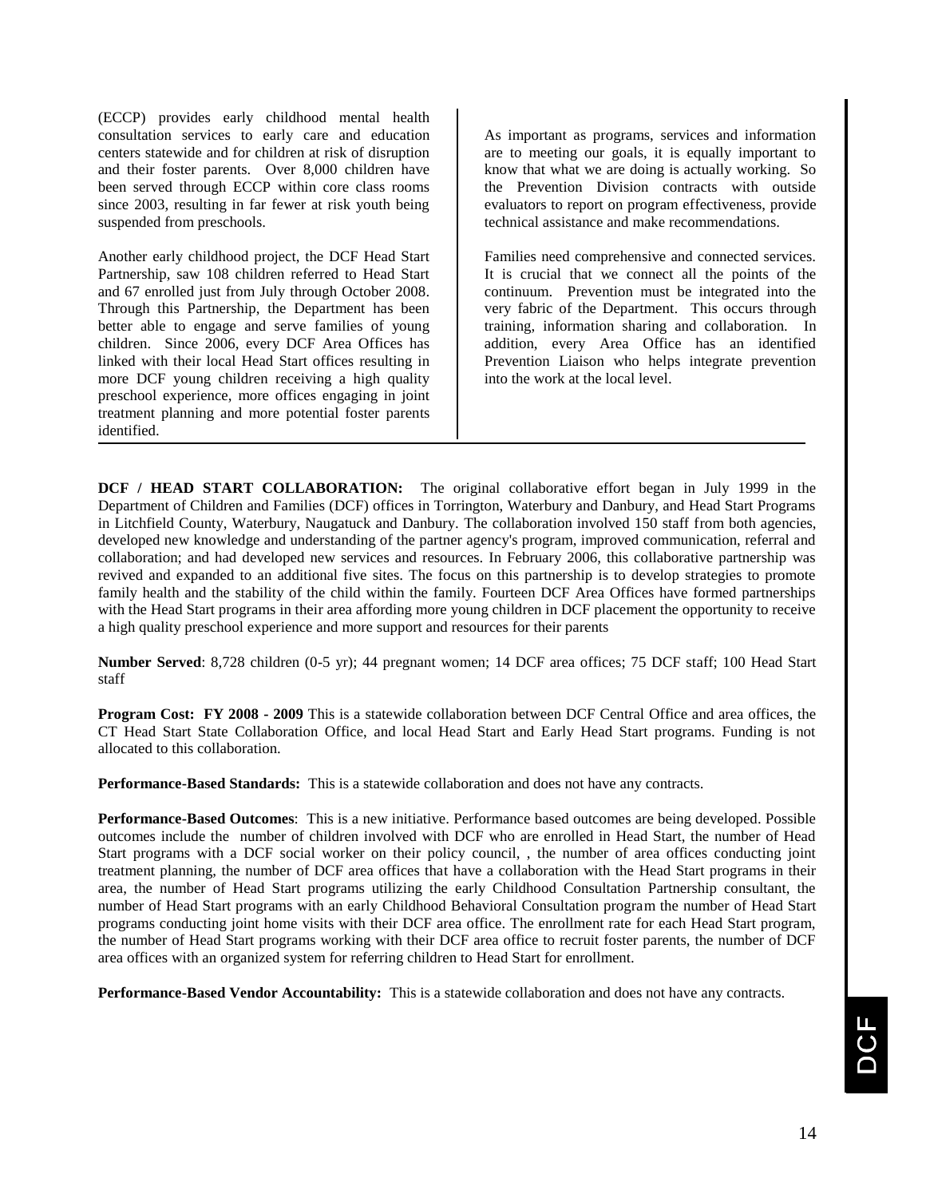(ECCP) provides early childhood mental health consultation services to early care and education centers statewide and for children at risk of disruption and their foster parents. Over 8,000 children have been served through ECCP within core class rooms since 2003, resulting in far fewer at risk youth being suspended from preschools.

Another early childhood project, the DCF Head Start Partnership, saw 108 children referred to Head Start and 67 enrolled just from July through October 2008. Through this Partnership, the Department has been better able to engage and serve families of young children. Since 2006, every DCF Area Offices has linked with their local Head Start offices resulting in more DCF young children receiving a high quality preschool experience, more offices engaging in joint treatment planning and more potential foster parents identified.

As important as programs, services and information are to meeting our goals, it is equally important to know that what we are doing is actually working. So the Prevention Division contracts with outside evaluators to report on program effectiveness, provide technical assistance and make recommendations.

Families need comprehensive and connected services. It is crucial that we connect all the points of the continuum. Prevention must be integrated into the very fabric of the Department. This occurs through training, information sharing and collaboration. In addition, every Area Office has an identified Prevention Liaison who helps integrate prevention into the work at the local level.

**DCF / HEAD START COLLABORATION:** The original collaborative effort began in July 1999 in the Department of Children and Families (DCF) offices in Torrington, Waterbury and Danbury, and Head Start Programs in Litchfield County, Waterbury, Naugatuck and Danbury. The collaboration involved 150 staff from both agencies, developed new knowledge and understanding of the partner agency's program, improved communication, referral and collaboration; and had developed new services and resources. In February 2006, this collaborative partnership was revived and expanded to an additional five sites. The focus on this partnership is to develop strategies to promote family health and the stability of the child within the family. Fourteen DCF Area Offices have formed partnerships with the Head Start programs in their area affording more young children in DCF placement the opportunity to receive a high quality preschool experience and more support and resources for their parents

**Number Served**: 8,728 children (0-5 yr); 44 pregnant women; 14 DCF area offices; 75 DCF staff; 100 Head Start staff

**Program Cost: FY 2008 - 2009** This is a statewide collaboration between DCF Central Office and area offices, the CT Head Start State Collaboration Office, and local Head Start and Early Head Start programs. Funding is not allocated to this collaboration.

**Performance-Based Standards:** This is a statewide collaboration and does not have any contracts.

**Performance-Based Outcomes**: This is a new initiative. Performance based outcomes are being developed. Possible outcomes include the number of children involved with DCF who are enrolled in Head Start, the number of Head Start programs with a DCF social worker on their policy council, , the number of area offices conducting joint treatment planning, the number of DCF area offices that have a collaboration with the Head Start programs in their area, the number of Head Start programs utilizing the early Childhood Consultation Partnership consultant, the number of Head Start programs with an early Childhood Behavioral Consultation program the number of Head Start programs conducting joint home visits with their DCF area office. The enrollment rate for each Head Start program, the number of Head Start programs working with their DCF area office to recruit foster parents, the number of DCF area offices with an organized system for referring children to Head Start for enrollment.

**Performance-Based Vendor Accountability:** This is a statewide collaboration and does not have any contracts.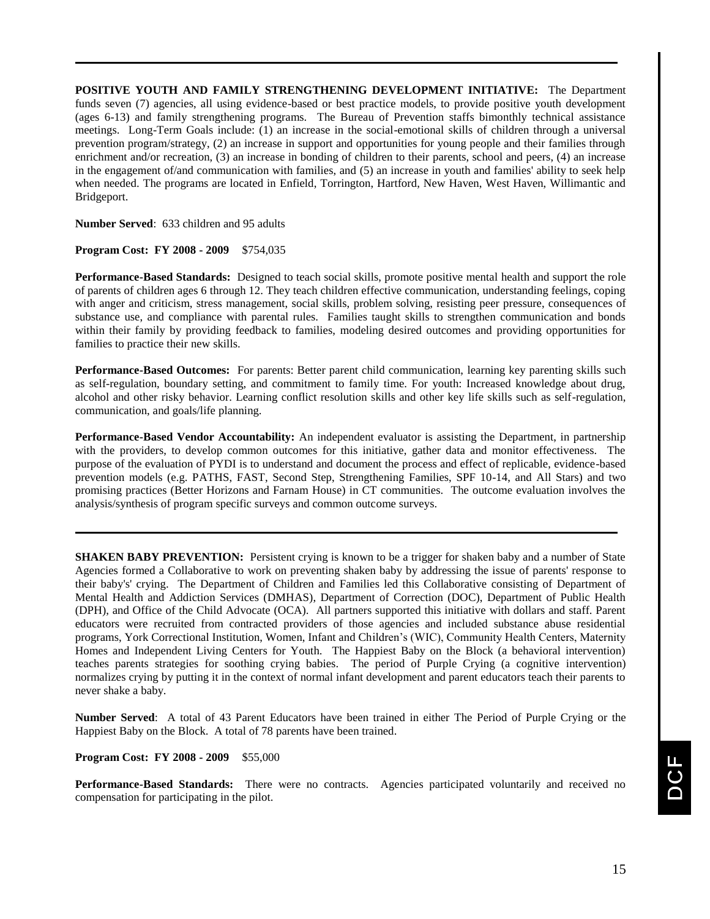**POSITIVE YOUTH AND FAMILY STRENGTHENING DEVELOPMENT INITIATIVE:** The Department funds seven (7) agencies, all using evidence-based or best practice models, to provide positive youth development (ages 6-13) and family strengthening programs. The Bureau of Prevention staffs bimonthly technical assistance meetings. Long-Term Goals include: (1) an increase in the social-emotional skills of children through a universal prevention program/strategy, (2) an increase in support and opportunities for young people and their families through enrichment and/or recreation, (3) an increase in bonding of children to their parents, school and peers, (4) an increase in the engagement of/and communication with families, and (5) an increase in youth and families' ability to seek help when needed. The programs are located in Enfield, Torrington, Hartford, New Haven, West Haven, Willimantic and Bridgeport.

**Number Served**: 633 children and 95 adults

**Program Cost: FY 2008 - 2009** $754,035

**Performance-Based Standards:** Designed to teach social skills, promote positive mental health and support the role of parents of children ages 6 through 12. They teach children effective communication, understanding feelings, coping with anger and criticism, stress management, social skills, problem solving, resisting peer pressure, consequences of substance use, and compliance with parental rules. Families taught skills to strengthen communication and bonds within their family by providing feedback to families, modeling desired outcomes and providing opportunities for families to practice their new skills.

**Performance-Based Outcomes:** For parents: Better parent child communication, learning key parenting skills such as self-regulation, boundary setting, and commitment to family time. For youth: Increased knowledge about drug, alcohol and other risky behavior. Learning conflict resolution skills and other key life skills such as self-regulation, communication, and goals/life planning.

**Performance-Based Vendor Accountability:** An independent evaluator is assisting the Department, in partnership with the providers, to develop common outcomes for this initiative, gather data and monitor effectiveness. The purpose of the evaluation of PYDI is to understand and document the process and effect of replicable, evidence-based prevention models (e.g. PATHS, FAST, Second Step, Strengthening Families, SPF 10-14, and All Stars) and two promising practices (Better Horizons and Farnam House) in CT communities. The outcome evaluation involves the analysis/synthesis of program specific surveys and common outcome surveys.

---

**SHAKEN BABY PREVENTION:** Persistent crying is known to be a trigger for shaken baby and a number of State Agencies formed a Collaborative to work on preventing shaken baby by addressing the issue of parents' response to their baby's' crying. The Department of Children and Families led this Collaborative consisting of Department of Mental Health and Addiction Services (DMHAS), Department of Correction (DOC), Department of Public Health (DPH), and Office of the Child Advocate (OCA). All partners supported this initiative with dollars and staff. Parent educators were recruited from contracted providers of those agencies and included substance abuse residential programs, York Correctional Institution, Women, Infant and Children's (WIC), Community Health Centers, Maternity Homes and Independent Living Centers for Youth. The Happiest Baby on the Block (a behavioral intervention) teaches parents strategies for soothing crying babies. The period of Purple Crying (a cognitive intervention) normalizes crying by putting it in the context of normal infant development and parent educators teach their parents to never shake a baby.

**Number Served**: A total of 43 Parent Educators have been trained in either The Period of Purple Crying or the Happiest Baby on the Block. A total of 78 parents have been trained.

**Program Cost: FY 2008 - 2009** $55,000

**Performance-Based Standards:** There were no contracts. Agencies participated voluntarily and received no compensation for participating in the pilot.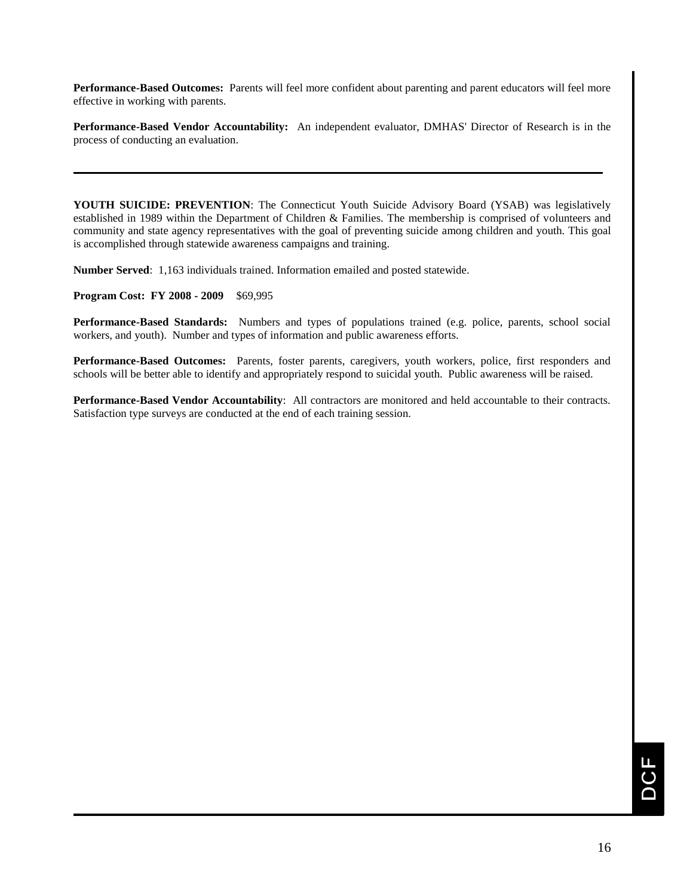**Performance-Based Outcomes:** Parents will feel more confident about parenting and parent educators will feel more effective in working with parents.

**Performance-Based Vendor Accountability:** An independent evaluator, DMHAS' Director of Research is in the process of conducting an evaluation.

---

**YOUTH SUICIDE: PREVENTION**: The Connecticut Youth Suicide Advisory Board (YSAB) was legislatively established in 1989 within the Department of Children & Families. The membership is comprised of volunteers and community and state agency representatives with the goal of preventing suicide among children and youth. This goal is accomplished through statewide awareness campaigns and training.

**Number Served**: 1,163 individuals trained. Information emailed and posted statewide.

**Program Cost: FY 2008 - 2009** $69,995

**Performance-Based Standards:** Numbers and types of populations trained (e.g. police, parents, school social workers, and youth). Number and types of information and public awareness efforts.

**Performance-Based Outcomes:** Parents, foster parents, caregivers, youth workers, police, first responders and schools will be better able to identify and appropriately respond to suicidal youth. Public awareness will be raised.

**Performance-Based Vendor Accountability**: All contractors are monitored and held accountable to their contracts. Satisfaction type surveys are conducted at the end of each training session.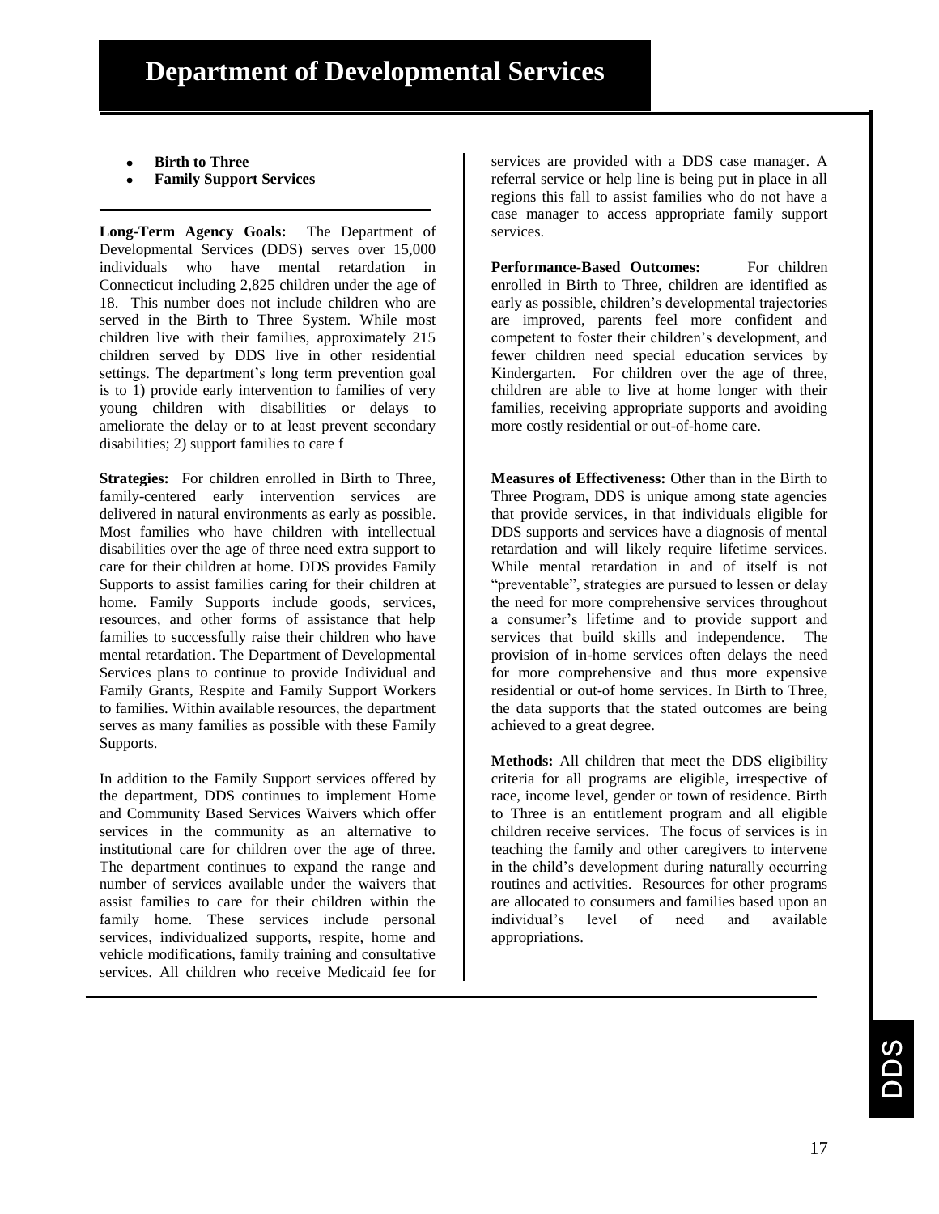# Department of Developmental Services

- **Birth to Three**
- **Family Support Services**

**Long-Term Agency Goals:** The Department of Developmental Services (DDS) serves over 15,000 individuals who have mental retardation in Connecticut including 2,825 children under the age of 18. This number does not include children who are served in the Birth to Three System. While most children live with their families, approximately 215 children served by DDS live in other residential settings. The department's long term prevention goal is to 1) provide early intervention to families of very young children with disabilities or delays to ameliorate the delay or to at least prevent secondary disabilities; 2) support families to care f

**Strategies:** For children enrolled in Birth to Three, family-centered early intervention services are delivered in natural environments as early as possible. Most families who have children with intellectual disabilities over the age of three need extra support to care for their children at home. DDS provides Family Supports to assist families caring for their children at home. Family Supports include goods, services, resources, and other forms of assistance that help families to successfully raise their children who have mental retardation. The Department of Developmental Services plans to continue to provide Individual and Family Grants, Respite and Family Support Workers to families. Within available resources, the department serves as many families as possible with these Family Supports.

In addition to the Family Support services offered by the department, DDS continues to implement Home and Community Based Services Waivers which offer services in the community as an alternative to institutional care for children over the age of three. The department continues to expand the range and number of services available under the waivers that assist families to care for their children within the family home. These services include personal services, individualized supports, respite, home and vehicle modifications, family training and consultative services. All children who receive Medicaid fee for services are provided with a DDS case manager. A referral service or help line is being put in place in all regions this fall to assist families who do not have a case manager to access appropriate family support services.

**Performance-Based Outcomes:** For children enrolled in Birth to Three, children are identified as early as possible, children's developmental trajectories are improved, parents feel more confident and competent to foster their children's development, and fewer children need special education services by Kindergarten. For children over the age of three, children are able to live at home longer with their families, receiving appropriate supports and avoiding more costly residential or out-of-home care.

**Measures of Effectiveness:** Other than in the Birth to Three Program, DDS is unique among state agencies that provide services, in that individuals eligible for DDS supports and services have a diagnosis of mental retardation and will likely require lifetime services. While mental retardation in and of itself is not "preventable", strategies are pursued to lessen or delay the need for more comprehensive services throughout a consumer's lifetime and to provide support and services that build skills and independence. The provision of in-home services often delays the need for more comprehensive and thus more expensive residential or out-of home services. In Birth to Three, the data supports that the stated outcomes are being achieved to a great degree.

**Methods:** All children that meet the DDS eligibility criteria for all programs are eligible, irrespective of race, income level, gender or town of residence. Birth to Three is an entitlement program and all eligible children receive services. The focus of services is in teaching the family and other caregivers to intervene in the child's development during naturally occurring routines and activities. Resources for other programs are allocated to consumers and families based upon an individual's level of need and available appropriations.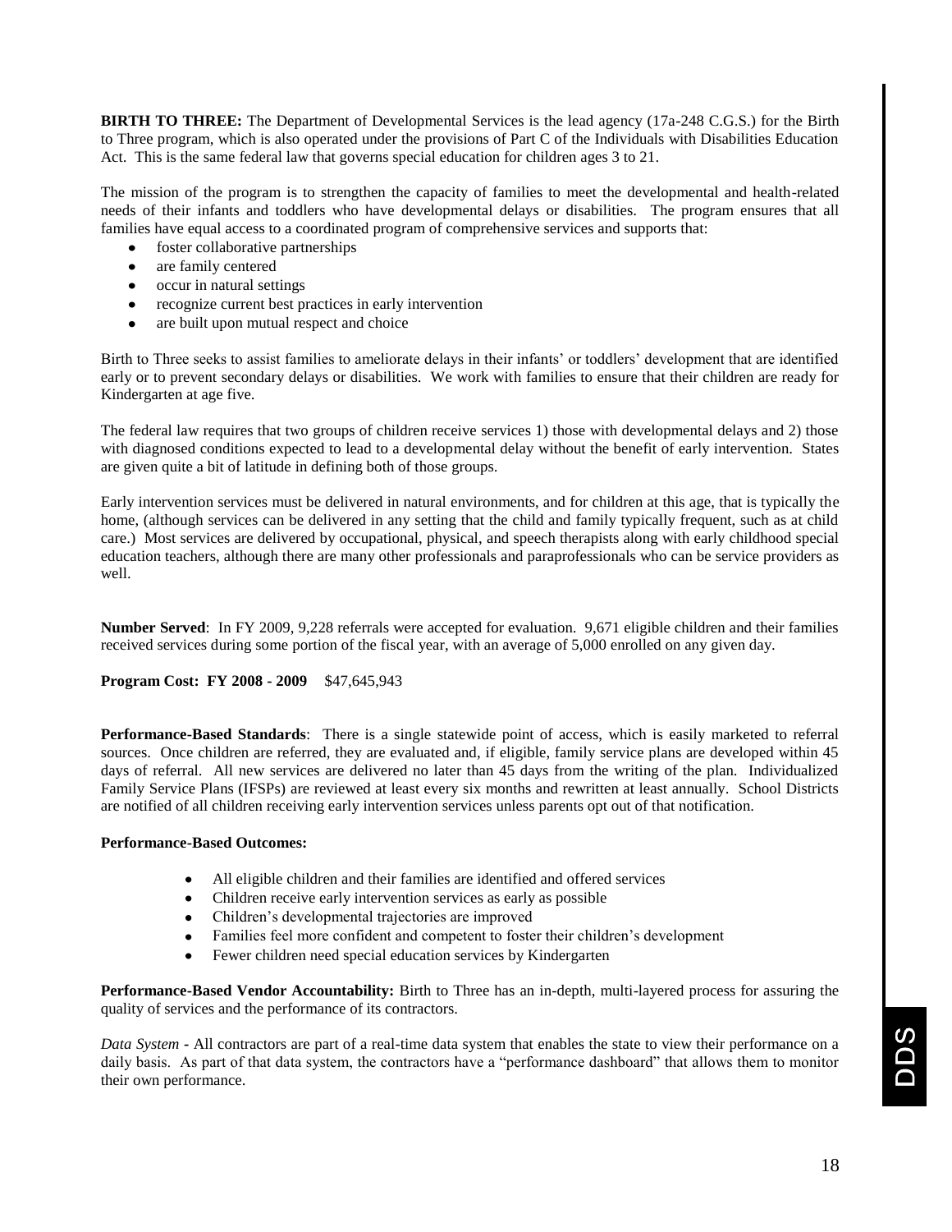**BIRTH TO THREE:** The Department of Developmental Services is the lead agency (17a-248 C.G.S.) for the Birth to Three program, which is also operated under the provisions of Part C of the Individuals with Disabilities Education Act. This is the same federal law that governs special education for children ages 3 to 21.

The mission of the program is to strengthen the capacity of families to meet the developmental and health-related needs of their infants and toddlers who have developmental delays or disabilities. The program ensures that all families have equal access to a coordinated program of comprehensive services and supports that:

- foster collaborative partnerships
- are family centered
- occur in natural settings
- recognize current best practices in early intervention
- are built upon mutual respect and choice

Birth to Three seeks to assist families to ameliorate delays in their infants' or toddlers' development that are identified early or to prevent secondary delays or disabilities. We work with families to ensure that their children are ready for Kindergarten at age five.

The federal law requires that two groups of children receive services 1) those with developmental delays and 2) those with diagnosed conditions expected to lead to a developmental delay without the benefit of early intervention. States are given quite a bit of latitude in defining both of those groups.

Early intervention services must be delivered in natural environments, and for children at this age, that is typically the home, (although services can be delivered in any setting that the child and family typically frequent, such as at child care.) Most services are delivered by occupational, physical, and speech therapists along with early childhood special education teachers, although there are many other professionals and paraprofessionals who can be service providers as well.

**Number Served**: In FY 2009, 9,228 referrals were accepted for evaluation. 9,671 eligible children and their families received services during some portion of the fiscal year, with an average of 5,000 enrolled on any given day.

**Program Cost: FY 2008 - 2009** $47,645,943

**Performance-Based Standards**: There is a single statewide point of access, which is easily marketed to referral sources. Once children are referred, they are evaluated and, if eligible, family service plans are developed within 45 days of referral. All new services are delivered no later than 45 days from the writing of the plan. Individualized Family Service Plans (IFSPs) are reviewed at least every six months and rewritten at least annually. School Districts are notified of all children receiving early intervention services unless parents opt out of that notification.

**Performance-Based Outcomes:**

- All eligible children and their families are identified and offered services
- Children receive early intervention services as early as possible
- Children's developmental trajectories are improved
- Families feel more confident and competent to foster their children's development
- Fewer children need special education services by Kindergarten

**Performance-Based Vendor Accountability:** Birth to Three has an in-depth, multi-layered process for assuring the quality of services and the performance of its contractors.

*Data System* - All contractors are part of a real-time data system that enables the state to view their performance on a daily basis. As part of that data system, the contractors have a "performance dashboard" that allows them to monitor their own performance.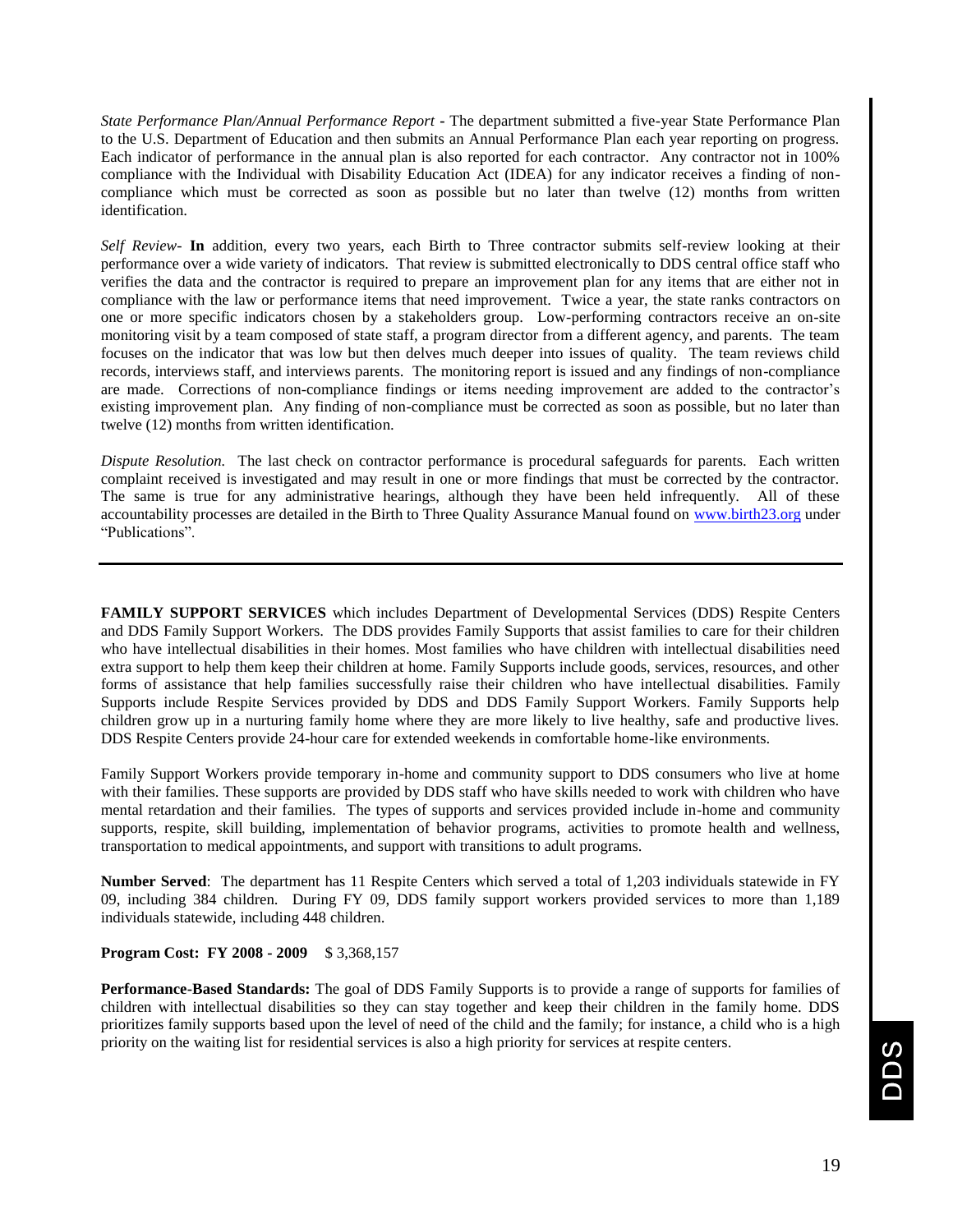*State Performance Plan/Annual Performance Report* - The department submitted a five-year State Performance Plan to the U.S. Department of Education and then submits an Annual Performance Plan each year reporting on progress. Each indicator of performance in the annual plan is also reported for each contractor. Any contractor not in 100% compliance with the Individual with Disability Education Act (IDEA) for any indicator receives a finding of non-compliance which must be corrected as soon as possible but no later than twelve (12) months from written identification.

*Self Review*- **In** addition, every two years, each Birth to Three contractor submits self-review looking at their performance over a wide variety of indicators. That review is submitted electronically to DDS central office staff who verifies the data and the contractor is required to prepare an improvement plan for any items that are either not in compliance with the law or performance items that need improvement. Twice a year, the state ranks contractors on one or more specific indicators chosen by a stakeholders group. Low-performing contractors receive an on-site monitoring visit by a team composed of state staff, a program director from a different agency, and parents. The team focuses on the indicator that was low but then delves much deeper into issues of quality. The team reviews child records, interviews staff, and interviews parents. The monitoring report is issued and any findings of non-compliance are made. Corrections of non-compliance findings or items needing improvement are added to the contractor's existing improvement plan. Any finding of non-compliance must be corrected as soon as possible, but no later than twelve (12) months from written identification.

*Dispute Resolution.* The last check on contractor performance is procedural safeguards for parents. Each written complaint received is investigated and may result in one or more findings that must be corrected by the contractor. The same is true for any administrative hearings, although they have been held infrequently. All of these accountability processes are detailed in the Birth to Three Quality Assurance Manual found on www.birth23.org under "Publications".

---

**FAMILY SUPPORT SERVICES** which includes Department of Developmental Services (DDS) Respite Centers and DDS Family Support Workers. The DDS provides Family Supports that assist families to care for their children who have intellectual disabilities in their homes. Most families who have children with intellectual disabilities need extra support to help them keep their children at home. Family Supports include goods, services, resources, and other forms of assistance that help families successfully raise their children who have intellectual disabilities. Family Supports include Respite Services provided by DDS and DDS Family Support Workers. Family Supports help children grow up in a nurturing family home where they are more likely to live healthy, safe and productive lives. DDS Respite Centers provide 24-hour care for extended weekends in comfortable home-like environments.

Family Support Workers provide temporary in-home and community support to DDS consumers who live at home with their families. These supports are provided by DDS staff who have skills needed to work with children who have mental retardation and their families. The types of supports and services provided include in-home and community supports, respite, skill building, implementation of behavior programs, activities to promote health and wellness, transportation to medical appointments, and support with transitions to adult programs.

**Number Served**: The department has 11 Respite Centers which served a total of 1,203 individuals statewide in FY 09, including 384 children. During FY 09, DDS family support workers provided services to more than 1,189 individuals statewide, including 448 children.

**Program Cost: FY 2008 - 2009** $ 3,368,157

**Performance-Based Standards:** The goal of DDS Family Supports is to provide a range of supports for families of children with intellectual disabilities so they can stay together and keep their children in the family home. DDS prioritizes family supports based upon the level of need of the child and the family; for instance, a child who is a high priority on the waiting list for residential services is also a high priority for services at respite centers.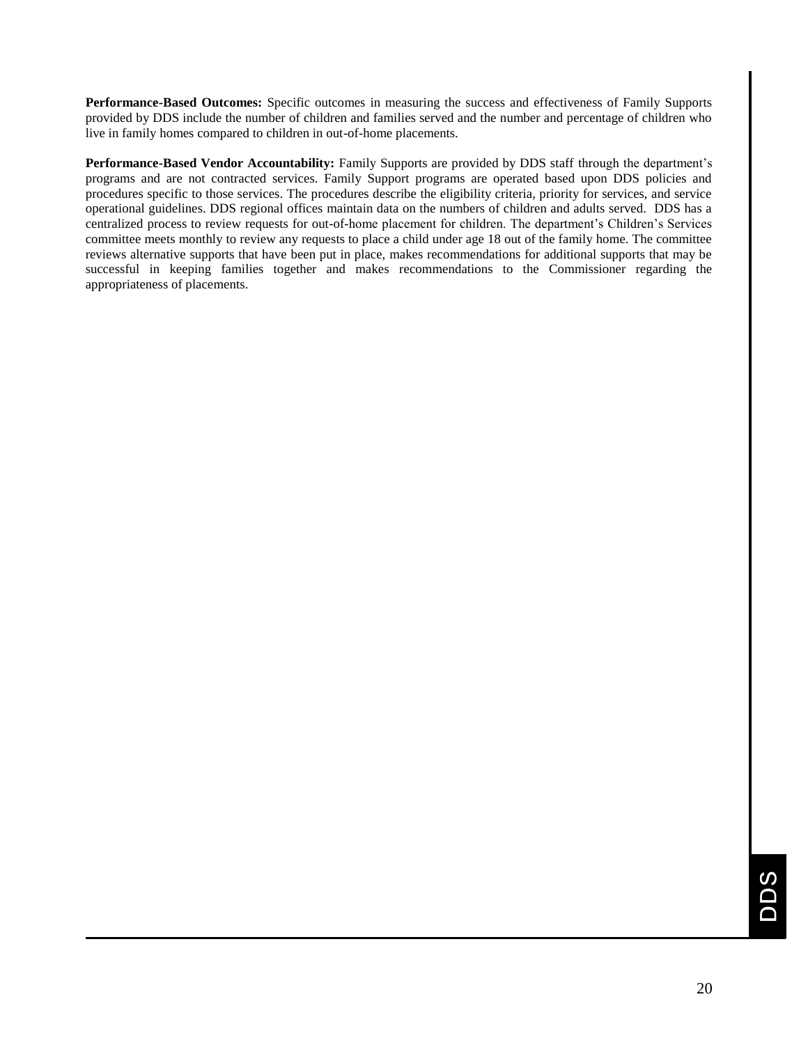**Performance-Based Outcomes:** Specific outcomes in measuring the success and effectiveness of Family Supports provided by DDS include the number of children and families served and the number and percentage of children who live in family homes compared to children in out-of-home placements.

**Performance-Based Vendor Accountability:** Family Supports are provided by DDS staff through the department's programs and are not contracted services. Family Support programs are operated based upon DDS policies and procedures specific to those services. The procedures describe the eligibility criteria, priority for services, and service operational guidelines. DDS regional offices maintain data on the numbers of children and adults served. DDS has a centralized process to review requests for out-of-home placement for children. The department's Children's Services committee meets monthly to review any requests to place a child under age 18 out of the family home. The committee reviews alternative supports that have been put in place, makes recommendations for additional supports that may be successful in keeping families together and makes recommendations to the Commissioner regarding the appropriateness of placements.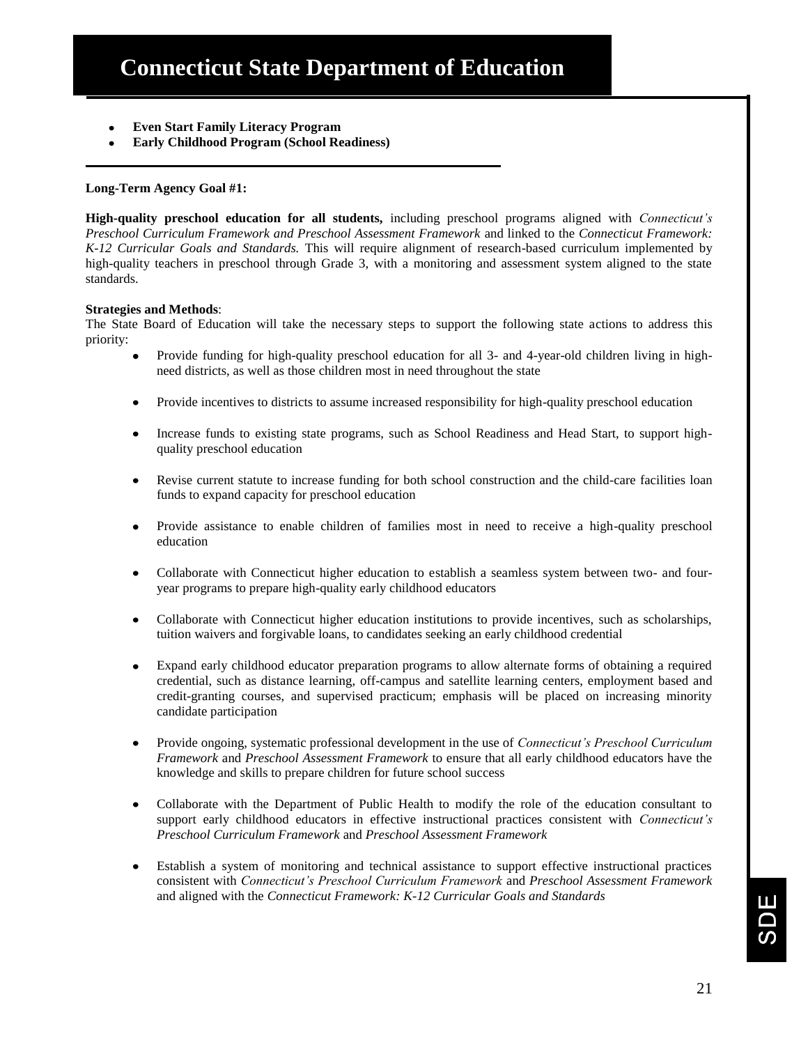# Connecticut State Department of Education

- **Even Start Family Literacy Program**
- **Early Childhood Program (School Readiness)**

---

**Long-Term Agency Goal #1:**

**High-quality preschool education for all students,** including preschool programs aligned with *Connecticut's Preschool Curriculum Framework and Preschool Assessment Framework* and linked to the *Connecticut Framework: K-12 Curricular Goals and Standards.* This will require alignment of research-based curriculum implemented by high-quality teachers in preschool through Grade 3, with a monitoring and assessment system aligned to the state standards.

**Strategies and Methods**:
The State Board of Education will take the necessary steps to support the following state actions to address this priority:

- Provide funding for high-quality preschool education for all 3- and 4-year-old children living in high-need districts, as well as those children most in need throughout the state
- Provide incentives to districts to assume increased responsibility for high-quality preschool education
- Increase funds to existing state programs, such as School Readiness and Head Start, to support high-quality preschool education
- Revise current statute to increase funding for both school construction and the child-care facilities loan funds to expand capacity for preschool education
- Provide assistance to enable children of families most in need to receive a high-quality preschool education
- Collaborate with Connecticut higher education to establish a seamless system between two- and four-year programs to prepare high-quality early childhood educators
- Collaborate with Connecticut higher education institutions to provide incentives, such as scholarships, tuition waivers and forgivable loans, to candidates seeking an early childhood credential
- Expand early childhood educator preparation programs to allow alternate forms of obtaining a required credential, such as distance learning, off-campus and satellite learning centers, employment based and credit-granting courses, and supervised practicum; emphasis will be placed on increasing minority candidate participation
- Provide ongoing, systematic professional development in the use of *Connecticut's Preschool Curriculum Framework* and *Preschool Assessment Framework* to ensure that all early childhood educators have the knowledge and skills to prepare children for future school success
- Collaborate with the Department of Public Health to modify the role of the education consultant to support early childhood educators in effective instructional practices consistent with *Connecticut's Preschool Curriculum Framework* and *Preschool Assessment Framework*
- Establish a system of monitoring and technical assistance to support effective instructional practices consistent with *Connecticut's Preschool Curriculum Framework* and *Preschool Assessment Framework* and aligned with the *Connecticut Framework: K-12 Curricular Goals and Standards*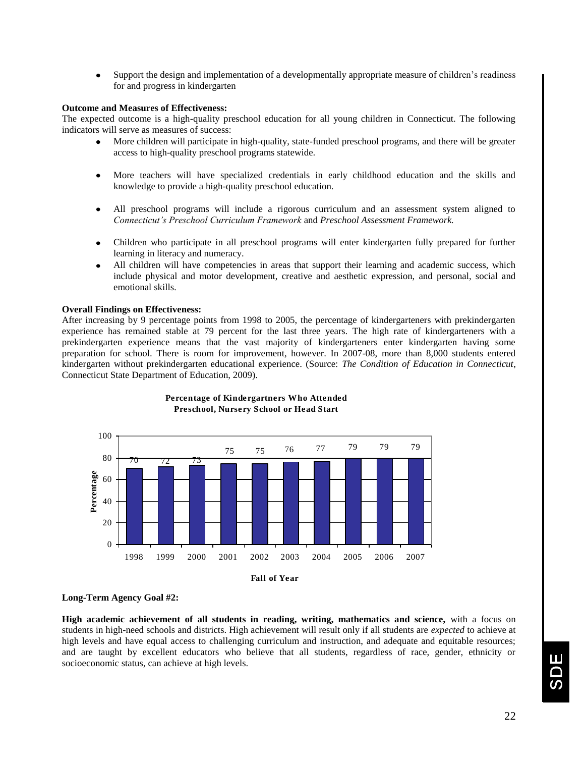- Support the design and implementation of a developmentally appropriate measure of children's readiness for and progress in kindergarten

**Outcome and Measures of Effectiveness:**
The expected outcome is a high-quality preschool education for all young children in Connecticut. The following indicators will serve as measures of success:

- More children will participate in high-quality, state-funded preschool programs, and there will be greater access to high-quality preschool programs statewide.
- More teachers will have specialized credentials in early childhood education and the skills and knowledge to provide a high-quality preschool education.
- All preschool programs will include a rigorous curriculum and an assessment system aligned to *Connecticut's Preschool Curriculum Framework* and *Preschool Assessment Framework.*
- Children who participate in all preschool programs will enter kindergarten fully prepared for further learning in literacy and numeracy.
- All children will have competencies in areas that support their learning and academic success, which include physical and motor development, creative and aesthetic expression, and personal, social and emotional skills.

**Overall Findings on Effectiveness:**
After increasing by 9 percentage points from 1998 to 2005, the percentage of kindergarteners with prekindergarten experience has remained stable at 79 percent for the last three years. The high rate of kindergarteners with a prekindergarten experience means that the vast majority of kindergarteners enter kindergarten having some preparation for school. There is room for improvement, however. In 2007-08, more than 8,000 students entered kindergarten without prekindergarten educational experience. (Source: *The Condition of Education in Connecticut*, Connecticut State Department of Education, 2009).

**Percentage of Kindergartners Who Attended Preschool, Nursery School or Head Start**

| Fall of Year | 1998 | 1999 | 2000 | 2001 | 2002 | 2003 | 2004 | 2005 | 2006 | 2007 |
|---|---|---|---|---|---|---|---|---|---|---|
| Percentage | 70 | 72 | 73 | 75 | 75 | 76 | 77 | 79 | 79 | 79 |

**Long-Term Agency Goal #2:**

**High academic achievement of all students in reading, writing, mathematics and science,** with a focus on students in high-need schools and districts. High achievement will result only if all students are *expected* to achieve at high levels and have equal access to challenging curriculum and instruction, and adequate and equitable resources; and are taught by excellent educators who believe that all students, regardless of race, gender, ethnicity or socioeconomic status, can achieve at high levels.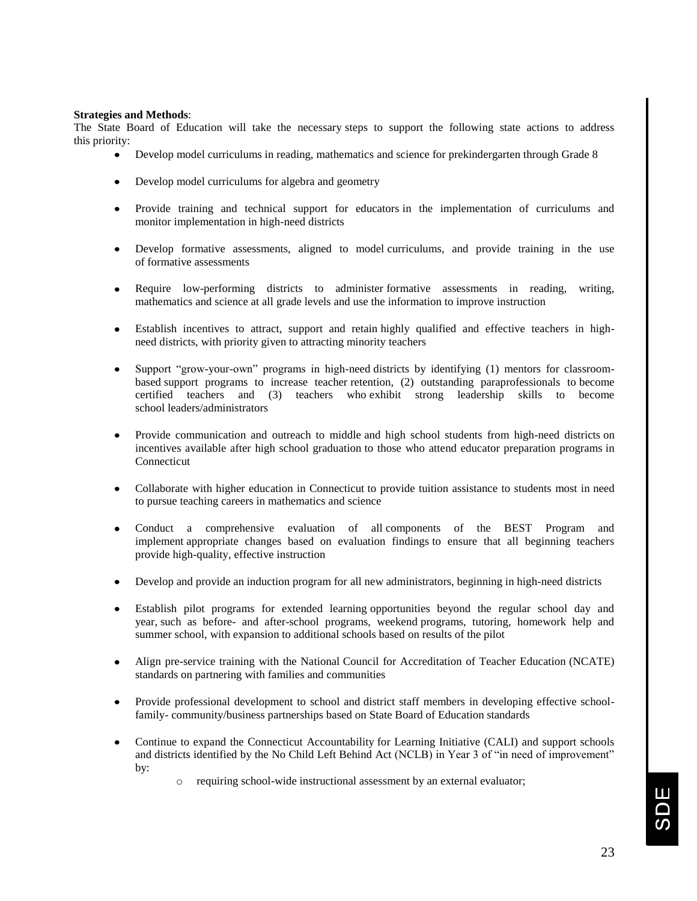**Strategies and Methods**:

The State Board of Education will take the necessary steps to support the following state actions to address this priority:

- Develop model curriculums in reading, mathematics and science for prekindergarten through Grade 8
- Develop model curriculums for algebra and geometry
- Provide training and technical support for educators in the implementation of curriculums and monitor implementation in high-need districts
- Develop formative assessments, aligned to model curriculums, and provide training in the use of formative assessments
- Require low-performing districts to administer formative assessments in reading, writing, mathematics and science at all grade levels and use the information to improve instruction
- Establish incentives to attract, support and retain highly qualified and effective teachers in high-need districts, with priority given to attracting minority teachers
- Support "grow-your-own" programs in high-need districts by identifying (1) mentors for classroom-based support programs to increase teacher retention, (2) outstanding paraprofessionals to become certified teachers and (3) teachers who exhibit strong leadership skills to become school leaders/administrators
- Provide communication and outreach to middle and high school students from high-need districts on incentives available after high school graduation to those who attend educator preparation programs in Connecticut
- Collaborate with higher education in Connecticut to provide tuition assistance to students most in need to pursue teaching careers in mathematics and science
- Conduct a comprehensive evaluation of all components of the BEST Program and implement appropriate changes based on evaluation findings to ensure that all beginning teachers provide high-quality, effective instruction
- Develop and provide an induction program for all new administrators, beginning in high-need districts
- Establish pilot programs for extended learning opportunities beyond the regular school day and year, such as before- and after-school programs, weekend programs, tutoring, homework help and summer school, with expansion to additional schools based on results of the pilot
- Align pre-service training with the National Council for Accreditation of Teacher Education (NCATE) standards on partnering with families and communities
- Provide professional development to school and district staff members in developing effective school-family- community/business partnerships based on State Board of Education standards
- Continue to expand the Connecticut Accountability for Learning Initiative (CALI) and support schools and districts identified by the No Child Left Behind Act (NCLB) in Year 3 of "in need of improvement" by:
    - requiring school-wide instructional assessment by an external evaluator;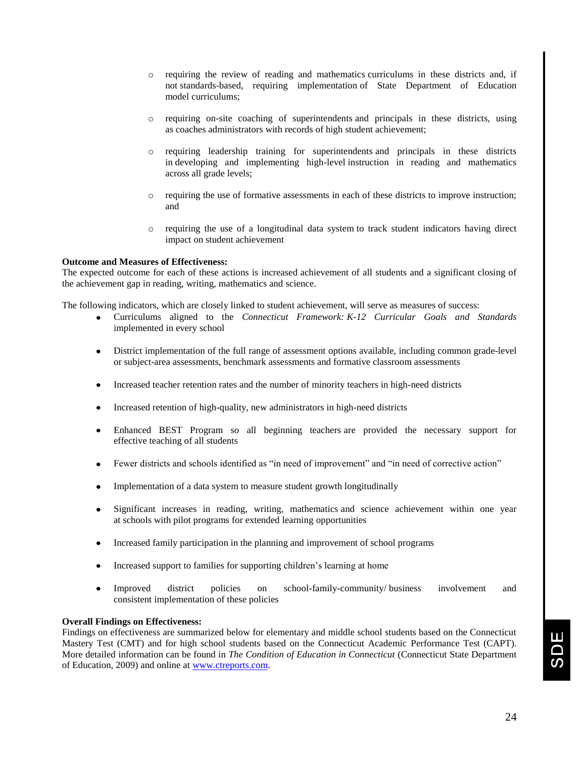- requiring the review of reading and mathematics curriculums in these districts and, if not standards-based, requiring implementation of State Department of Education model curriculums;

   - requiring on-site coaching of superintendents and principals in these districts, using as coaches administrators with records of high student achievement;

   - requiring leadership training for superintendents and principals in these districts in developing and implementing high-level instruction in reading and mathematics across all grade levels;

   - requiring the use of formative assessments in each of these districts to improve instruction; and

   - requiring the use of a longitudinal data system to track student indicators having direct impact on student achievement

**Outcome and Measures of Effectiveness:**
The expected outcome for each of these actions is increased achievement of all students and a significant closing of the achievement gap in reading, writing, mathematics and science.

The following indicators, which are closely linked to student achievement, will serve as measures of success:

- Curriculums aligned to the *Connecticut Framework: K-12 Curricular Goals and Standards* implemented in every school

- District implementation of the full range of assessment options available, including common grade-level or subject-area assessments, benchmark assessments and formative classroom assessments

- Increased teacher retention rates and the number of minority teachers in high-need districts

- Increased retention of high-quality, new administrators in high-need districts

- Enhanced BEST Program so all beginning teachers are provided the necessary support for effective teaching of all students

- Fewer districts and schools identified as "in need of improvement" and "in need of corrective action"

- Implementation of a data system to measure student growth longitudinally

- Significant increases in reading, writing, mathematics and science achievement within one year at schools with pilot programs for extended learning opportunities

- Increased family participation in the planning and improvement of school programs

- Increased support to families for supporting children's learning at home

- Improved district policies on school-family-community/ business involvement and consistent implementation of these policies

**Overall Findings on Effectiveness:**
Findings on effectiveness are summarized below for elementary and middle school students based on the Connecticut Mastery Test (CMT) and for high school students based on the Connecticut Academic Performance Test (CAPT). More detailed information can be found in *The Condition of Education in Connecticut* (Connecticut State Department of Education, 2009) and online at www.ctreports.com.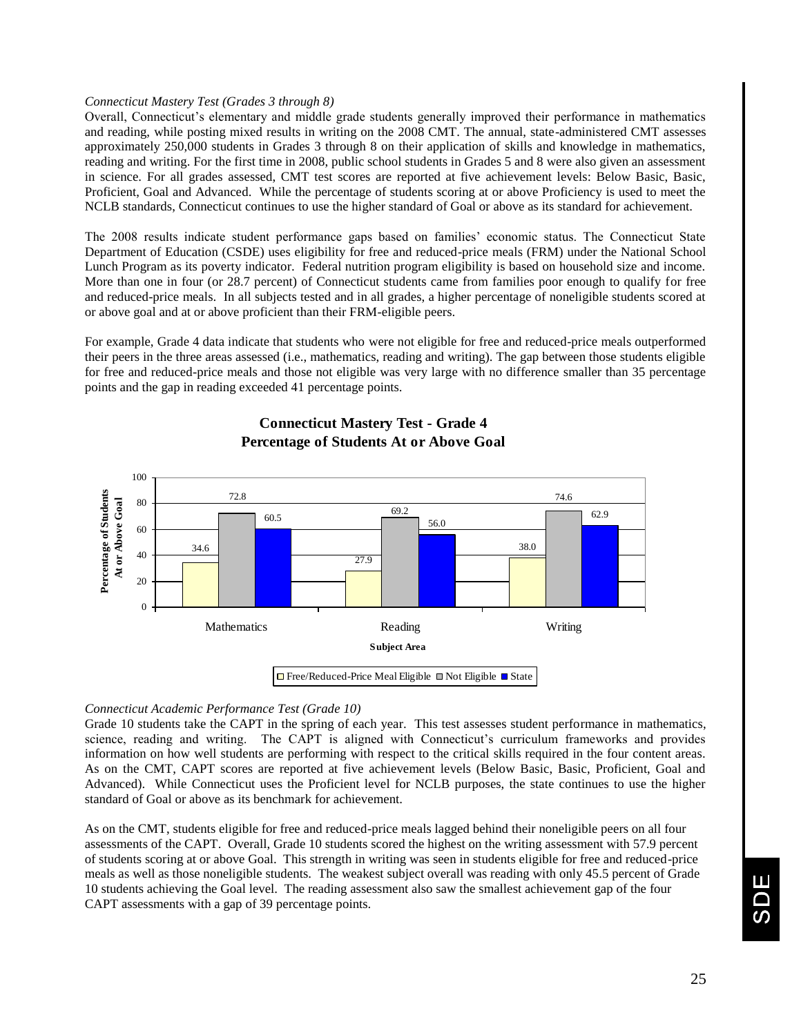*Connecticut Mastery Test (Grades 3 through 8)*

Overall, Connecticut's elementary and middle grade students generally improved their performance in mathematics and reading, while posting mixed results in writing on the 2008 CMT. The annual, state-administered CMT assesses approximately 250,000 students in Grades 3 through 8 on their application of skills and knowledge in mathematics, reading and writing. For the first time in 2008, public school students in Grades 5 and 8 were also given an assessment in science. For all grades assessed, CMT test scores are reported at five achievement levels: Below Basic, Basic, Proficient, Goal and Advanced. While the percentage of students scoring at or above Proficiency is used to meet the NCLB standards, Connecticut continues to use the higher standard of Goal or above as its standard for achievement.

The 2008 results indicate student performance gaps based on families' economic status. The Connecticut State Department of Education (CSDE) uses eligibility for free and reduced-price meals (FRM) under the National School Lunch Program as its poverty indicator. Federal nutrition program eligibility is based on household size and income. More than one in four (or 28.7 percent) of Connecticut students came from families poor enough to qualify for free and reduced-price meals. In all subjects tested and in all grades, a higher percentage of noneligible students scored at or above goal and at or above proficient than their FRM-eligible peers.

For example, Grade 4 data indicate that students who were not eligible for free and reduced-price meals outperformed their peers in the three areas assessed (i.e., mathematics, reading and writing). The gap between those students eligible for free and reduced-price meals and those not eligible was very large with no difference smaller than 35 percentage points and the gap in reading exceeded 41 percentage points.

**Connecticut Mastery Test - Grade 4**
**Percentage of Students At or Above Goal**

| Subject Area | Free/Reduced-Price Meal Eligible | Not Eligible | State |
|---|---|---|---|
| Mathematics | 34.6 | 72.8 | 60.5 |
| Reading | 27.9 | 69.2 | 56.0 |
| Writing | 38.0 | 74.6 | 62.9 |

*Connecticut Academic Performance Test (Grade 10)*

Grade 10 students take the CAPT in the spring of each year. This test assesses student performance in mathematics, science, reading and writing. The CAPT is aligned with Connecticut's curriculum frameworks and provides information on how well students are performing with respect to the critical skills required in the four content areas. As on the CMT, CAPT scores are reported at five achievement levels (Below Basic, Basic, Proficient, Goal and Advanced). While Connecticut uses the Proficient level for NCLB purposes, the state continues to use the higher standard of Goal or above as its benchmark for achievement.

As on the CMT, students eligible for free and reduced-price meals lagged behind their noneligible peers on all four assessments of the CAPT. Overall, Grade 10 students scored the highest on the writing assessment with 57.9 percent of students scoring at or above Goal. This strength in writing was seen in students eligible for free and reduced-price meals as well as those noneligible students. The weakest subject overall was reading with only 45.5 percent of Grade 10 students achieving the Goal level. The reading assessment also saw the smallest achievement gap of the four CAPT assessments with a gap of 39 percentage points.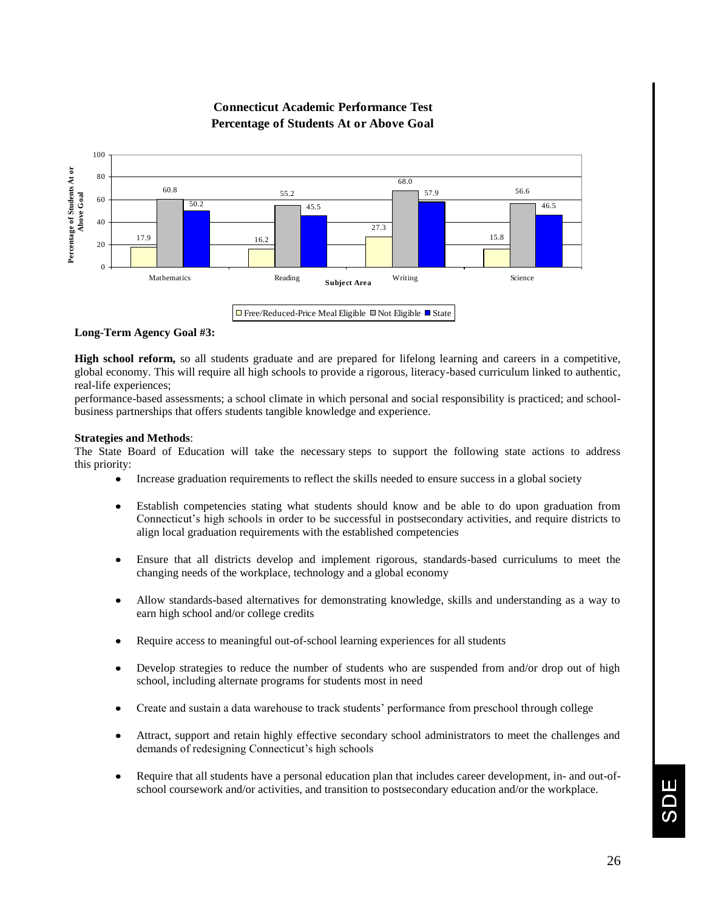## Connecticut Academic Performance Test
## Percentage of Students At or Above Goal

| Subject Area | Free/Reduced-Price Meal Eligible | Not Eligible | State |
|---|---|---|---|
| Mathematics | 17.9 | 60.8 | 50.2 |
| Reading | 16.2 | 55.2 | 45.5 |
| Writing | 27.3 | 68.0 | 57.9 |
| Science | 15.8 | 56.6 | 46.5 |

**Long-Term Agency Goal #3:**

**High school reform,** so all students graduate and are prepared for lifelong learning and careers in a competitive, global economy. This will require all high schools to provide a rigorous, literacy-based curriculum linked to authentic, real-life experiences;
performance-based assessments; a school climate in which personal and social responsibility is practiced; and school-business partnerships that offers students tangible knowledge and experience.

**Strategies and Methods**:
The State Board of Education will take the necessary steps to support the following state actions to address this priority:

- Increase graduation requirements to reflect the skills needed to ensure success in a global society
- Establish competencies stating what students should know and be able to do upon graduation from Connecticut's high schools in order to be successful in postsecondary activities, and require districts to align local graduation requirements with the established competencies
- Ensure that all districts develop and implement rigorous, standards-based curriculums to meet the changing needs of the workplace, technology and a global economy
- Allow standards-based alternatives for demonstrating knowledge, skills and understanding as a way to earn high school and/or college credits
- Require access to meaningful out-of-school learning experiences for all students
- Develop strategies to reduce the number of students who are suspended from and/or drop out of high school, including alternate programs for students most in need
- Create and sustain a data warehouse to track students' performance from preschool through college
- Attract, support and retain highly effective secondary school administrators to meet the challenges and demands of redesigning Connecticut's high schools
- Require that all students have a personal education plan that includes career development, in- and out-of-school coursework and/or activities, and transition to postsecondary education and/or the workplace.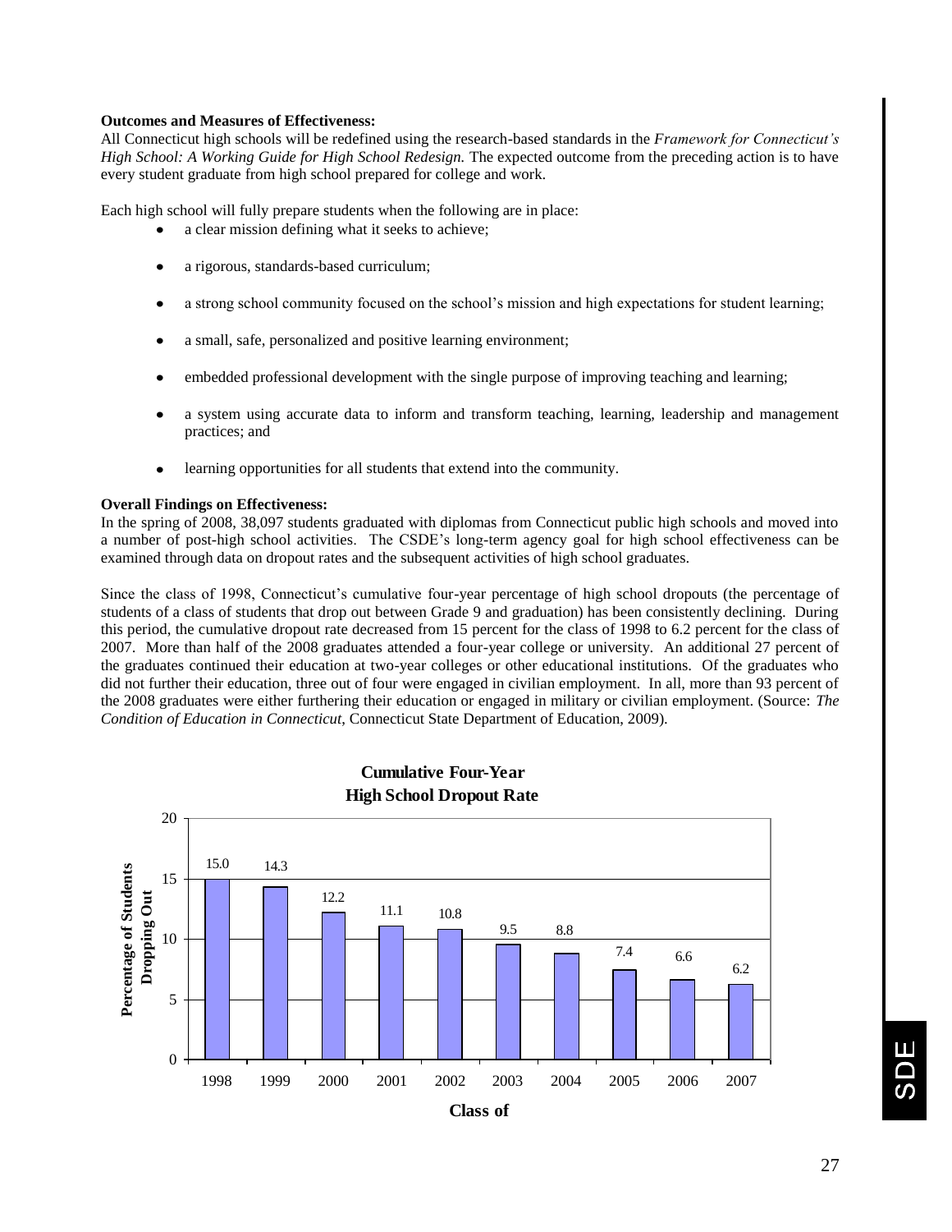**Outcomes and Measures of Effectiveness:**
All Connecticut high schools will be redefined using the research-based standards in the *Framework for Connecticut's High School: A Working Guide for High School Redesign.* The expected outcome from the preceding action is to have every student graduate from high school prepared for college and work.

Each high school will fully prepare students when the following are in place:

- a clear mission defining what it seeks to achieve;
- a rigorous, standards-based curriculum;
- a strong school community focused on the school's mission and high expectations for student learning;
- a small, safe, personalized and positive learning environment;
- embedded professional development with the single purpose of improving teaching and learning;
- a system using accurate data to inform and transform teaching, learning, leadership and management practices; and
- learning opportunities for all students that extend into the community.

**Overall Findings on Effectiveness:**
In the spring of 2008, 38,097 students graduated with diplomas from Connecticut public high schools and moved into a number of post-high school activities. The CSDE's long-term agency goal for high school effectiveness can be examined through data on dropout rates and the subsequent activities of high school graduates.

Since the class of 1998, Connecticut's cumulative four-year percentage of high school dropouts (the percentage of students of a class of students that drop out between Grade 9 and graduation) has been consistently declining. During this period, the cumulative dropout rate decreased from 15 percent for the class of 1998 to 6.2 percent for the class of 2007. More than half of the 2008 graduates attended a four-year college or university. An additional 27 percent of the graduates continued their education at two-year colleges or other educational institutions. Of the graduates who did not further their education, three out of four were engaged in civilian employment. In all, more than 93 percent of the 2008 graduates were either furthering their education or engaged in military or civilian employment. (Source: *The Condition of Education in Connecticut*, Connecticut State Department of Education, 2009).

**Cumulative Four-Year High School Dropout Rate**

| Class of | Percentage of Students Dropping Out |
|---|---|
| 1998 | 15.0 |
| 1999 | 14.3 |
| 2000 | 12.2 |
| 2001 | 11.1 |
| 2002 | 10.8 |
| 2003 | 9.5 |
| 2004 | 8.8 |
| 2005 | 7.4 |
| 2006 | 6.6 |
| 2007 | 6.2 |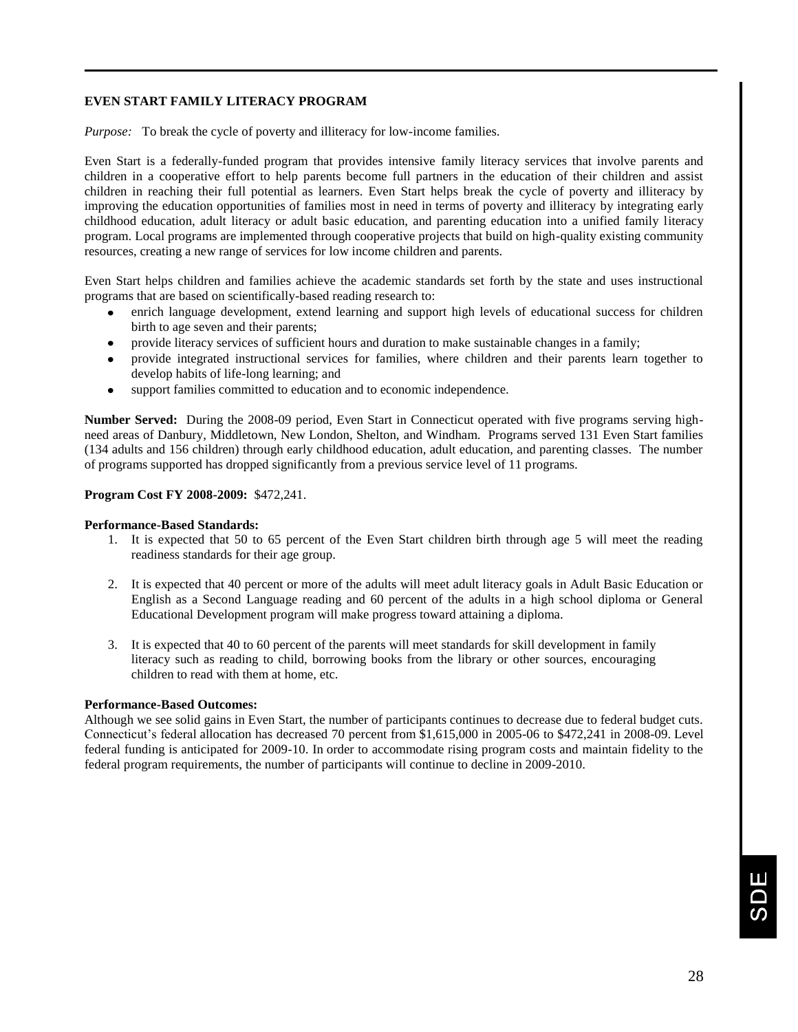## EVEN START FAMILY LITERACY PROGRAM

*Purpose:* To break the cycle of poverty and illiteracy for low-income families.

Even Start is a federally-funded program that provides intensive family literacy services that involve parents and children in a cooperative effort to help parents become full partners in the education of their children and assist children in reaching their full potential as learners. Even Start helps break the cycle of poverty and illiteracy by improving the education opportunities of families most in need in terms of poverty and illiteracy by integrating early childhood education, adult literacy or adult basic education, and parenting education into a unified family literacy program. Local programs are implemented through cooperative projects that build on high-quality existing community resources, creating a new range of services for low income children and parents.

Even Start helps children and families achieve the academic standards set forth by the state and uses instructional programs that are based on scientifically-based reading research to:

- enrich language development, extend learning and support high levels of educational success for children birth to age seven and their parents;
- provide literacy services of sufficient hours and duration to make sustainable changes in a family;
- provide integrated instructional services for families, where children and their parents learn together to develop habits of life-long learning; and
- support families committed to education and to economic independence.

**Number Served:** During the 2008-09 period, Even Start in Connecticut operated with five programs serving high-need areas of Danbury, Middletown, New London, Shelton, and Windham. Programs served 131 Even Start families (134 adults and 156 children) through early childhood education, adult education, and parenting classes. The number of programs supported has dropped significantly from a previous service level of 11 programs.

**Program Cost FY 2008-2009:** $472,241.

**Performance-Based Standards:**

1. It is expected that 50 to 65 percent of the Even Start children birth through age 5 will meet the reading readiness standards for their age group.
2. It is expected that 40 percent or more of the adults will meet adult literacy goals in Adult Basic Education or English as a Second Language reading and 60 percent of the adults in a high school diploma or General Educational Development program will make progress toward attaining a diploma.
3. It is expected that 40 to 60 percent of the parents will meet standards for skill development in family literacy such as reading to child, borrowing books from the library or other sources, encouraging children to read with them at home, etc.

**Performance-Based Outcomes:**

Although we see solid gains in Even Start, the number of participants continues to decrease due to federal budget cuts. Connecticut's federal allocation has decreased 70 percent from $1,615,000 in 2005-06 to $472,241 in 2008-09. Level federal funding is anticipated for 2009-10. In order to accommodate rising program costs and maintain fidelity to the federal program requirements, the number of participants will continue to decline in 2009-2010.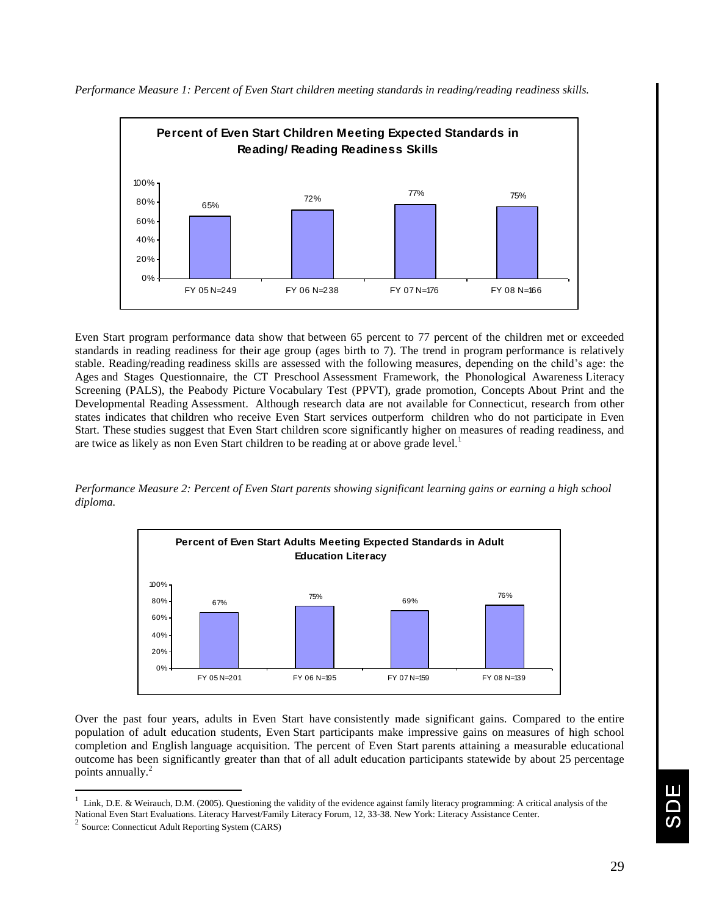*Performance Measure 1: Percent of Even Start children meeting standards in reading/reading readiness skills.*

**Percent of Even Start Children Meeting Expected Standards in Reading/ Reading Readiness Skills**

| | FY 05 N=249 | FY 06 N=238 | FY 07 N=176 | FY 08 N=166 |
|---|---|---|---|---|
| Percent | 65% | 72% | 77% | 75% |

Even Start program performance data show that between 65 percent to 77 percent of the children met or exceeded standards in reading readiness for their age group (ages birth to 7). The trend in program performance is relatively stable. Reading/reading readiness skills are assessed with the following measures, depending on the child's age: the Ages and Stages Questionnaire, the CT Preschool Assessment Framework, the Phonological Awareness Literacy Screening (PALS), the Peabody Picture Vocabulary Test (PPVT), grade promotion, Concepts About Print and the Developmental Reading Assessment. Although research data are not available for Connecticut, research from other states indicates that children who receive Even Start services outperform children who do not participate in Even Start. These studies suggest that Even Start children score significantly higher on measures of reading readiness, and are twice as likely as non Even Start children to be reading at or above grade level.[1]

*Performance Measure 2: Percent of Even Start parents showing significant learning gains or earning a high school diploma.*

**Percent of Even Start Adults Meeting Expected Standards in Adult Education Literacy**

| | FY 05 N=201 | FY 06 N=195 | FY 07 N=159 | FY 08 N=139 |
|---|---|---|---|---|
| Percent | 67% | 75% | 69% | 76% |

Over the past four years, adults in Even Start have consistently made significant gains. Compared to the entire population of adult education students, Even Start participants make impressive gains on measures of high school completion and English language acquisition. The percent of Even Start parents attaining a measurable educational outcome has been significantly greater than that of all adult education participants statewide by about 25 percentage points annually.[2]

---

[1] Link, D.E. & Weirauch, D.M. (2005). Questioning the validity of the evidence against family literacy programming: A critical analysis of the National Even Start Evaluations. Literacy Harvest/Family Literacy Forum, 12, 33-38. New York: Literacy Assistance Center.

[2] Source: Connecticut Adult Reporting System (CARS)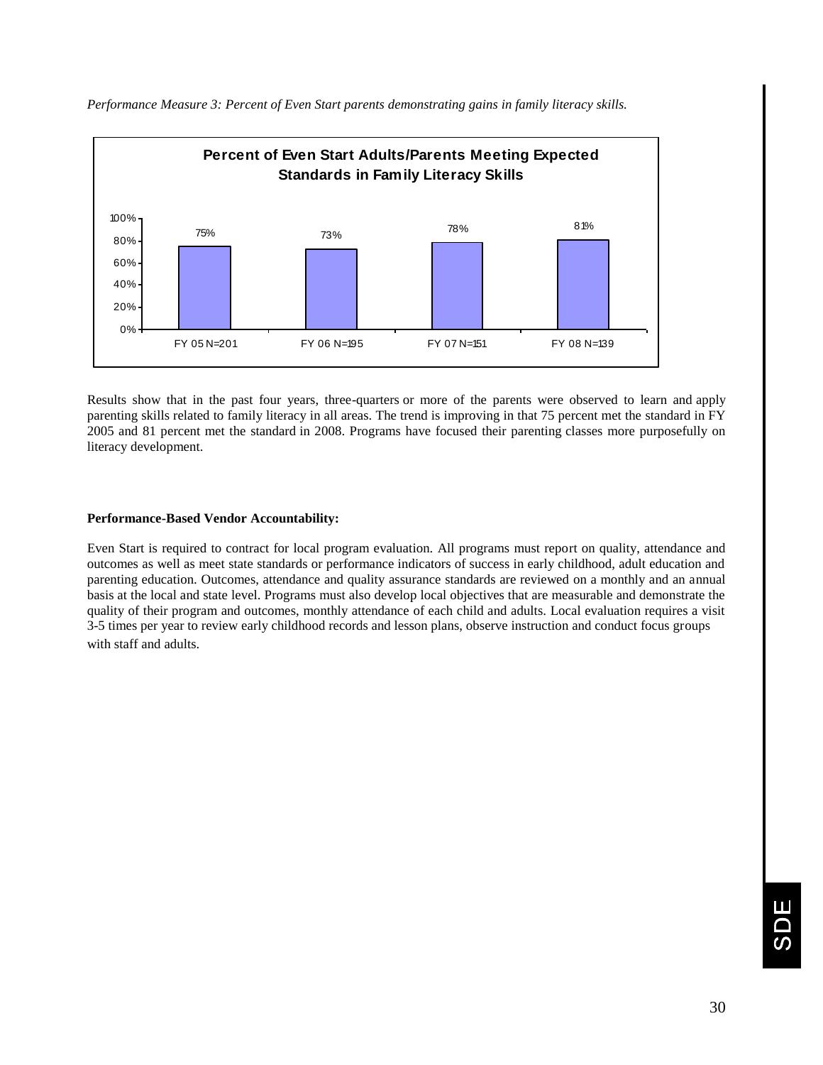*Performance Measure 3: Percent of Even Start parents demonstrating gains in family literacy skills.*

**Percent of Even Start Adults/Parents Meeting Expected Standards in Family Literacy Skills**

| | FY 05 N=201 | FY 06 N=195 | FY 07 N=151 | FY 08 N=139 |
|---|---|---|---|---|
| Percent | 75% | 73% | 78% | 81% |

Results show that in the past four years, three-quarters or more of the parents were observed to learn and apply parenting skills related to family literacy in all areas. The trend is improving in that 75 percent met the standard in FY 2005 and 81 percent met the standard in 2008. Programs have focused their parenting classes more purposefully on literacy development.

**Performance-Based Vendor Accountability:**

Even Start is required to contract for local program evaluation. All programs must report on quality, attendance and outcomes as well as meet state standards or performance indicators of success in early childhood, adult education and parenting education. Outcomes, attendance and quality assurance standards are reviewed on a monthly and an annual basis at the local and state level. Programs must also develop local objectives that are measurable and demonstrate the quality of their program and outcomes, monthly attendance of each child and adults. Local evaluation requires a visit 3-5 times per year to review early childhood records and lesson plans, observe instruction and conduct focus groups with staff and adults.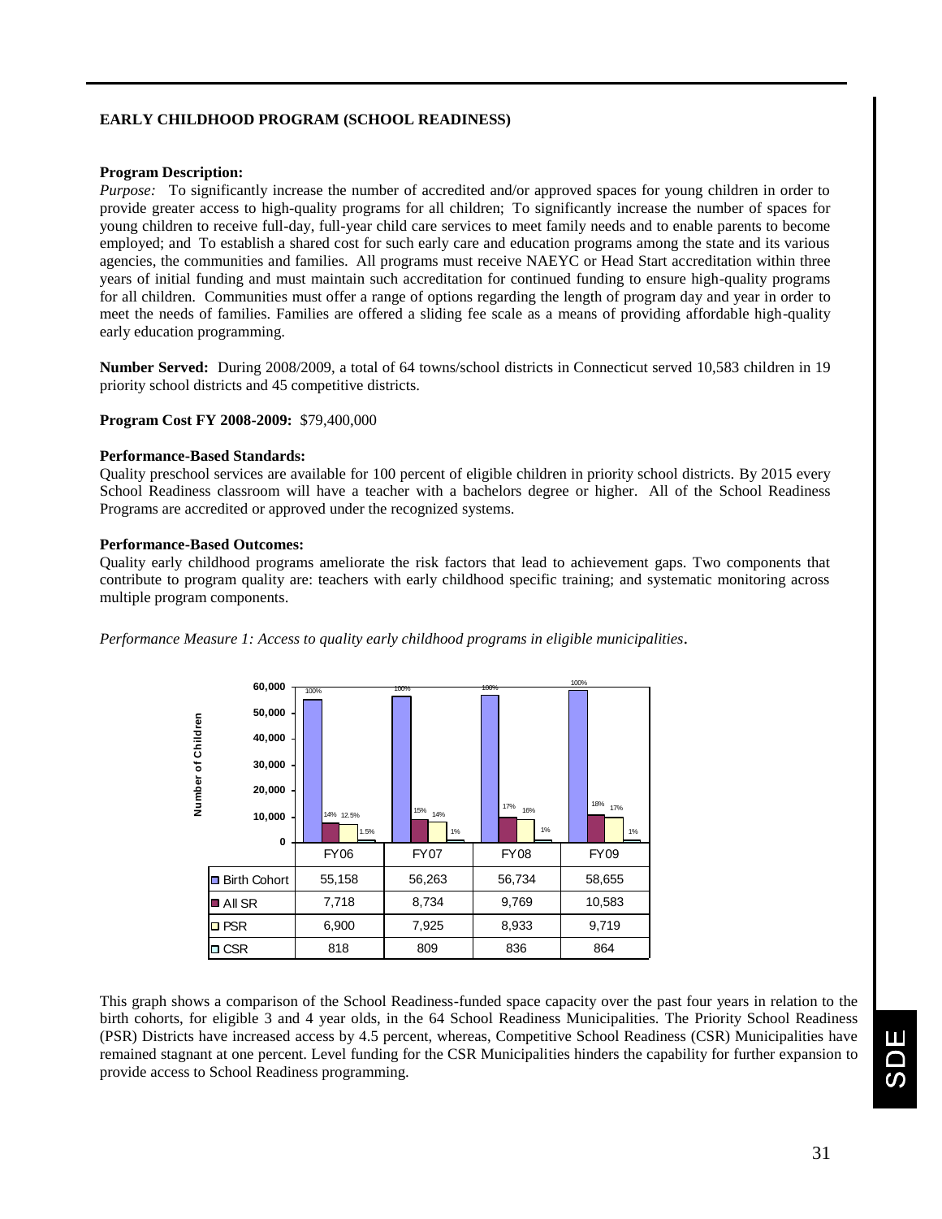**EARLY CHILDHOOD PROGRAM (SCHOOL READINESS)**

**Program Description:**
*Purpose:* To significantly increase the number of accredited and/or approved spaces for young children in order to provide greater access to high-quality programs for all children; To significantly increase the number of spaces for young children to receive full-day, full-year child care services to meet family needs and to enable parents to become employed; and To establish a shared cost for such early care and education programs among the state and its various agencies, the communities and families. All programs must receive NAEYC or Head Start accreditation within three years of initial funding and must maintain such accreditation for continued funding to ensure high-quality programs for all children. Communities must offer a range of options regarding the length of program day and year in order to meet the needs of families. Families are offered a sliding fee scale as a means of providing affordable high-quality early education programming.

**Number Served:** During 2008/2009, a total of 64 towns/school districts in Connecticut served 10,583 children in 19 priority school districts and 45 competitive districts.

**Program Cost FY 2008-2009:** $79,400,000

**Performance-Based Standards:**
Quality preschool services are available for 100 percent of eligible children in priority school districts. By 2015 every School Readiness classroom will have a teacher with a bachelors degree or higher. All of the School Readiness Programs are accredited or approved under the recognized systems.

**Performance-Based Outcomes:**
Quality early childhood programs ameliorate the risk factors that lead to achievement gaps. Two components that contribute to program quality are: teachers with early childhood specific training; and systematic monitoring across multiple program components.

*Performance Measure 1: Access to quality early childhood programs in eligible municipalities*.

| | FY06 | FY07 | FY08 | FY09 |
|---|---|---|---|---|
| Birth Cohort | 55,158 (100%) | 56,263 (100%) | 56,734 (100%) | 58,655 (100%) |
| All SR | 7,718 (14%) | 8,734 (15%) | 9,769 (17%) | 10,583 (18%) |
| PSR | 6,900 (12.5%) | 7,925 (14%) | 8,933 (16%) | 9,719 (17%) |
| CSR | 818 (1.5%) | 809 (1%) | 836 (1%) | 864 (1%) |

This graph shows a comparison of the School Readiness-funded space capacity over the past four years in relation to the birth cohorts, for eligible 3 and 4 year olds, in the 64 School Readiness Municipalities. The Priority School Readiness (PSR) Districts have increased access by 4.5 percent, whereas, Competitive School Readiness (CSR) Municipalities have remained stagnant at one percent. Level funding for the CSR Municipalities hinders the capability for further expansion to provide access to School Readiness programming.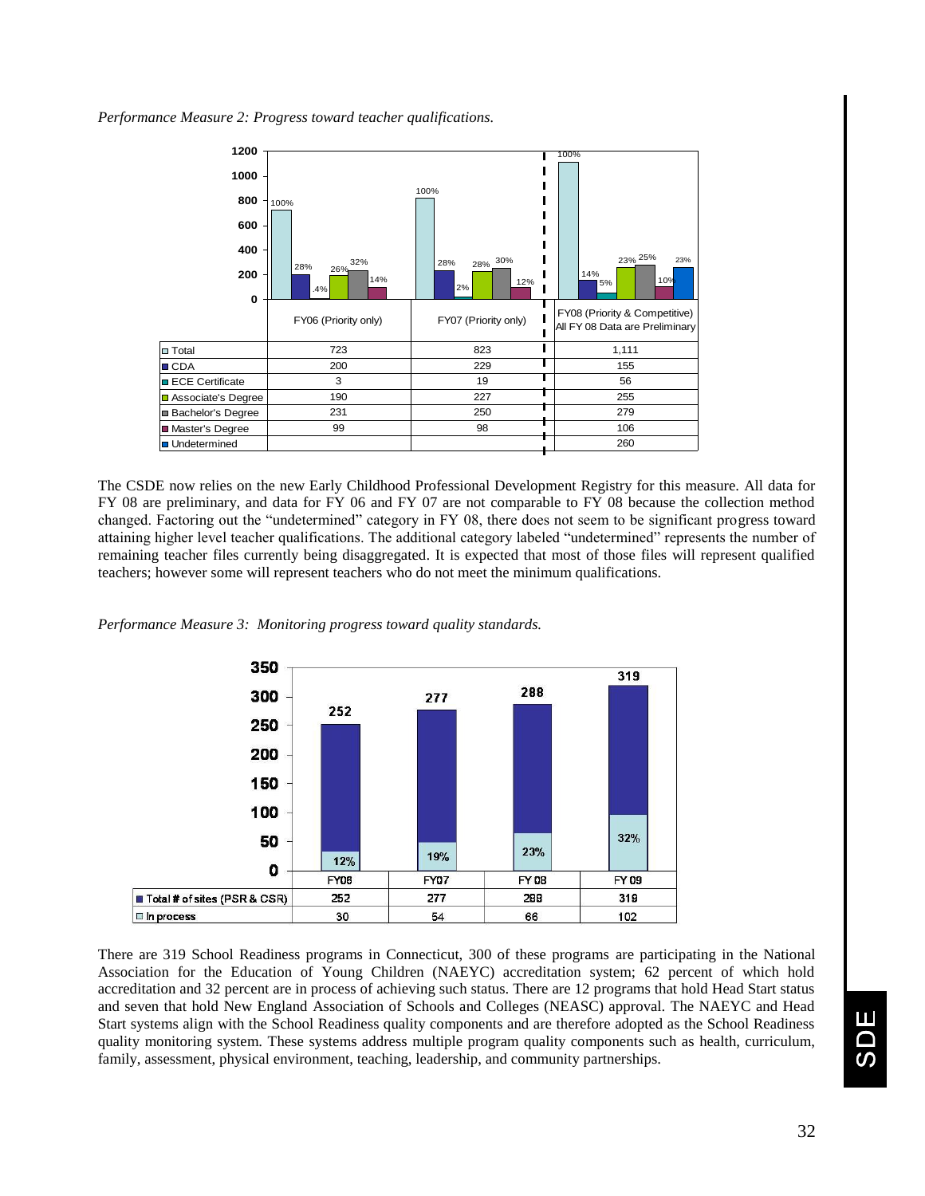*Performance Measure 2: Progress toward teacher qualifications.*

| | FY06 (Priority only) | FY07 (Priority only) | FY08 (Priority & Competitive) All FY 08 Data are Preliminary |
|---|---|---|---|
| Total | 723 | 823 | 1,111 |
| CDA | 200 | 229 | 155 |
| ECE Certificate | 3 | 19 | 56 |
| Associate's Degree | 190 | 227 | 255 |
| Bachelor's Degree | 231 | 250 | 279 |
| Master's Degree | 99 | 98 | 106 |
| Undetermined | | | 260 |

The CSDE now relies on the new Early Childhood Professional Development Registry for this measure. All data for FY 08 are preliminary, and data for FY 06 and FY 07 are not comparable to FY 08 because the collection method changed. Factoring out the "undetermined" category in FY 08, there does not seem to be significant progress toward attaining higher level teacher qualifications. The additional category labeled "undetermined" represents the number of remaining teacher files currently being disaggregated. It is expected that most of those files will represent qualified teachers; however some will represent teachers who do not meet the minimum qualifications.

*Performance Measure 3: Monitoring progress toward quality standards.*

| | FY06 | FY07 | FY 08 | FY 09 |
|---|---|---|---|---|
| Total # of sites (PSR & CSR) | 252 | 277 | 288 | 319 |
| In process | 30 | 54 | 66 | 102 |

There are 319 School Readiness programs in Connecticut, 300 of these programs are participating in the National Association for the Education of Young Children (NAEYC) accreditation system; 62 percent of which hold accreditation and 32 percent are in process of achieving such status. There are 12 programs that hold Head Start status and seven that hold New England Association of Schools and Colleges (NEASC) approval. The NAEYC and Head Start systems align with the School Readiness quality components and are therefore adopted as the School Readiness quality monitoring system. These systems address multiple program quality components such as health, curriculum, family, assessment, physical environment, teaching, leadership, and community partnerships.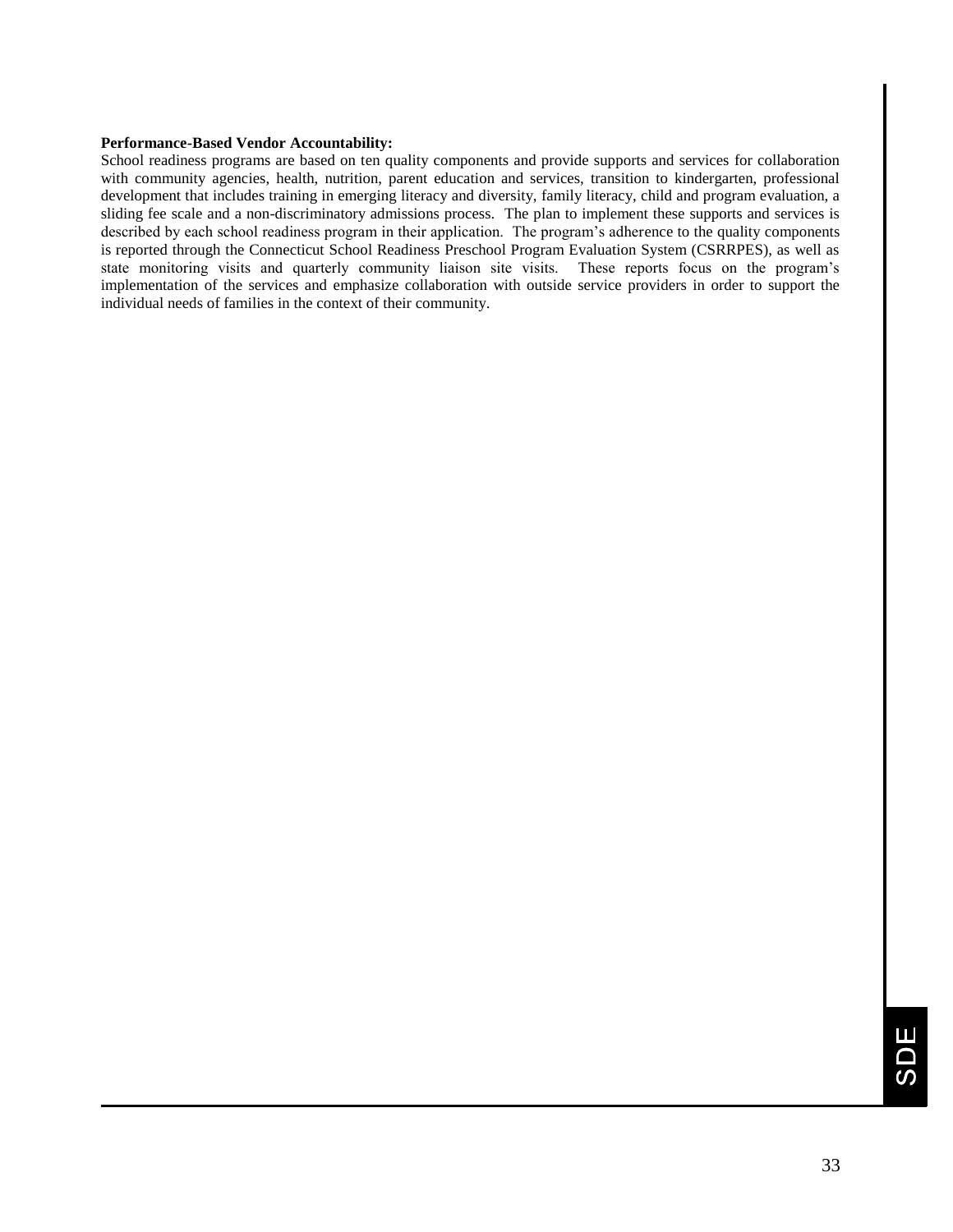**Performance-Based Vendor Accountability:**

School readiness programs are based on ten quality components and provide supports and services for collaboration with community agencies, health, nutrition, parent education and services, transition to kindergarten, professional development that includes training in emerging literacy and diversity, family literacy, child and program evaluation, a sliding fee scale and a non-discriminatory admissions process. The plan to implement these supports and services is described by each school readiness program in their application. The program's adherence to the quality components is reported through the Connecticut School Readiness Preschool Program Evaluation System (CSRRPES), as well as state monitoring visits and quarterly community liaison site visits. These reports focus on the program's implementation of the services and emphasize collaboration with outside service providers in order to support the individual needs of families in the context of their community.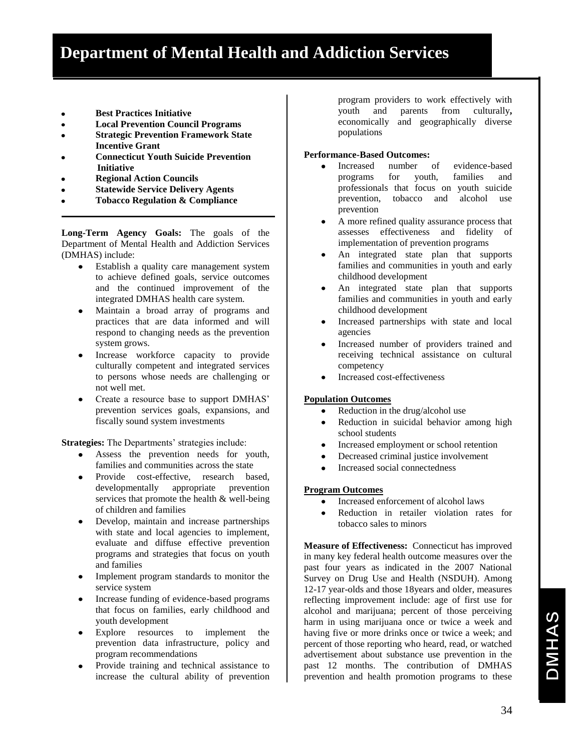# Department of Mental Health and Addiction Services

- **Best Practices Initiative**
- **Local Prevention Council Programs**
- **Strategic Prevention Framework State Incentive Grant**
- **Connecticut Youth Suicide Prevention Initiative**
- **Regional Action Councils**
- **Statewide Service Delivery Agents**
- **Tobacco Regulation & Compliance**

---

**Long-Term Agency Goals:** The goals of the Department of Mental Health and Addiction Services (DMHAS) include:

- Establish a quality care management system to achieve defined goals, service outcomes and the continued improvement of the integrated DMHAS health care system.
- Maintain a broad array of programs and practices that are data informed and will respond to changing needs as the prevention system grows.
- Increase workforce capacity to provide culturally competent and integrated services to persons whose needs are challenging or not well met.
- Create a resource base to support DMHAS' prevention services goals, expansions, and fiscally sound system investments

**Strategies:** The Departments' strategies include:

- Assess the prevention needs for youth, families and communities across the state
- Provide cost-effective, research based, developmentally appropriate prevention services that promote the health & well-being of children and families
- Develop, maintain and increase partnerships with state and local agencies to implement, evaluate and diffuse effective prevention programs and strategies that focus on youth and families
- Implement program standards to monitor the service system
- Increase funding of evidence-based programs that focus on families, early childhood and youth development
- Explore resources to implement the prevention data infrastructure, policy and program recommendations
- Provide training and technical assistance to increase the cultural ability of prevention program providers to work effectively with youth and parents from culturally**,** economically and geographically diverse populations

**Performance-Based Outcomes:**

- Increased number of evidence-based programs for youth, families and professionals that focus on youth suicide prevention, tobacco and alcohol use prevention
- A more refined quality assurance process that assesses effectiveness and fidelity of implementation of prevention programs
- An integrated state plan that supports families and communities in youth and early childhood development
- An integrated state plan that supports families and communities in youth and early childhood development
- Increased partnerships with state and local agencies
- Increased number of providers trained and receiving technical assistance on cultural competency
- Increased cost-effectiveness

**Population Outcomes**

- Reduction in the drug/alcohol use
- Reduction in suicidal behavior among high school students
- Increased employment or school retention
- Decreased criminal justice involvement
- Increased social connectedness

**Program Outcomes**

- Increased enforcement of alcohol laws
- Reduction in retailer violation rates for tobacco sales to minors

**Measure of Effectiveness:** Connecticut has improved in many key federal health outcome measures over the past four years as indicated in the 2007 National Survey on Drug Use and Health (NSDUH). Among 12-17 year-olds and those 18years and older, measures reflecting improvement include: age of first use for alcohol and marijuana; percent of those perceiving harm in using marijuana once or twice a week and having five or more drinks once or twice a week; and percent of those reporting who heard, read, or watched advertisement about substance use prevention in the past 12 months. The contribution of DMHAS prevention and health promotion programs to these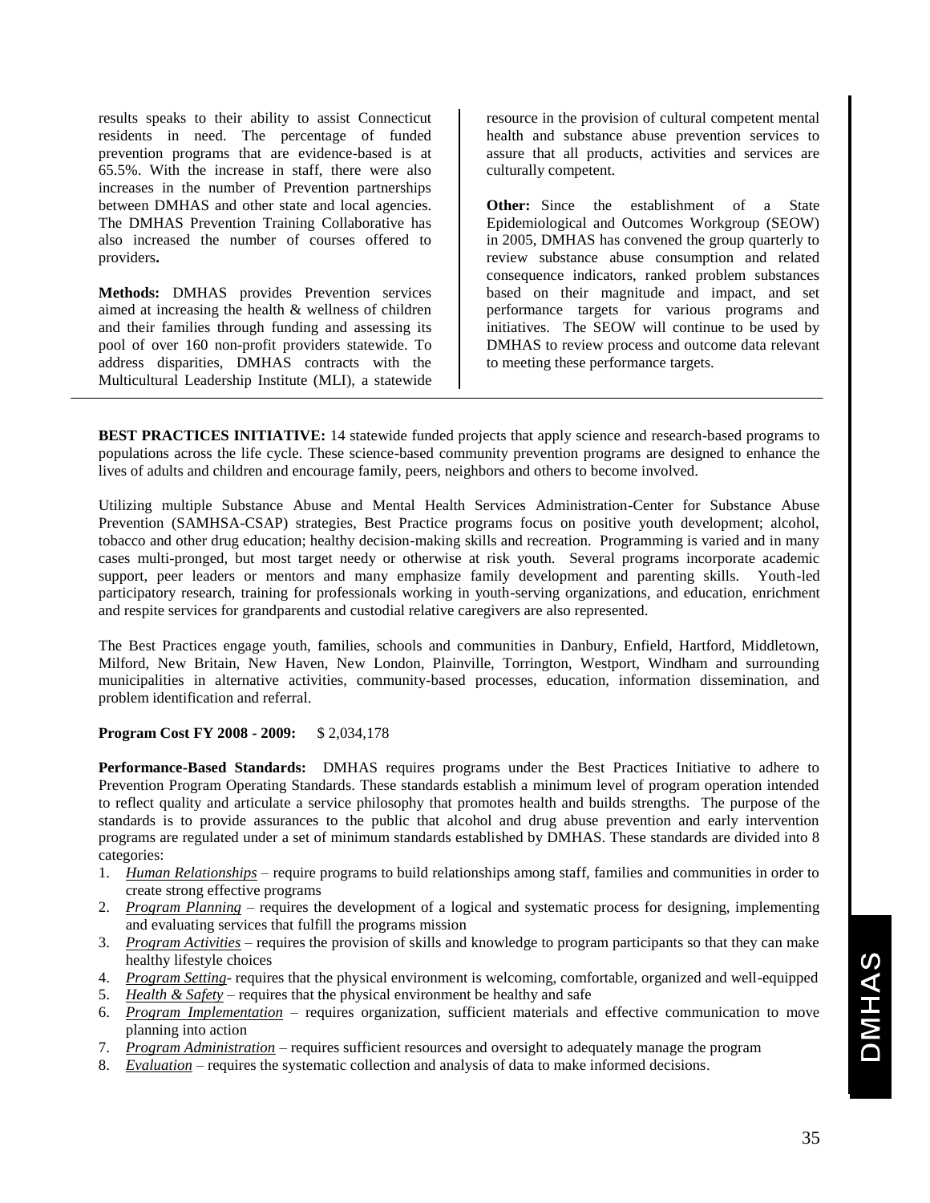results speaks to their ability to assist Connecticut residents in need. The percentage of funded prevention programs that are evidence-based is at 65.5%. With the increase in staff, there were also increases in the number of Prevention partnerships between DMHAS and other state and local agencies. The DMHAS Prevention Training Collaborative has also increased the number of courses offered to providers**.**

**Methods:** DMHAS provides Prevention services aimed at increasing the health & wellness of children and their families through funding and assessing its pool of over 160 non-profit providers statewide. To address disparities, DMHAS contracts with the Multicultural Leadership Institute (MLI), a statewide resource in the provision of cultural competent mental health and substance abuse prevention services to assure that all products, activities and services are culturally competent.

**Other:** Since the establishment of a State Epidemiological and Outcomes Workgroup (SEOW) in 2005, DMHAS has convened the group quarterly to review substance abuse consumption and related consequence indicators, ranked problem substances based on their magnitude and impact, and set performance targets for various programs and initiatives. The SEOW will continue to be used by DMHAS to review process and outcome data relevant to meeting these performance targets.

---

**BEST PRACTICES INITIATIVE:** 14 statewide funded projects that apply science and research-based programs to populations across the life cycle. These science-based community prevention programs are designed to enhance the lives of adults and children and encourage family, peers, neighbors and others to become involved.

Utilizing multiple Substance Abuse and Mental Health Services Administration-Center for Substance Abuse Prevention (SAMHSA-CSAP) strategies, Best Practice programs focus on positive youth development; alcohol, tobacco and other drug education; healthy decision-making skills and recreation. Programming is varied and in many cases multi-pronged, but most target needy or otherwise at risk youth. Several programs incorporate academic support, peer leaders or mentors and many emphasize family development and parenting skills. Youth-led participatory research, training for professionals working in youth-serving organizations, and education, enrichment and respite services for grandparents and custodial relative caregivers are also represented.

The Best Practices engage youth, families, schools and communities in Danbury, Enfield, Hartford, Middletown, Milford, New Britain, New Haven, New London, Plainville, Torrington, Westport, Windham and surrounding municipalities in alternative activities, community-based processes, education, information dissemination, and problem identification and referral.

**Program Cost FY 2008 - 2009:** $ 2,034,178

**Performance-Based Standards:** DMHAS requires programs under the Best Practices Initiative to adhere to Prevention Program Operating Standards. These standards establish a minimum level of program operation intended to reflect quality and articulate a service philosophy that promotes health and builds strengths. The purpose of the standards is to provide assurances to the public that alcohol and drug abuse prevention and early intervention programs are regulated under a set of minimum standards established by DMHAS. These standards are divided into 8 categories:

1. *Human Relationships* – require programs to build relationships among staff, families and communities in order to create strong effective programs
2. *Program Planning* – requires the development of a logical and systematic process for designing, implementing and evaluating services that fulfill the programs mission
3. *Program Activities* – requires the provision of skills and knowledge to program participants so that they can make healthy lifestyle choices
4. *Program Setting*- requires that the physical environment is welcoming, comfortable, organized and well-equipped
5. *Health & Safety* – requires that the physical environment be healthy and safe
6. *Program Implementation* – requires organization, sufficient materials and effective communication to move planning into action
7. *Program Administration* – requires sufficient resources and oversight to adequately manage the program
8. *Evaluation* – requires the systematic collection and analysis of data to make informed decisions.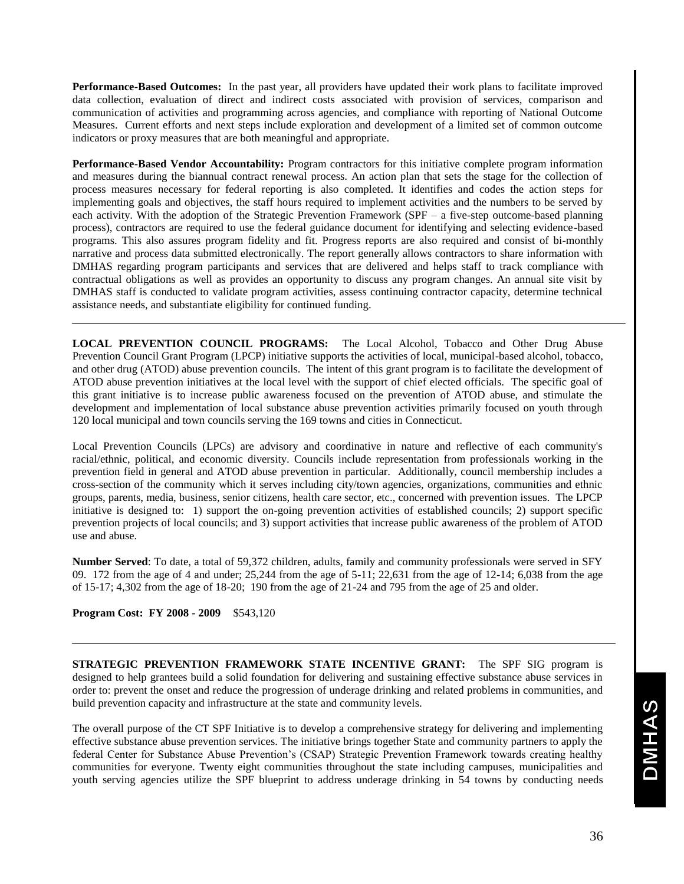**Performance-Based Outcomes:** In the past year, all providers have updated their work plans to facilitate improved data collection, evaluation of direct and indirect costs associated with provision of services, comparison and communication of activities and programming across agencies, and compliance with reporting of National Outcome Measures. Current efforts and next steps include exploration and development of a limited set of common outcome indicators or proxy measures that are both meaningful and appropriate.

**Performance-Based Vendor Accountability:** Program contractors for this initiative complete program information and measures during the biannual contract renewal process. An action plan that sets the stage for the collection of process measures necessary for federal reporting is also completed. It identifies and codes the action steps for implementing goals and objectives, the staff hours required to implement activities and the numbers to be served by each activity. With the adoption of the Strategic Prevention Framework (SPF – a five-step outcome-based planning process), contractors are required to use the federal guidance document for identifying and selecting evidence-based programs. This also assures program fidelity and fit. Progress reports are also required and consist of bi-monthly narrative and process data submitted electronically. The report generally allows contractors to share information with DMHAS regarding program participants and services that are delivered and helps staff to track compliance with contractual obligations as well as provides an opportunity to discuss any program changes. An annual site visit by DMHAS staff is conducted to validate program activities, assess continuing contractor capacity, determine technical assistance needs, and substantiate eligibility for continued funding.

---

**LOCAL PREVENTION COUNCIL PROGRAMS:** The Local Alcohol, Tobacco and Other Drug Abuse Prevention Council Grant Program (LPCP) initiative supports the activities of local, municipal-based alcohol, tobacco, and other drug (ATOD) abuse prevention councils. The intent of this grant program is to facilitate the development of ATOD abuse prevention initiatives at the local level with the support of chief elected officials. The specific goal of this grant initiative is to increase public awareness focused on the prevention of ATOD abuse, and stimulate the development and implementation of local substance abuse prevention activities primarily focused on youth through 120 local municipal and town councils serving the 169 towns and cities in Connecticut.

Local Prevention Councils (LPCs) are advisory and coordinative in nature and reflective of each community's racial/ethnic, political, and economic diversity. Councils include representation from professionals working in the prevention field in general and ATOD abuse prevention in particular. Additionally, council membership includes a cross-section of the community which it serves including city/town agencies, organizations, communities and ethnic groups, parents, media, business, senior citizens, health care sector, etc., concerned with prevention issues. The LPCP initiative is designed to: 1) support the on-going prevention activities of established councils; 2) support specific prevention projects of local councils; and 3) support activities that increase public awareness of the problem of ATOD use and abuse.

**Number Served**: To date, a total of 59,372 children, adults, family and community professionals were served in SFY 09. 172 from the age of 4 and under; 25,244 from the age of 5-11; 22,631 from the age of 12-14; 6,038 from the age of 15-17; 4,302 from the age of 18-20; 190 from the age of 21-24 and 795 from the age of 25 and older.

**Program Cost: FY 2008 - 2009** $543,120

---

**STRATEGIC PREVENTION FRAMEWORK STATE INCENTIVE GRANT:** The SPF SIG program is designed to help grantees build a solid foundation for delivering and sustaining effective substance abuse services in order to: prevent the onset and reduce the progression of underage drinking and related problems in communities, and build prevention capacity and infrastructure at the state and community levels.

The overall purpose of the CT SPF Initiative is to develop a comprehensive strategy for delivering and implementing effective substance abuse prevention services. The initiative brings together State and community partners to apply the federal Center for Substance Abuse Prevention's (CSAP) Strategic Prevention Framework towards creating healthy communities for everyone. Twenty eight communities throughout the state including campuses, municipalities and youth serving agencies utilize the SPF blueprint to address underage drinking in 54 towns by conducting needs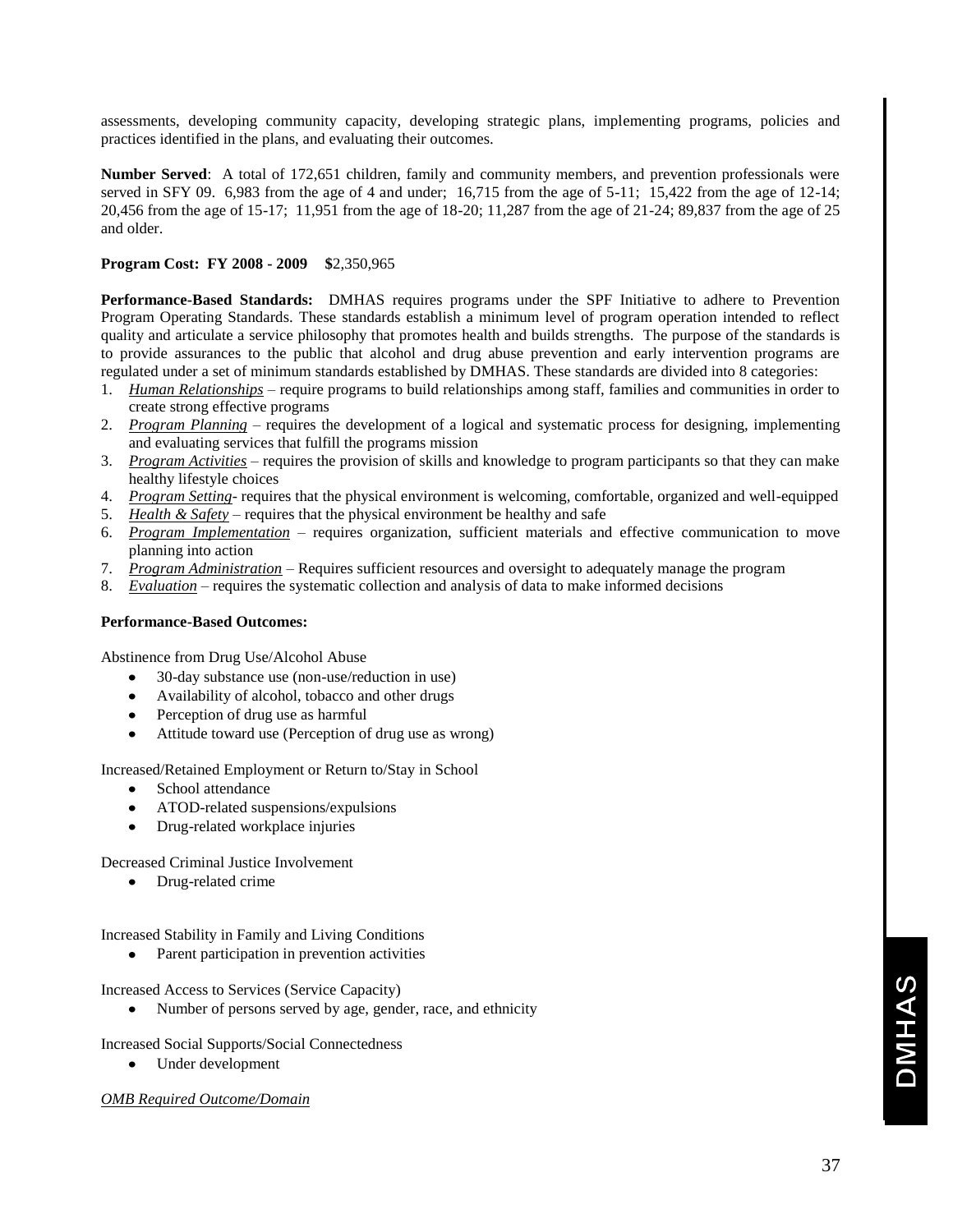assessments, developing community capacity, developing strategic plans, implementing programs, policies and practices identified in the plans, and evaluating their outcomes.

**Number Served**: A total of 172,651 children, family and community members, and prevention professionals were served in SFY 09. 6,983 from the age of 4 and under; 16,715 from the age of 5-11; 15,422 from the age of 12-14; 20,456 from the age of 15-17; 11,951 from the age of 18-20; 11,287 from the age of 21-24; 89,837 from the age of 25 and older.

**Program Cost: FY 2008 - 2009 $**2,350,965

**Performance-Based Standards:** DMHAS requires programs under the SPF Initiative to adhere to Prevention Program Operating Standards. These standards establish a minimum level of program operation intended to reflect quality and articulate a service philosophy that promotes health and builds strengths. The purpose of the standards is to provide assurances to the public that alcohol and drug abuse prevention and early intervention programs are regulated under a set of minimum standards established by DMHAS. These standards are divided into 8 categories:

1. *Human Relationships* – require programs to build relationships among staff, families and communities in order to create strong effective programs
2. *Program Planning* – requires the development of a logical and systematic process for designing, implementing and evaluating services that fulfill the programs mission
3. *Program Activities* – requires the provision of skills and knowledge to program participants so that they can make healthy lifestyle choices
4. *Program Setting*- requires that the physical environment is welcoming, comfortable, organized and well-equipped
5. *Health & Safety* – requires that the physical environment be healthy and safe
6. *Program Implementation* – requires organization, sufficient materials and effective communication to move planning into action
7. *Program Administration* – Requires sufficient resources and oversight to adequately manage the program
8. *Evaluation* – requires the systematic collection and analysis of data to make informed decisions

**Performance-Based Outcomes:**

Abstinence from Drug Use/Alcohol Abuse

- 30-day substance use (non-use/reduction in use)
- Availability of alcohol, tobacco and other drugs
- Perception of drug use as harmful
- Attitude toward use (Perception of drug use as wrong)

Increased/Retained Employment or Return to/Stay in School

- School attendance
- ATOD-related suspensions/expulsions
- Drug-related workplace injuries

Decreased Criminal Justice Involvement

- Drug-related crime

Increased Stability in Family and Living Conditions

- Parent participation in prevention activities

Increased Access to Services (Service Capacity)

- Number of persons served by age, gender, race, and ethnicity

Increased Social Supports/Social Connectedness

- Under development

*OMB Required Outcome/Domain*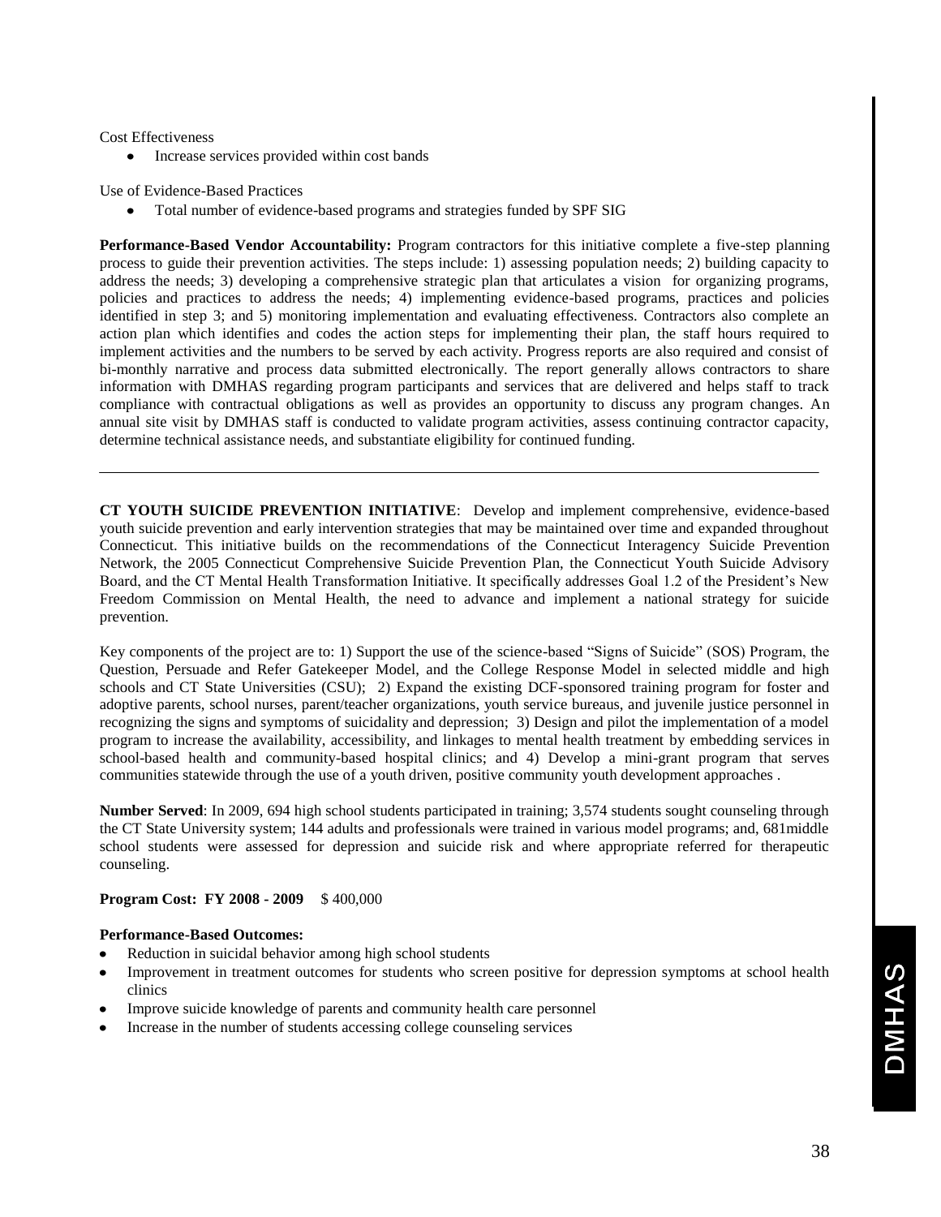Cost Effectiveness

- Increase services provided within cost bands

Use of Evidence-Based Practices

- Total number of evidence-based programs and strategies funded by SPF SIG

**Performance-Based Vendor Accountability:** Program contractors for this initiative complete a five-step planning process to guide their prevention activities. The steps include: 1) assessing population needs; 2) building capacity to address the needs; 3) developing a comprehensive strategic plan that articulates a vision for organizing programs, policies and practices to address the needs; 4) implementing evidence-based programs, practices and policies identified in step 3; and 5) monitoring implementation and evaluating effectiveness. Contractors also complete an action plan which identifies and codes the action steps for implementing their plan, the staff hours required to implement activities and the numbers to be served by each activity. Progress reports are also required and consist of bi-monthly narrative and process data submitted electronically. The report generally allows contractors to share information with DMHAS regarding program participants and services that are delivered and helps staff to track compliance with contractual obligations as well as provides an opportunity to discuss any program changes. An annual site visit by DMHAS staff is conducted to validate program activities, assess continuing contractor capacity, determine technical assistance needs, and substantiate eligibility for continued funding.

---

**CT YOUTH SUICIDE PREVENTION INITIATIVE**: Develop and implement comprehensive, evidence-based youth suicide prevention and early intervention strategies that may be maintained over time and expanded throughout Connecticut. This initiative builds on the recommendations of the Connecticut Interagency Suicide Prevention Network, the 2005 Connecticut Comprehensive Suicide Prevention Plan, the Connecticut Youth Suicide Advisory Board, and the CT Mental Health Transformation Initiative. It specifically addresses Goal 1.2 of the President's New Freedom Commission on Mental Health, the need to advance and implement a national strategy for suicide prevention.

Key components of the project are to: 1) Support the use of the science-based "Signs of Suicide" (SOS) Program, the Question, Persuade and Refer Gatekeeper Model, and the College Response Model in selected middle and high schools and CT State Universities (CSU); 2) Expand the existing DCF-sponsored training program for foster and adoptive parents, school nurses, parent/teacher organizations, youth service bureaus, and juvenile justice personnel in recognizing the signs and symptoms of suicidality and depression; 3) Design and pilot the implementation of a model program to increase the availability, accessibility, and linkages to mental health treatment by embedding services in school-based health and community-based hospital clinics; and 4) Develop a mini-grant program that serves communities statewide through the use of a youth driven, positive community youth development approaches .

**Number Served**: In 2009, 694 high school students participated in training; 3,574 students sought counseling through the CT State University system; 144 adults and professionals were trained in various model programs; and, 681middle school students were assessed for depression and suicide risk and where appropriate referred for therapeutic counseling.

**Program Cost: FY 2008 - 2009** $ 400,000

**Performance-Based Outcomes:**

- Reduction in suicidal behavior among high school students
- Improvement in treatment outcomes for students who screen positive for depression symptoms at school health clinics
- Improve suicide knowledge of parents and community health care personnel
- Increase in the number of students accessing college counseling services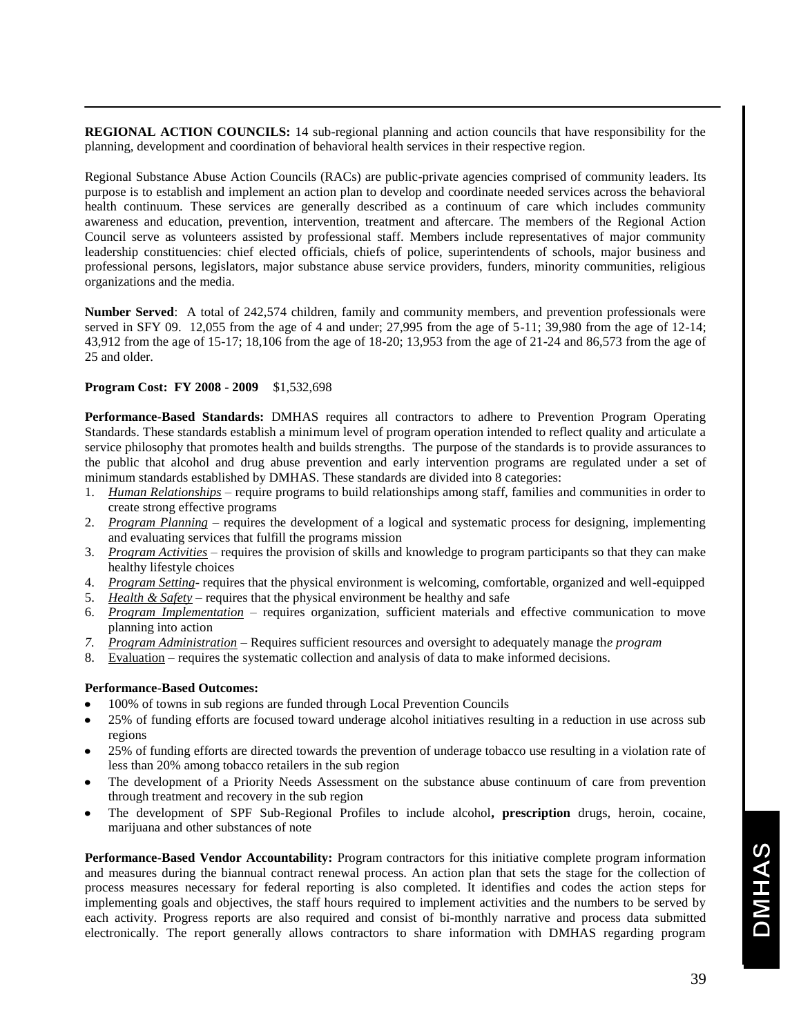**REGIONAL ACTION COUNCILS:** 14 sub-regional planning and action councils that have responsibility for the planning, development and coordination of behavioral health services in their respective region.

Regional Substance Abuse Action Councils (RACs) are public-private agencies comprised of community leaders. Its purpose is to establish and implement an action plan to develop and coordinate needed services across the behavioral health continuum. These services are generally described as a continuum of care which includes community awareness and education, prevention, intervention, treatment and aftercare. The members of the Regional Action Council serve as volunteers assisted by professional staff. Members include representatives of major community leadership constituencies: chief elected officials, chiefs of police, superintendents of schools, major business and professional persons, legislators, major substance abuse service providers, funders, minority communities, religious organizations and the media.

**Number Served**: A total of 242,574 children, family and community members, and prevention professionals were served in SFY 09. 12,055 from the age of 4 and under; 27,995 from the age of 5-11; 39,980 from the age of 12-14; 43,912 from the age of 15-17; 18,106 from the age of 18-20; 13,953 from the age of 21-24 and 86,573 from the age of 25 and older.

**Program Cost: FY 2008 - 2009** $1,532,698

**Performance-Based Standards:** DMHAS requires all contractors to adhere to Prevention Program Operating Standards. These standards establish a minimum level of program operation intended to reflect quality and articulate a service philosophy that promotes health and builds strengths. The purpose of the standards is to provide assurances to the public that alcohol and drug abuse prevention and early intervention programs are regulated under a set of minimum standards established by DMHAS. These standards are divided into 8 categories:

1. *Human Relationships* – require programs to build relationships among staff, families and communities in order to create strong effective programs
2. *Program Planning* – requires the development of a logical and systematic process for designing, implementing and evaluating services that fulfill the programs mission
3. *Program Activities* – requires the provision of skills and knowledge to program participants so that they can make healthy lifestyle choices
4. *Program Setting*- requires that the physical environment is welcoming, comfortable, organized and well-equipped
5. *Health & Safety* – requires that the physical environment be healthy and safe
6. *Program Implementation* – requires organization, sufficient materials and effective communication to move planning into action
7. *Program Administration* – Requires sufficient resources and oversight to adequately manage th*e program*
8. Evaluation – requires the systematic collection and analysis of data to make informed decisions.

**Performance-Based Outcomes:**

- 100% of towns in sub regions are funded through Local Prevention Councils
- 25% of funding efforts are focused toward underage alcohol initiatives resulting in a reduction in use across sub regions
- 25% of funding efforts are directed towards the prevention of underage tobacco use resulting in a violation rate of less than 20% among tobacco retailers in the sub region
- The development of a Priority Needs Assessment on the substance abuse continuum of care from prevention through treatment and recovery in the sub region
- The development of SPF Sub-Regional Profiles to include alcohol**, prescription** drugs, heroin, cocaine, marijuana and other substances of note

**Performance-Based Vendor Accountability:** Program contractors for this initiative complete program information and measures during the biannual contract renewal process. An action plan that sets the stage for the collection of process measures necessary for federal reporting is also completed. It identifies and codes the action steps for implementing goals and objectives, the staff hours required to implement activities and the numbers to be served by each activity. Progress reports are also required and consist of bi-monthly narrative and process data submitted electronically. The report generally allows contractors to share information with DMHAS regarding program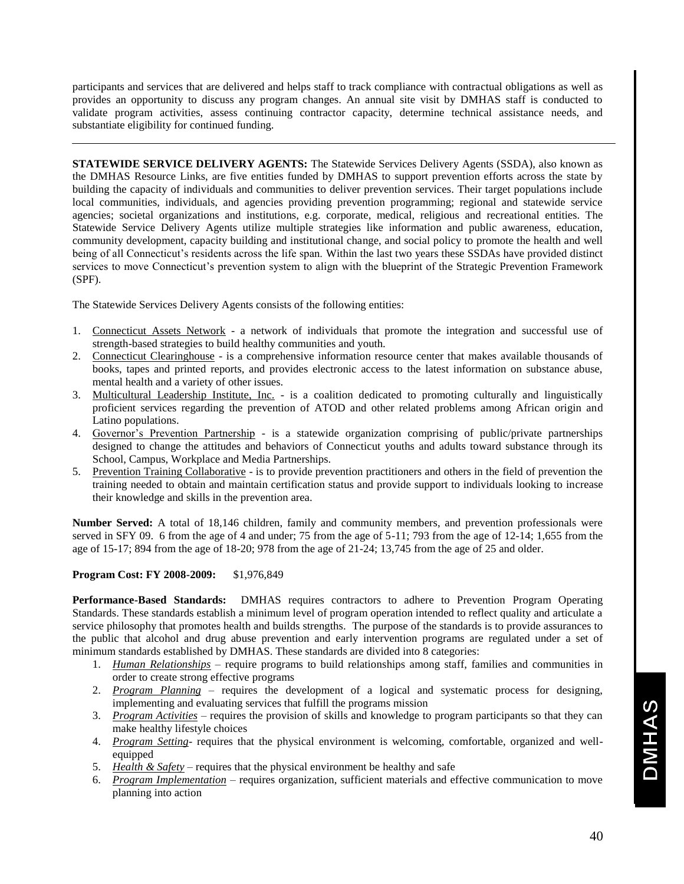participants and services that are delivered and helps staff to track compliance with contractual obligations as well as provides an opportunity to discuss any program changes. An annual site visit by DMHAS staff is conducted to validate program activities, assess continuing contractor capacity, determine technical assistance needs, and substantiate eligibility for continued funding.

---

**STATEWIDE SERVICE DELIVERY AGENTS:** The Statewide Services Delivery Agents (SSDA), also known as the DMHAS Resource Links, are five entities funded by DMHAS to support prevention efforts across the state by building the capacity of individuals and communities to deliver prevention services. Their target populations include local communities, individuals, and agencies providing prevention programming; regional and statewide service agencies; societal organizations and institutions, e.g. corporate, medical, religious and recreational entities. The Statewide Service Delivery Agents utilize multiple strategies like information and public awareness, education, community development, capacity building and institutional change, and social policy to promote the health and well being of all Connecticut's residents across the life span. Within the last two years these SSDAs have provided distinct services to move Connecticut's prevention system to align with the blueprint of the Strategic Prevention Framework (SPF).

The Statewide Services Delivery Agents consists of the following entities:

1. Connecticut Assets Network - a network of individuals that promote the integration and successful use of strength-based strategies to build healthy communities and youth.
2. Connecticut Clearinghouse - is a comprehensive information resource center that makes available thousands of books, tapes and printed reports, and provides electronic access to the latest information on substance abuse, mental health and a variety of other issues.
3. Multicultural Leadership Institute, Inc. - is a coalition dedicated to promoting culturally and linguistically proficient services regarding the prevention of ATOD and other related problems among African origin and Latino populations.
4. Governor's Prevention Partnership - is a statewide organization comprising of public/private partnerships designed to change the attitudes and behaviors of Connecticut youths and adults toward substance through its School, Campus, Workplace and Media Partnerships.
5. Prevention Training Collaborative - is to provide prevention practitioners and others in the field of prevention the training needed to obtain and maintain certification status and provide support to individuals looking to increase their knowledge and skills in the prevention area.

**Number Served:** A total of 18,146 children, family and community members, and prevention professionals were served in SFY 09. 6 from the age of 4 and under; 75 from the age of 5-11; 793 from the age of 12-14; 1,655 from the age of 15-17; 894 from the age of 18-20; 978 from the age of 21-24; 13,745 from the age of 25 and older.

**Program Cost: FY 2008-2009:** $1,976,849

**Performance-Based Standards:** DMHAS requires contractors to adhere to Prevention Program Operating Standards. These standards establish a minimum level of program operation intended to reflect quality and articulate a service philosophy that promotes health and builds strengths. The purpose of the standards is to provide assurances to the public that alcohol and drug abuse prevention and early intervention programs are regulated under a set of minimum standards established by DMHAS. These standards are divided into 8 categories:

1. *Human Relationships* – require programs to build relationships among staff, families and communities in order to create strong effective programs
2. *Program Planning* – requires the development of a logical and systematic process for designing, implementing and evaluating services that fulfill the programs mission
3. *Program Activities* – requires the provision of skills and knowledge to program participants so that they can make healthy lifestyle choices
4. *Program Setting*- requires that the physical environment is welcoming, comfortable, organized and well-equipped
5. *Health & Safety* – requires that the physical environment be healthy and safe
6. *Program Implementation* – requires organization, sufficient materials and effective communication to move planning into action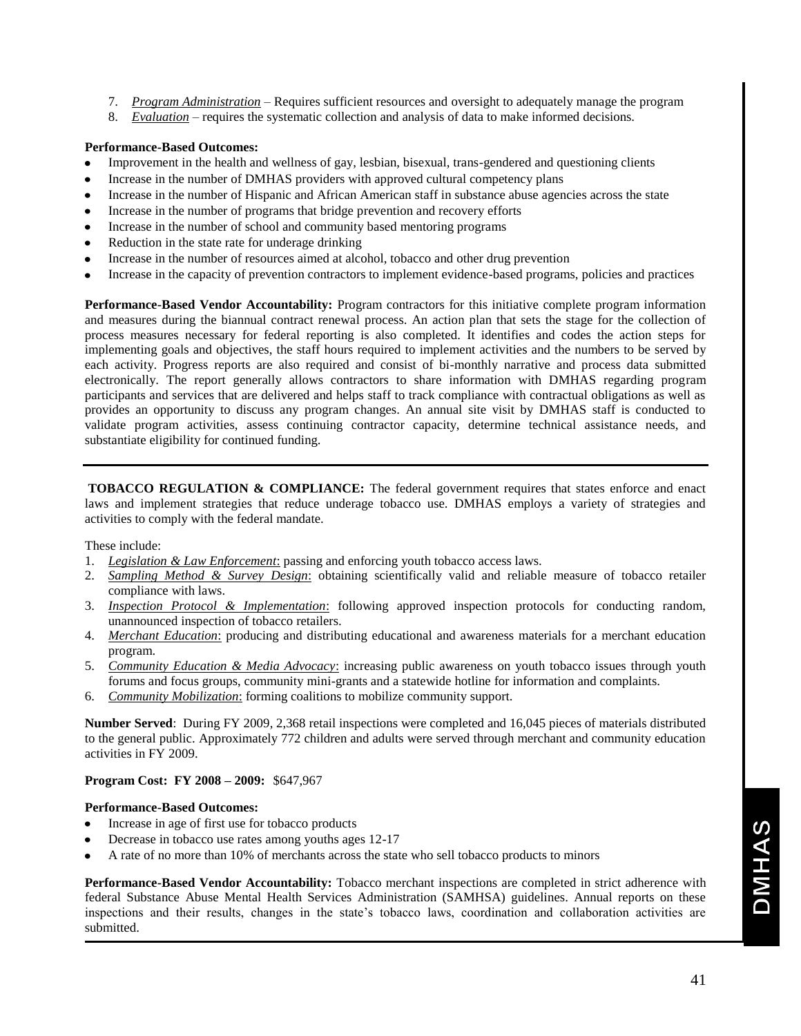7. *Program Administration* – Requires sufficient resources and oversight to adequately manage the program
8. *Evaluation* – requires the systematic collection and analysis of data to make informed decisions.

**Performance-Based Outcomes:**

- Improvement in the health and wellness of gay, lesbian, bisexual, trans-gendered and questioning clients
- Increase in the number of DMHAS providers with approved cultural competency plans
- Increase in the number of Hispanic and African American staff in substance abuse agencies across the state
- Increase in the number of programs that bridge prevention and recovery efforts
- Increase in the number of school and community based mentoring programs
- Reduction in the state rate for underage drinking
- Increase in the number of resources aimed at alcohol, tobacco and other drug prevention
- Increase in the capacity of prevention contractors to implement evidence-based programs, policies and practices

**Performance-Based Vendor Accountability:** Program contractors for this initiative complete program information and measures during the biannual contract renewal process. An action plan that sets the stage for the collection of process measures necessary for federal reporting is also completed. It identifies and codes the action steps for implementing goals and objectives, the staff hours required to implement activities and the numbers to be served by each activity. Progress reports are also required and consist of bi-monthly narrative and process data submitted electronically. The report generally allows contractors to share information with DMHAS regarding program participants and services that are delivered and helps staff to track compliance with contractual obligations as well as provides an opportunity to discuss any program changes. An annual site visit by DMHAS staff is conducted to validate program activities, assess continuing contractor capacity, determine technical assistance needs, and substantiate eligibility for continued funding.

---

**TOBACCO REGULATION & COMPLIANCE:** The federal government requires that states enforce and enact laws and implement strategies that reduce underage tobacco use. DMHAS employs a variety of strategies and activities to comply with the federal mandate.

These include:

1. *Legislation & Law Enforcement*: passing and enforcing youth tobacco access laws.
2. *Sampling Method & Survey Design*: obtaining scientifically valid and reliable measure of tobacco retailer compliance with laws.
3. *Inspection Protocol & Implementation*: following approved inspection protocols for conducting random, unannounced inspection of tobacco retailers.
4. *Merchant Education*: producing and distributing educational and awareness materials for a merchant education program.
5. *Community Education & Media Advocacy*: increasing public awareness on youth tobacco issues through youth forums and focus groups, community mini-grants and a statewide hotline for information and complaints.
6. *Community Mobilization*: forming coalitions to mobilize community support.

**Number Served**: During FY 2009, 2,368 retail inspections were completed and 16,045 pieces of materials distributed to the general public. Approximately 772 children and adults were served through merchant and community education activities in FY 2009.

**Program Cost: FY 2008 – 2009:** $647,967

**Performance-Based Outcomes:**

- Increase in age of first use for tobacco products
- Decrease in tobacco use rates among youths ages 12-17
- A rate of no more than 10% of merchants across the state who sell tobacco products to minors

**Performance-Based Vendor Accountability:** Tobacco merchant inspections are completed in strict adherence with federal Substance Abuse Mental Health Services Administration (SAMHSA) guidelines. Annual reports on these inspections and their results, changes in the state's tobacco laws, coordination and collaboration activities are submitted.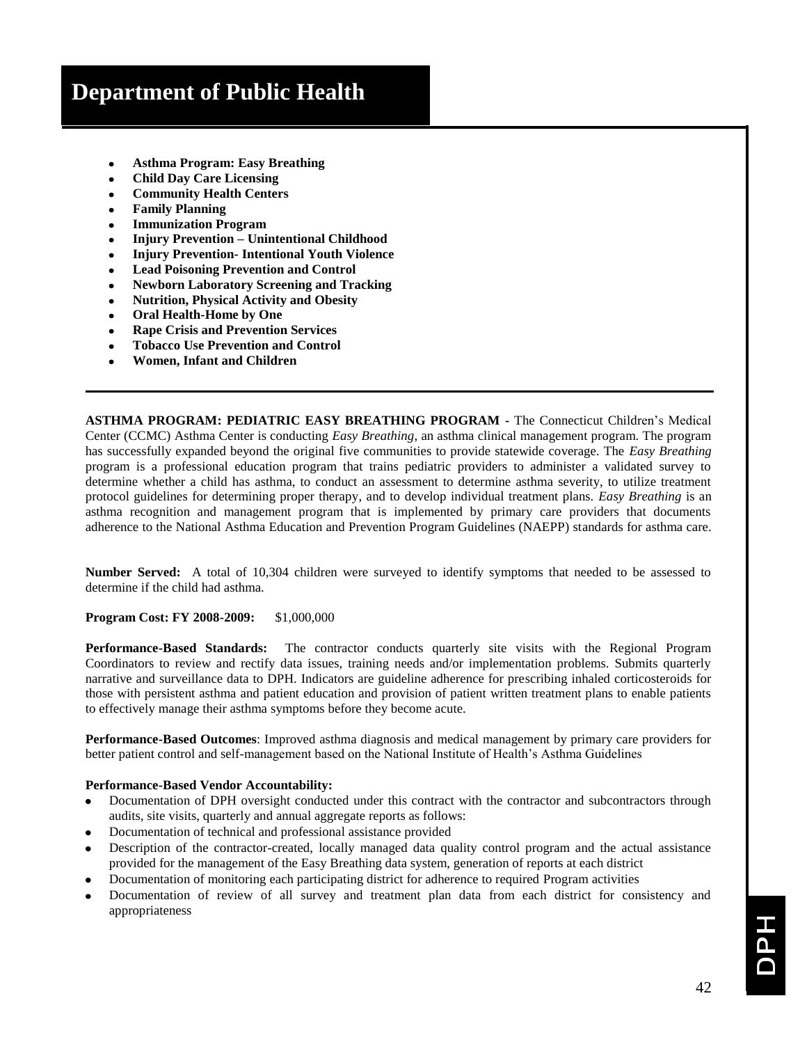# Department of Public Health

- **Asthma Program: Easy Breathing**
- **Child Day Care Licensing**
- **Community Health Centers**
- **Family Planning**
- **Immunization Program**
- **Injury Prevention – Unintentional Childhood**
- **Injury Prevention- Intentional Youth Violence**
- **Lead Poisoning Prevention and Control**
- **Newborn Laboratory Screening and Tracking**
- **Nutrition, Physical Activity and Obesity**
- **Oral Health-Home by One**
- **Rape Crisis and Prevention Services**
- **Tobacco Use Prevention and Control**
- **Women, Infant and Children**

---

**ASTHMA PROGRAM: PEDIATRIC EASY BREATHING PROGRAM** - The Connecticut Children's Medical Center (CCMC) Asthma Center is conducting *Easy Breathing*, an asthma clinical management program. The program has successfully expanded beyond the original five communities to provide statewide coverage. The *Easy Breathing* program is a professional education program that trains pediatric providers to administer a validated survey to determine whether a child has asthma, to conduct an assessment to determine asthma severity, to utilize treatment protocol guidelines for determining proper therapy, and to develop individual treatment plans. *Easy Breathing* is an asthma recognition and management program that is implemented by primary care providers that documents adherence to the National Asthma Education and Prevention Program Guidelines (NAEPP) standards for asthma care.

**Number Served:** A total of 10,304 children were surveyed to identify symptoms that needed to be assessed to determine if the child had asthma.

**Program Cost: FY 2008-2009:** $1,000,000

**Performance-Based Standards:** The contractor conducts quarterly site visits with the Regional Program Coordinators to review and rectify data issues, training needs and/or implementation problems. Submits quarterly narrative and surveillance data to DPH. Indicators are guideline adherence for prescribing inhaled corticosteroids for those with persistent asthma and patient education and provision of patient written treatment plans to enable patients to effectively manage their asthma symptoms before they become acute.

**Performance-Based Outcomes**: Improved asthma diagnosis and medical management by primary care providers for better patient control and self-management based on the National Institute of Health's Asthma Guidelines

**Performance-Based Vendor Accountability:**

- Documentation of DPH oversight conducted under this contract with the contractor and subcontractors through audits, site visits, quarterly and annual aggregate reports as follows:
- Documentation of technical and professional assistance provided
- Description of the contractor-created, locally managed data quality control program and the actual assistance provided for the management of the Easy Breathing data system, generation of reports at each district
- Documentation of monitoring each participating district for adherence to required Program activities
- Documentation of review of all survey and treatment plan data from each district for consistency and appropriateness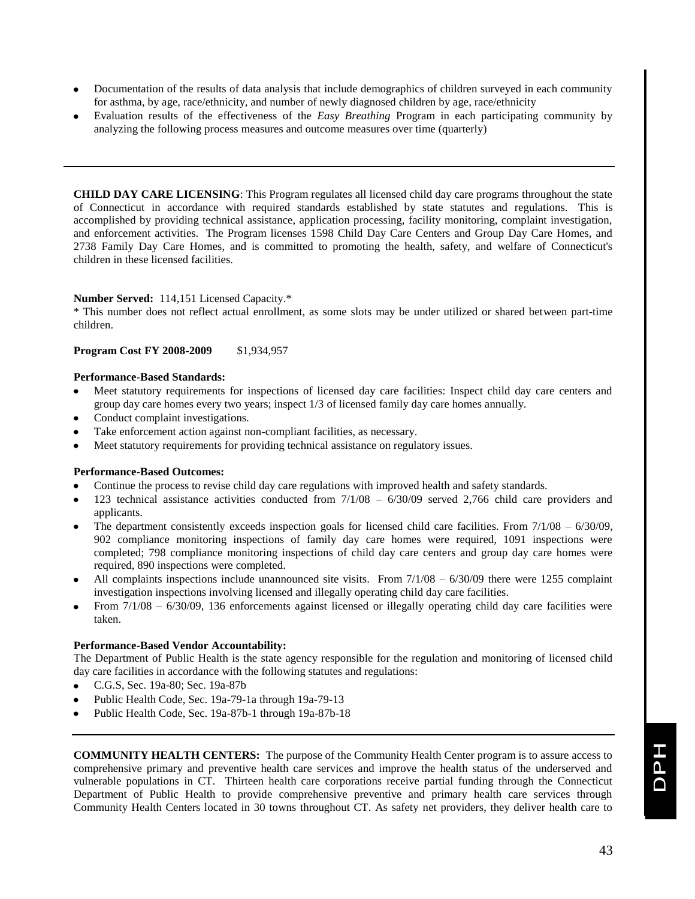- Documentation of the results of data analysis that include demographics of children surveyed in each community for asthma, by age, race/ethnicity, and number of newly diagnosed children by age, race/ethnicity
- Evaluation results of the effectiveness of the *Easy Breathing* Program in each participating community by analyzing the following process measures and outcome measures over time (quarterly)

---

**CHILD DAY CARE LICENSING**: This Program regulates all licensed child day care programs throughout the state of Connecticut in accordance with required standards established by state statutes and regulations. This is accomplished by providing technical assistance, application processing, facility monitoring, complaint investigation, and enforcement activities. The Program licenses 1598 Child Day Care Centers and Group Day Care Homes, and 2738 Family Day Care Homes, and is committed to promoting the health, safety, and welfare of Connecticut's children in these licensed facilities.

**Number Served:** 114,151 Licensed Capacity.*
* This number does not reflect actual enrollment, as some slots may be under utilized or shared between part-time children.

**Program Cost FY 2008-2009** $1,934,957

**Performance-Based Standards:**

- Meet statutory requirements for inspections of licensed day care facilities: Inspect child day care centers and group day care homes every two years; inspect 1/3 of licensed family day care homes annually.
- Conduct complaint investigations.
- Take enforcement action against non-compliant facilities, as necessary.
- Meet statutory requirements for providing technical assistance on regulatory issues.

**Performance-Based Outcomes:**

- Continue the process to revise child day care regulations with improved health and safety standards.
- 123 technical assistance activities conducted from 7/1/08 – 6/30/09 served 2,766 child care providers and applicants.
- The department consistently exceeds inspection goals for licensed child care facilities. From 7/1/08 – 6/30/09, 902 compliance monitoring inspections of family day care homes were required, 1091 inspections were completed; 798 compliance monitoring inspections of child day care centers and group day care homes were required, 890 inspections were completed.
- All complaints inspections include unannounced site visits. From 7/1/08 – 6/30/09 there were 1255 complaint investigation inspections involving licensed and illegally operating child day care facilities.
- From 7/1/08 – 6/30/09, 136 enforcements against licensed or illegally operating child day care facilities were taken.

**Performance-Based Vendor Accountability:**
The Department of Public Health is the state agency responsible for the regulation and monitoring of licensed child day care facilities in accordance with the following statutes and regulations:

- C.G.S, Sec. 19a-80; Sec. 19a-87b
- Public Health Code, Sec. 19a-79-1a through 19a-79-13
- Public Health Code, Sec. 19a-87b-1 through 19a-87b-18

---

**COMMUNITY HEALTH CENTERS:** The purpose of the Community Health Center program is to assure access to comprehensive primary and preventive health care services and improve the health status of the underserved and vulnerable populations in CT. Thirteen health care corporations receive partial funding through the Connecticut Department of Public Health to provide comprehensive preventive and primary health care services through Community Health Centers located in 30 towns throughout CT. As safety net providers, they deliver health care to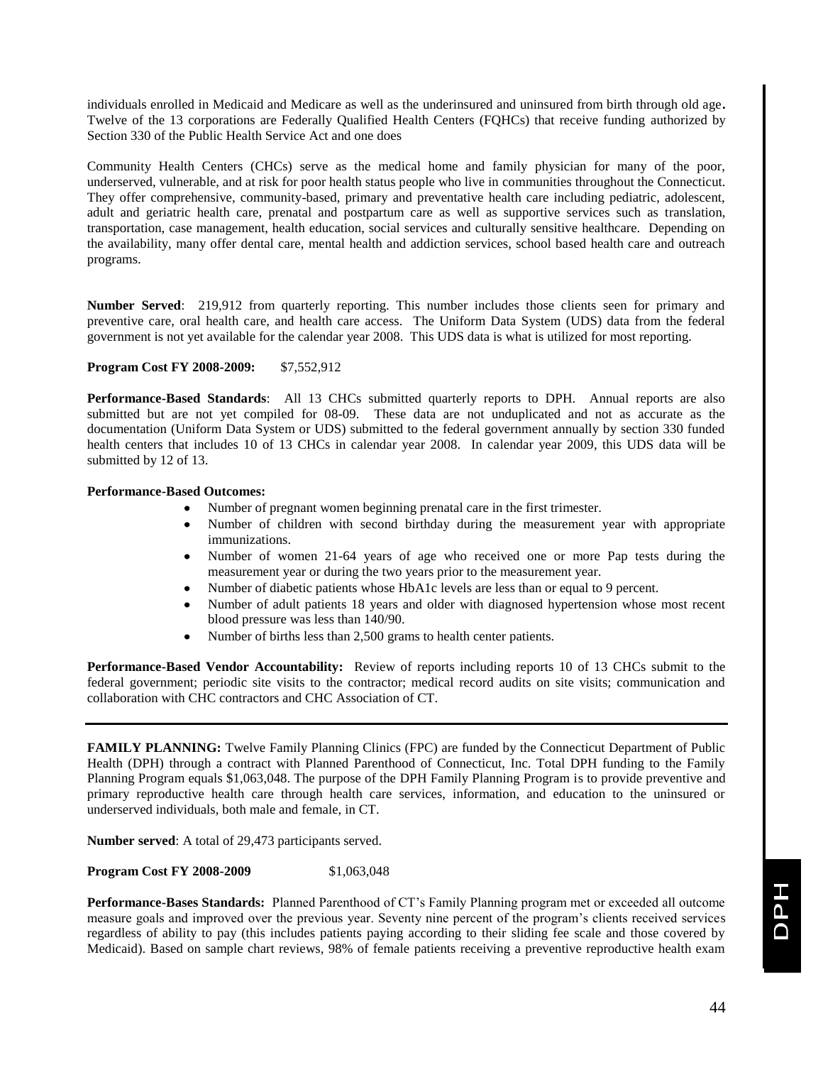individuals enrolled in Medicaid and Medicare as well as the underinsured and uninsured from birth through old age**.** Twelve of the 13 corporations are Federally Qualified Health Centers (FQHCs) that receive funding authorized by Section 330 of the Public Health Service Act and one does

Community Health Centers (CHCs) serve as the medical home and family physician for many of the poor, underserved, vulnerable, and at risk for poor health status people who live in communities throughout the Connecticut. They offer comprehensive, community-based, primary and preventative health care including pediatric, adolescent, adult and geriatric health care, prenatal and postpartum care as well as supportive services such as translation, transportation, case management, health education, social services and culturally sensitive healthcare. Depending on the availability, many offer dental care, mental health and addiction services, school based health care and outreach programs.

**Number Served**: 219,912 from quarterly reporting. This number includes those clients seen for primary and preventive care, oral health care, and health care access. The Uniform Data System (UDS) data from the federal government is not yet available for the calendar year 2008. This UDS data is what is utilized for most reporting.

**Program Cost FY 2008-2009:** $7,552,912

**Performance-Based Standards**: All 13 CHCs submitted quarterly reports to DPH. Annual reports are also submitted but are not yet compiled for 08-09. These data are not unduplicated and not as accurate as the documentation (Uniform Data System or UDS) submitted to the federal government annually by section 330 funded health centers that includes 10 of 13 CHCs in calendar year 2008. In calendar year 2009, this UDS data will be submitted by 12 of 13.

**Performance-Based Outcomes:**

- Number of pregnant women beginning prenatal care in the first trimester.
- Number of children with second birthday during the measurement year with appropriate immunizations.
- Number of women 21-64 years of age who received one or more Pap tests during the measurement year or during the two years prior to the measurement year.
- Number of diabetic patients whose HbA1c levels are less than or equal to 9 percent.
- Number of adult patients 18 years and older with diagnosed hypertension whose most recent blood pressure was less than 140/90.
- Number of births less than 2,500 grams to health center patients.

**Performance-Based Vendor Accountability:** Review of reports including reports 10 of 13 CHCs submit to the federal government; periodic site visits to the contractor; medical record audits on site visits; communication and collaboration with CHC contractors and CHC Association of CT.

---

**FAMILY PLANNING:** Twelve Family Planning Clinics (FPC) are funded by the Connecticut Department of Public Health (DPH) through a contract with Planned Parenthood of Connecticut, Inc. Total DPH funding to the Family Planning Program equals $1,063,048. The purpose of the DPH Family Planning Program is to provide preventive and primary reproductive health care through health care services, information, and education to the uninsured or underserved individuals, both male and female, in CT.

**Number served**: A total of 29,473 participants served.

**Program Cost FY 2008-2009** $1,063,048

**Performance-Bases Standards:** Planned Parenthood of CT's Family Planning program met or exceeded all outcome measure goals and improved over the previous year. Seventy nine percent of the program's clients received services regardless of ability to pay (this includes patients paying according to their sliding fee scale and those covered by Medicaid). Based on sample chart reviews, 98% of female patients receiving a preventive reproductive health exam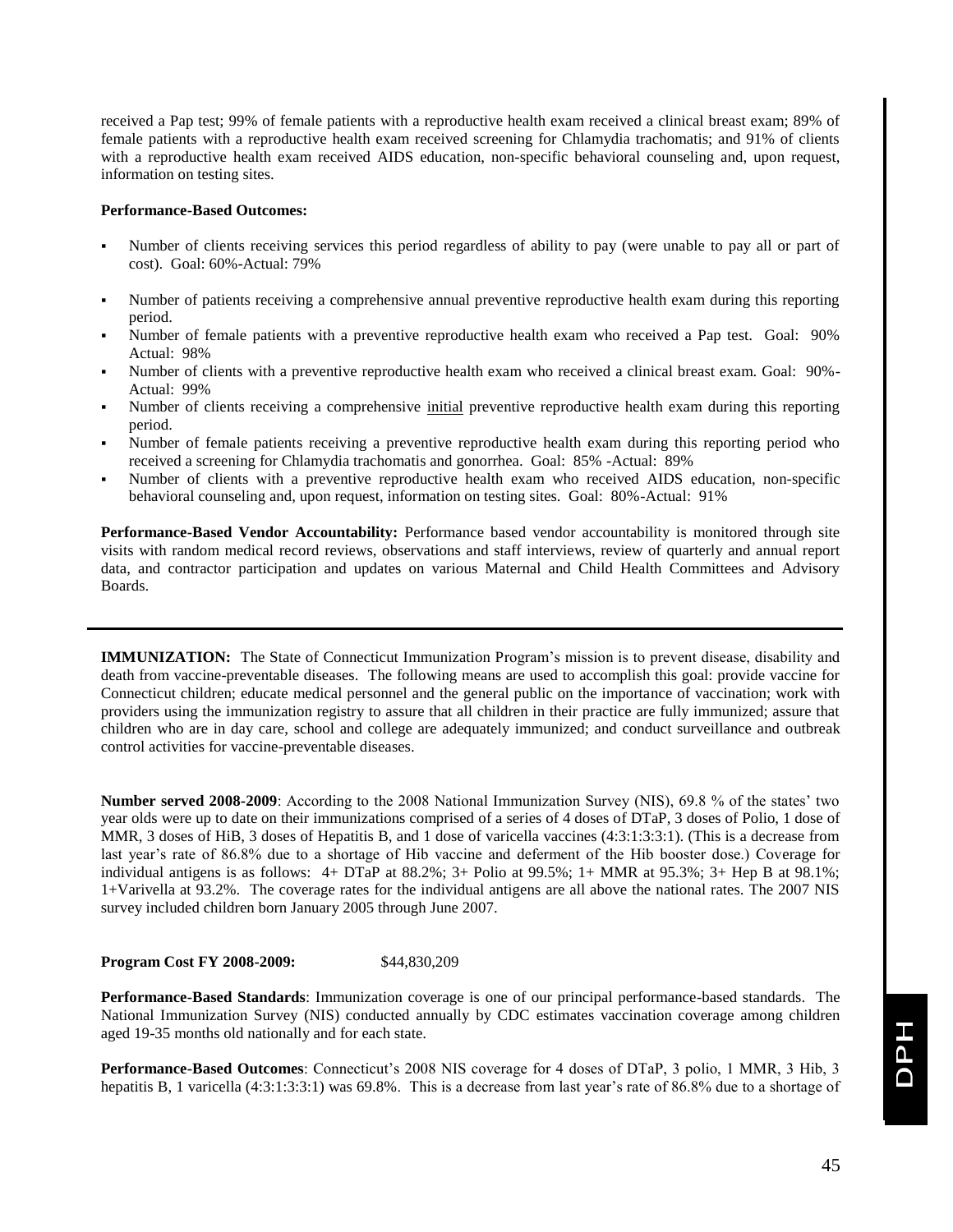received a Pap test; 99% of female patients with a reproductive health exam received a clinical breast exam; 89% of female patients with a reproductive health exam received screening for Chlamydia trachomatis; and 91% of clients with a reproductive health exam received AIDS education, non-specific behavioral counseling and, upon request, information on testing sites.

**Performance-Based Outcomes:**

- Number of clients receiving services this period regardless of ability to pay (were unable to pay all or part of cost). Goal: 60%-Actual: 79%
- Number of patients receiving a comprehensive annual preventive reproductive health exam during this reporting period.
- Number of female patients with a preventive reproductive health exam who received a Pap test. Goal: 90% Actual: 98%
- Number of clients with a preventive reproductive health exam who received a clinical breast exam. Goal: 90%-Actual: 99%
- Number of clients receiving a comprehensive <u>initial</u> preventive reproductive health exam during this reporting period.
- Number of female patients receiving a preventive reproductive health exam during this reporting period who received a screening for Chlamydia trachomatis and gonorrhea. Goal: 85% -Actual: 89%
- Number of clients with a preventive reproductive health exam who received AIDS education, non-specific behavioral counseling and, upon request, information on testing sites. Goal: 80%-Actual: 91%

**Performance-Based Vendor Accountability:** Performance based vendor accountability is monitored through site visits with random medical record reviews, observations and staff interviews, review of quarterly and annual report data, and contractor participation and updates on various Maternal and Child Health Committees and Advisory Boards.

---

**IMMUNIZATION:** The State of Connecticut Immunization Program's mission is to prevent disease, disability and death from vaccine-preventable diseases. The following means are used to accomplish this goal: provide vaccine for Connecticut children; educate medical personnel and the general public on the importance of vaccination; work with providers using the immunization registry to assure that all children in their practice are fully immunized; assure that children who are in day care, school and college are adequately immunized; and conduct surveillance and outbreak control activities for vaccine-preventable diseases.

**Number served 2008-2009**: According to the 2008 National Immunization Survey (NIS), 69.8 % of the states' two year olds were up to date on their immunizations comprised of a series of 4 doses of DTaP, 3 doses of Polio, 1 dose of MMR, 3 doses of HiB, 3 doses of Hepatitis B, and 1 dose of varicella vaccines (4:3:1:3:3:1). (This is a decrease from last year's rate of 86.8% due to a shortage of Hib vaccine and deferment of the Hib booster dose.) Coverage for individual antigens is as follows: 4+ DTaP at 88.2%; 3+ Polio at 99.5%; 1+ MMR at 95.3%; 3+ Hep B at 98.1%; 1+Varivella at 93.2%. The coverage rates for the individual antigens are all above the national rates. The 2007 NIS survey included children born January 2005 through June 2007.

**Program Cost FY 2008-2009:** $44,830,209

**Performance-Based Standards**: Immunization coverage is one of our principal performance-based standards. The National Immunization Survey (NIS) conducted annually by CDC estimates vaccination coverage among children aged 19-35 months old nationally and for each state.

**Performance-Based Outcomes**: Connecticut's 2008 NIS coverage for 4 doses of DTaP, 3 polio, 1 MMR, 3 Hib, 3 hepatitis B, 1 varicella (4:3:1:3:3:1) was 69.8%. This is a decrease from last year's rate of 86.8% due to a shortage of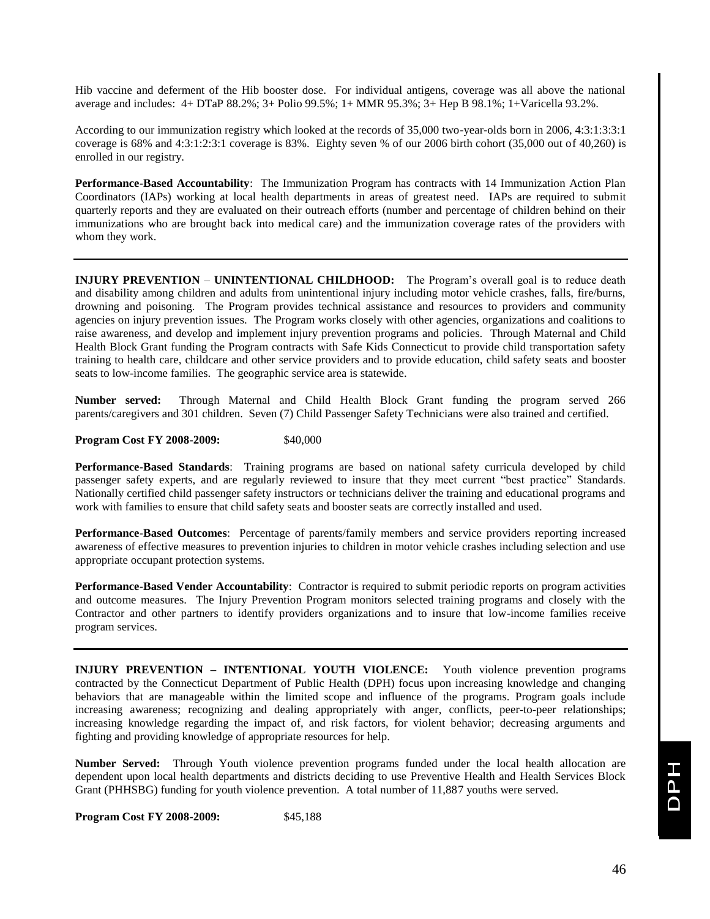Hib vaccine and deferment of the Hib booster dose. For individual antigens, coverage was all above the national average and includes: 4+ DTaP 88.2%; 3+ Polio 99.5%; 1+ MMR 95.3%; 3+ Hep B 98.1%; 1+Varicella 93.2%.

According to our immunization registry which looked at the records of 35,000 two-year-olds born in 2006, 4:3:1:3:3:1 coverage is 68% and 4:3:1:2:3:1 coverage is 83%. Eighty seven % of our 2006 birth cohort (35,000 out of 40,260) is enrolled in our registry.

**Performance-Based Accountability**: The Immunization Program has contracts with 14 Immunization Action Plan Coordinators (IAPs) working at local health departments in areas of greatest need. IAPs are required to submit quarterly reports and they are evaluated on their outreach efforts (number and percentage of children behind on their immunizations who are brought back into medical care) and the immunization coverage rates of the providers with whom they work.

---

**INJURY PREVENTION** – **UNINTENTIONAL CHILDHOOD:** The Program's overall goal is to reduce death and disability among children and adults from unintentional injury including motor vehicle crashes, falls, fire/burns, drowning and poisoning. The Program provides technical assistance and resources to providers and community agencies on injury prevention issues. The Program works closely with other agencies, organizations and coalitions to raise awareness, and develop and implement injury prevention programs and policies. Through Maternal and Child Health Block Grant funding the Program contracts with Safe Kids Connecticut to provide child transportation safety training to health care, childcare and other service providers and to provide education, child safety seats and booster seats to low-income families. The geographic service area is statewide.

**Number served:** Through Maternal and Child Health Block Grant funding the program served 266 parents/caregivers and 301 children. Seven (7) Child Passenger Safety Technicians were also trained and certified.

**Program Cost FY 2008-2009:** $40,000

**Performance-Based Standards**: Training programs are based on national safety curricula developed by child passenger safety experts, and are regularly reviewed to insure that they meet current "best practice" Standards. Nationally certified child passenger safety instructors or technicians deliver the training and educational programs and work with families to ensure that child safety seats and booster seats are correctly installed and used.

**Performance-Based Outcomes**: Percentage of parents/family members and service providers reporting increased awareness of effective measures to prevention injuries to children in motor vehicle crashes including selection and use appropriate occupant protection systems.

**Performance-Based Vender Accountability**: Contractor is required to submit periodic reports on program activities and outcome measures. The Injury Prevention Program monitors selected training programs and closely with the Contractor and other partners to identify providers organizations and to insure that low-income families receive program services.

---

**INJURY PREVENTION – INTENTIONAL YOUTH VIOLENCE:** Youth violence prevention programs contracted by the Connecticut Department of Public Health (DPH) focus upon increasing knowledge and changing behaviors that are manageable within the limited scope and influence of the programs. Program goals include increasing awareness; recognizing and dealing appropriately with anger, conflicts, peer-to-peer relationships; increasing knowledge regarding the impact of, and risk factors, for violent behavior; decreasing arguments and fighting and providing knowledge of appropriate resources for help.

**Number Served:** Through Youth violence prevention programs funded under the local health allocation are dependent upon local health departments and districts deciding to use Preventive Health and Health Services Block Grant (PHHSBG) funding for youth violence prevention. A total number of 11,887 youths were served.

**Program Cost FY 2008-2009:** $45,188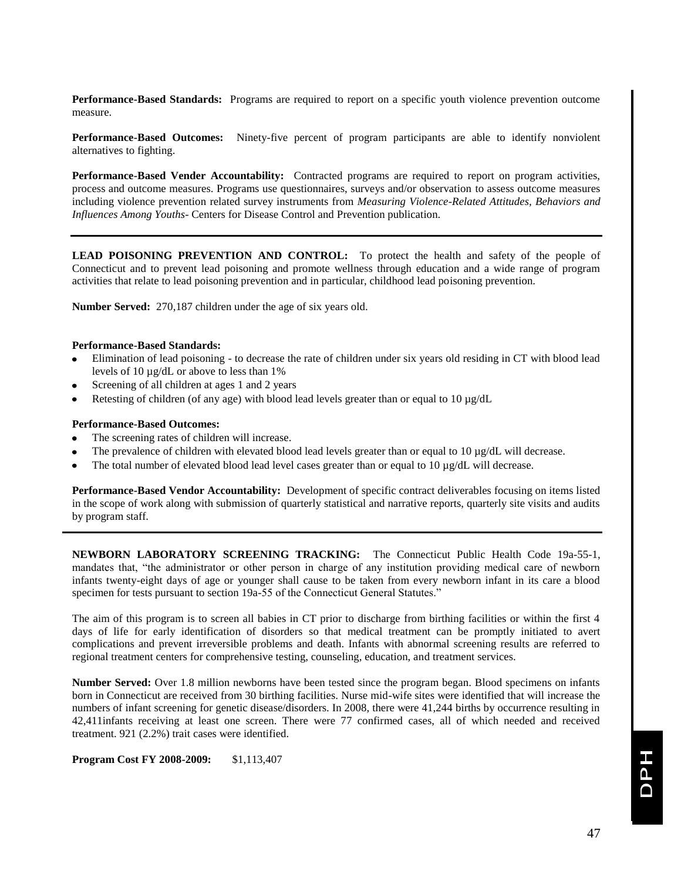**Performance-Based Standards:** Programs are required to report on a specific youth violence prevention outcome measure.

**Performance-Based Outcomes:** Ninety-five percent of program participants are able to identify nonviolent alternatives to fighting.

**Performance-Based Vender Accountability:** Contracted programs are required to report on program activities, process and outcome measures. Programs use questionnaires, surveys and/or observation to assess outcome measures including violence prevention related survey instruments from *Measuring Violence-Related Attitudes, Behaviors and Influences Among Youths*- Centers for Disease Control and Prevention publication.

---

**LEAD POISONING PREVENTION AND CONTROL:** To protect the health and safety of the people of Connecticut and to prevent lead poisoning and promote wellness through education and a wide range of program activities that relate to lead poisoning prevention and in particular, childhood lead poisoning prevention.

**Number Served:** 270,187 children under the age of six years old.

**Performance-Based Standards:**

- Elimination of lead poisoning - to decrease the rate of children under six years old residing in CT with blood lead levels of 10 µg/dL or above to less than 1%
- Screening of all children at ages 1 and 2 years
- Retesting of children (of any age) with blood lead levels greater than or equal to 10 µg/dL

**Performance-Based Outcomes:**

- The screening rates of children will increase.
- The prevalence of children with elevated blood lead levels greater than or equal to 10 µg/dL will decrease.
- The total number of elevated blood lead level cases greater than or equal to 10 µg/dL will decrease.

**Performance-Based Vendor Accountability:** Development of specific contract deliverables focusing on items listed in the scope of work along with submission of quarterly statistical and narrative reports, quarterly site visits and audits by program staff.

---

**NEWBORN LABORATORY SCREENING TRACKING:** The Connecticut Public Health Code 19a-55-1, mandates that, "the administrator or other person in charge of any institution providing medical care of newborn infants twenty-eight days of age or younger shall cause to be taken from every newborn infant in its care a blood specimen for tests pursuant to section 19a-55 of the Connecticut General Statutes."

The aim of this program is to screen all babies in CT prior to discharge from birthing facilities or within the first 4 days of life for early identification of disorders so that medical treatment can be promptly initiated to avert complications and prevent irreversible problems and death. Infants with abnormal screening results are referred to regional treatment centers for comprehensive testing, counseling, education, and treatment services.

**Number Served:** Over 1.8 million newborns have been tested since the program began. Blood specimens on infants born in Connecticut are received from 30 birthing facilities. Nurse mid-wife sites were identified that will increase the numbers of infant screening for genetic disease/disorders. In 2008, there were 41,244 births by occurrence resulting in 42,411infants receiving at least one screen. There were 77 confirmed cases, all of which needed and received treatment. 921 (2.2%) trait cases were identified.

**Program Cost FY 2008-2009:** $1,113,407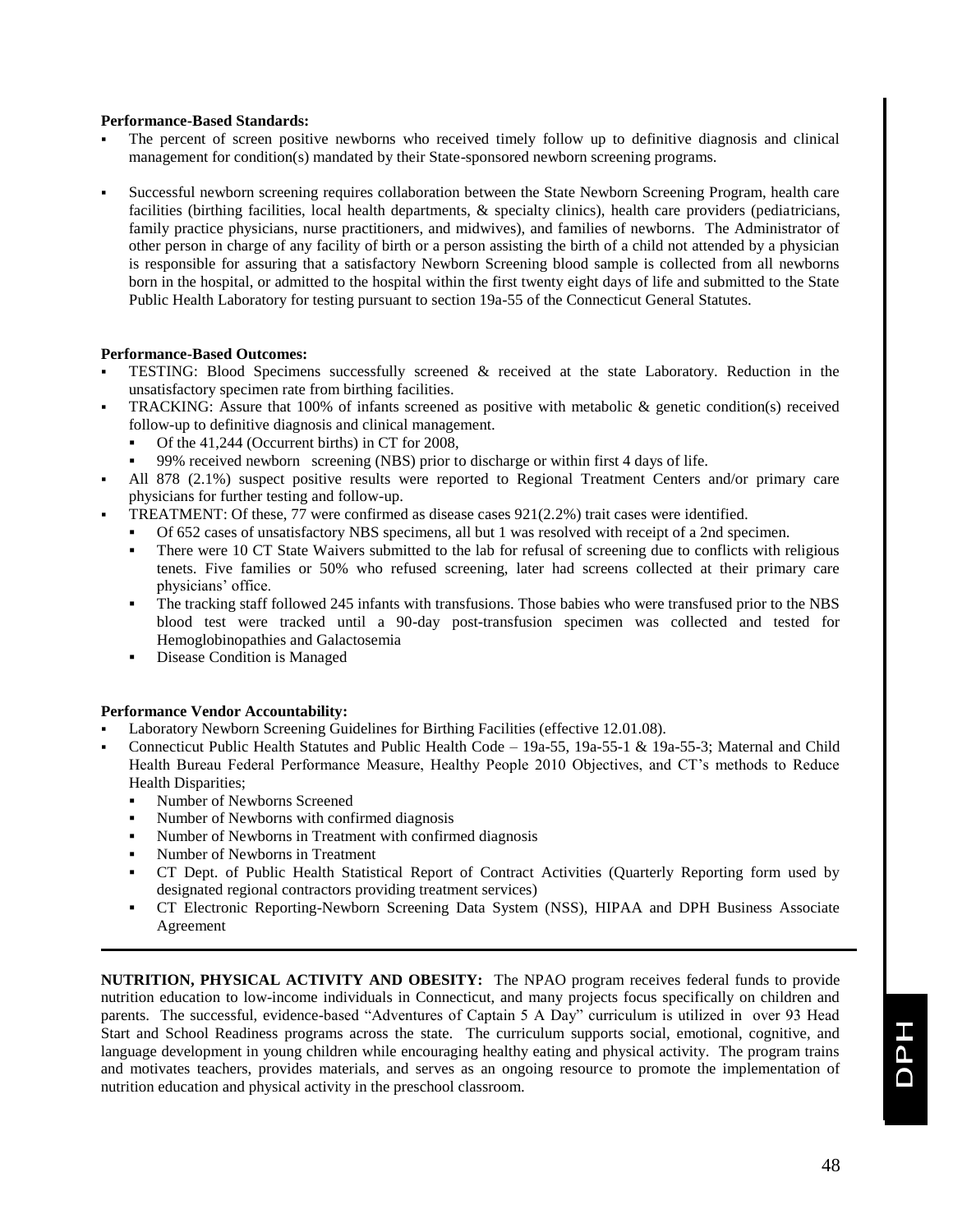**Performance-Based Standards:**

- The percent of screen positive newborns who received timely follow up to definitive diagnosis and clinical management for condition(s) mandated by their State-sponsored newborn screening programs.
- Successful newborn screening requires collaboration between the State Newborn Screening Program, health care facilities (birthing facilities, local health departments, & specialty clinics), health care providers (pediatricians, family practice physicians, nurse practitioners, and midwives), and families of newborns. The Administrator of other person in charge of any facility of birth or a person assisting the birth of a child not attended by a physician is responsible for assuring that a satisfactory Newborn Screening blood sample is collected from all newborns born in the hospital, or admitted to the hospital within the first twenty eight days of life and submitted to the State Public Health Laboratory for testing pursuant to section 19a-55 of the Connecticut General Statutes.

**Performance-Based Outcomes:**

- TESTING: Blood Specimens successfully screened & received at the state Laboratory. Reduction in the unsatisfactory specimen rate from birthing facilities.
- TRACKING: Assure that 100% of infants screened as positive with metabolic & genetic condition(s) received follow-up to definitive diagnosis and clinical management.
  - Of the 41,244 (Occurrent births) in CT for 2008,
  - 99% received newborn screening (NBS) prior to discharge or within first 4 days of life.
- All 878 (2.1%) suspect positive results were reported to Regional Treatment Centers and/or primary care physicians for further testing and follow-up.
- TREATMENT: Of these, 77 were confirmed as disease cases 921(2.2%) trait cases were identified.
  - Of 652 cases of unsatisfactory NBS specimens, all but 1 was resolved with receipt of a 2nd specimen.
  - There were 10 CT State Waivers submitted to the lab for refusal of screening due to conflicts with religious tenets. Five families or 50% who refused screening, later had screens collected at their primary care physicians' office.
  - The tracking staff followed 245 infants with transfusions. Those babies who were transfused prior to the NBS blood test were tracked until a 90-day post-transfusion specimen was collected and tested for Hemoglobinopathies and Galactosemia
  - Disease Condition is Managed

**Performance Vendor Accountability:**

- Laboratory Newborn Screening Guidelines for Birthing Facilities (effective 12.01.08).
- Connecticut Public Health Statutes and Public Health Code – 19a-55, 19a-55-1 & 19a-55-3; Maternal and Child Health Bureau Federal Performance Measure, Healthy People 2010 Objectives, and CT's methods to Reduce Health Disparities;
  - Number of Newborns Screened
  - Number of Newborns with confirmed diagnosis
  - Number of Newborns in Treatment with confirmed diagnosis
  - Number of Newborns in Treatment
  - CT Dept. of Public Health Statistical Report of Contract Activities (Quarterly Reporting form used by designated regional contractors providing treatment services)
  - CT Electronic Reporting-Newborn Screening Data System (NSS), HIPAA and DPH Business Associate Agreement

---

**NUTRITION, PHYSICAL ACTIVITY AND OBESITY:** The NPAO program receives federal funds to provide nutrition education to low-income individuals in Connecticut, and many projects focus specifically on children and parents. The successful, evidence-based "Adventures of Captain 5 A Day" curriculum is utilized in over 93 Head Start and School Readiness programs across the state. The curriculum supports social, emotional, cognitive, and language development in young children while encouraging healthy eating and physical activity. The program trains and motivates teachers, provides materials, and serves as an ongoing resource to promote the implementation of nutrition education and physical activity in the preschool classroom.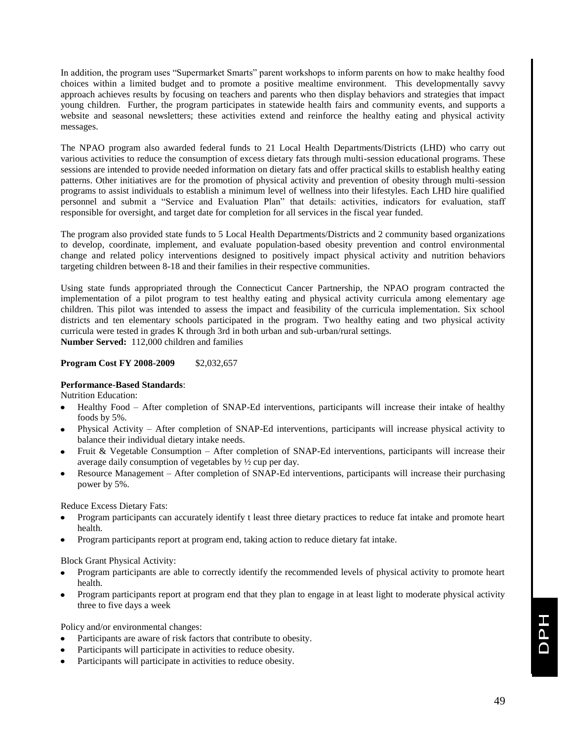In addition, the program uses "Supermarket Smarts" parent workshops to inform parents on how to make healthy food choices within a limited budget and to promote a positive mealtime environment. This developmentally savvy approach achieves results by focusing on teachers and parents who then display behaviors and strategies that impact young children. Further, the program participates in statewide health fairs and community events, and supports a website and seasonal newsletters; these activities extend and reinforce the healthy eating and physical activity messages.

The NPAO program also awarded federal funds to 21 Local Health Departments/Districts (LHD) who carry out various activities to reduce the consumption of excess dietary fats through multi-session educational programs. These sessions are intended to provide needed information on dietary fats and offer practical skills to establish healthy eating patterns. Other initiatives are for the promotion of physical activity and prevention of obesity through multi-session programs to assist individuals to establish a minimum level of wellness into their lifestyles. Each LHD hire qualified personnel and submit a "Service and Evaluation Plan" that details: activities, indicators for evaluation, staff responsible for oversight, and target date for completion for all services in the fiscal year funded.

The program also provided state funds to 5 Local Health Departments/Districts and 2 community based organizations to develop, coordinate, implement, and evaluate population-based obesity prevention and control environmental change and related policy interventions designed to positively impact physical activity and nutrition behaviors targeting children between 8-18 and their families in their respective communities.

Using state funds appropriated through the Connecticut Cancer Partnership, the NPAO program contracted the implementation of a pilot program to test healthy eating and physical activity curricula among elementary age children. This pilot was intended to assess the impact and feasibility of the curricula implementation. Six school districts and ten elementary schools participated in the program. Two healthy eating and two physical activity curricula were tested in grades K through 3rd in both urban and sub-urban/rural settings.
**Number Served:** 112,000 children and families

**Program Cost FY 2008-2009** $2,032,657

**Performance-Based Standards**:

Nutrition Education:

- Healthy Food – After completion of SNAP-Ed interventions, participants will increase their intake of healthy foods by 5%.
- Physical Activity – After completion of SNAP-Ed interventions, participants will increase physical activity to balance their individual dietary intake needs.
- Fruit & Vegetable Consumption – After completion of SNAP-Ed interventions, participants will increase their average daily consumption of vegetables by ½ cup per day.
- Resource Management – After completion of SNAP-Ed interventions, participants will increase their purchasing power by 5%.

Reduce Excess Dietary Fats:

- Program participants can accurately identify t least three dietary practices to reduce fat intake and promote heart health.
- Program participants report at program end, taking action to reduce dietary fat intake.

Block Grant Physical Activity:

- Program participants are able to correctly identify the recommended levels of physical activity to promote heart health.
- Program participants report at program end that they plan to engage in at least light to moderate physical activity three to five days a week

Policy and/or environmental changes:

- Participants are aware of risk factors that contribute to obesity.
- Participants will participate in activities to reduce obesity.
- Participants will participate in activities to reduce obesity.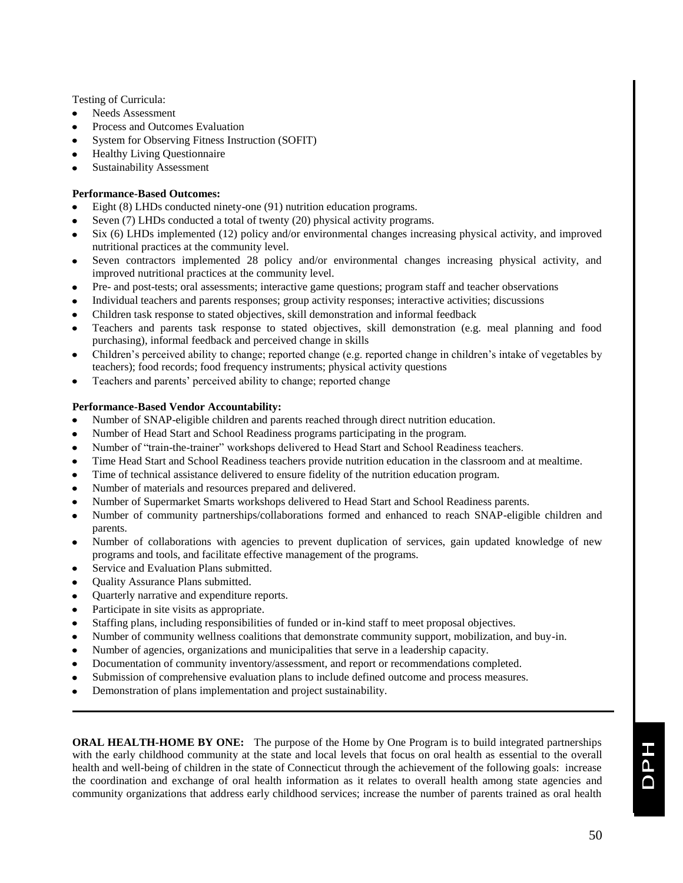Testing of Curricula:

- Needs Assessment
- Process and Outcomes Evaluation
- System for Observing Fitness Instruction (SOFIT)
- Healthy Living Questionnaire
- Sustainability Assessment

**Performance-Based Outcomes:**

- Eight (8) LHDs conducted ninety-one (91) nutrition education programs.
- Seven (7) LHDs conducted a total of twenty (20) physical activity programs.
- Six (6) LHDs implemented (12) policy and/or environmental changes increasing physical activity, and improved nutritional practices at the community level.
- Seven contractors implemented 28 policy and/or environmental changes increasing physical activity, and improved nutritional practices at the community level.
- Pre- and post-tests; oral assessments; interactive game questions; program staff and teacher observations
- Individual teachers and parents responses; group activity responses; interactive activities; discussions
- Children task response to stated objectives, skill demonstration and informal feedback
- Teachers and parents task response to stated objectives, skill demonstration (e.g. meal planning and food purchasing), informal feedback and perceived change in skills
- Children's perceived ability to change; reported change (e.g. reported change in children's intake of vegetables by teachers); food records; food frequency instruments; physical activity questions
- Teachers and parents' perceived ability to change; reported change

**Performance-Based Vendor Accountability:**

- Number of SNAP-eligible children and parents reached through direct nutrition education.
- Number of Head Start and School Readiness programs participating in the program.
- Number of "train-the-trainer" workshops delivered to Head Start and School Readiness teachers.
- Time Head Start and School Readiness teachers provide nutrition education in the classroom and at mealtime.
- Time of technical assistance delivered to ensure fidelity of the nutrition education program.
- Number of materials and resources prepared and delivered.
- Number of Supermarket Smarts workshops delivered to Head Start and School Readiness parents.
- Number of community partnerships/collaborations formed and enhanced to reach SNAP-eligible children and parents.
- Number of collaborations with agencies to prevent duplication of services, gain updated knowledge of new programs and tools, and facilitate effective management of the programs.
- Service and Evaluation Plans submitted.
- Quality Assurance Plans submitted.
- Quarterly narrative and expenditure reports.
- Participate in site visits as appropriate.
- Staffing plans, including responsibilities of funded or in-kind staff to meet proposal objectives.
- Number of community wellness coalitions that demonstrate community support, mobilization, and buy-in.
- Number of agencies, organizations and municipalities that serve in a leadership capacity.
- Documentation of community inventory/assessment, and report or recommendations completed.
- Submission of comprehensive evaluation plans to include defined outcome and process measures.
- Demonstration of plans implementation and project sustainability.

---

**ORAL HEALTH-HOME BY ONE:** The purpose of the Home by One Program is to build integrated partnerships with the early childhood community at the state and local levels that focus on oral health as essential to the overall health and well-being of children in the state of Connecticut through the achievement of the following goals: increase the coordination and exchange of oral health information as it relates to overall health among state agencies and community organizations that address early childhood services; increase the number of parents trained as oral health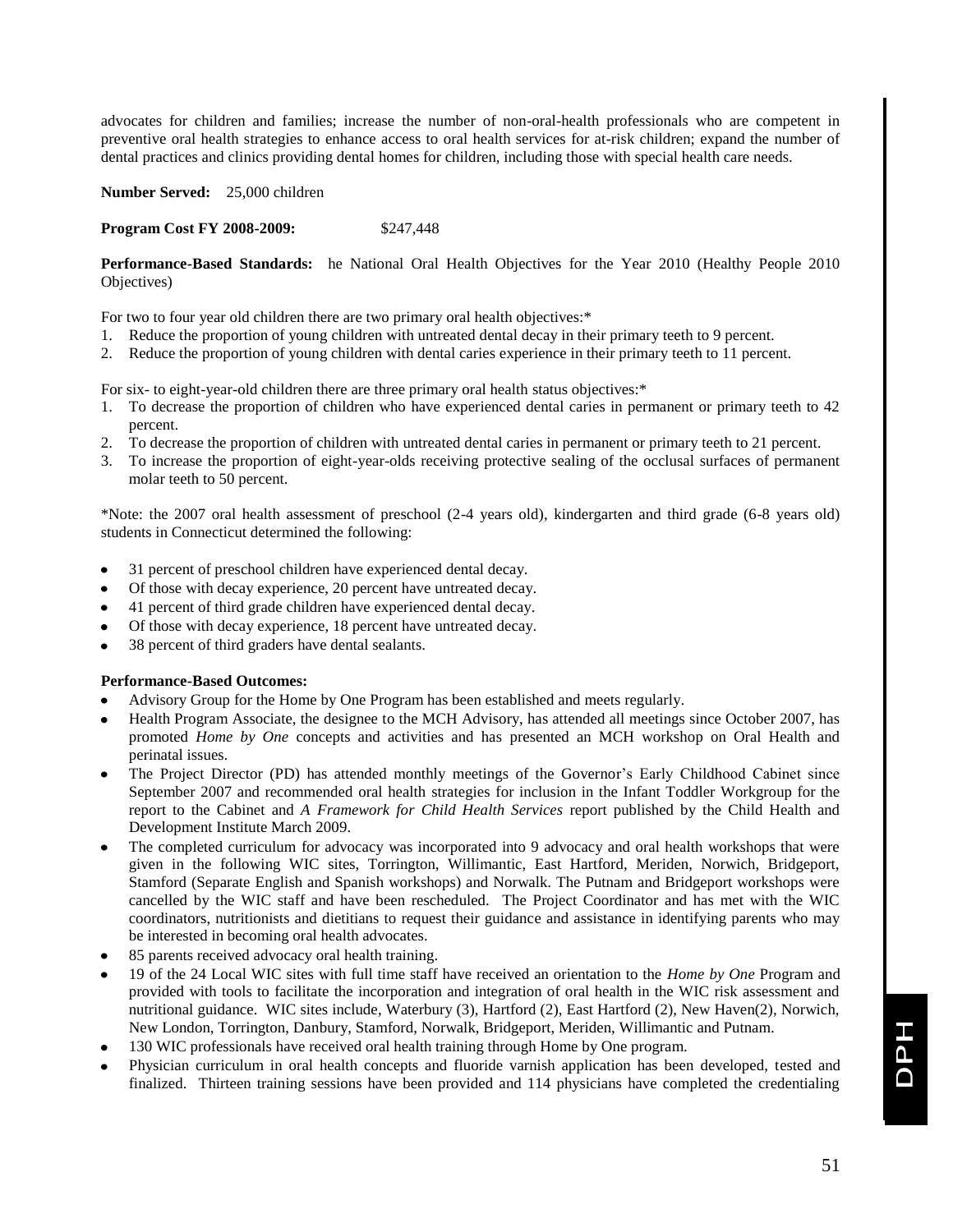advocates for children and families; increase the number of non-oral-health professionals who are competent in preventive oral health strategies to enhance access to oral health services for at-risk children; expand the number of dental practices and clinics providing dental homes for children, including those with special health care needs.

**Number Served:** 25,000 children

**Program Cost FY 2008-2009:** $247,448

**Performance-Based Standards:** he National Oral Health Objectives for the Year 2010 (Healthy People 2010 Objectives)

For two to four year old children there are two primary oral health objectives:*

1. Reduce the proportion of young children with untreated dental decay in their primary teeth to 9 percent.
2. Reduce the proportion of young children with dental caries experience in their primary teeth to 11 percent.

For six- to eight-year-old children there are three primary oral health status objectives:*

1. To decrease the proportion of children who have experienced dental caries in permanent or primary teeth to 42 percent.
2. To decrease the proportion of children with untreated dental caries in permanent or primary teeth to 21 percent.
3. To increase the proportion of eight-year-olds receiving protective sealing of the occlusal surfaces of permanent molar teeth to 50 percent.

*Note: the 2007 oral health assessment of preschool (2-4 years old), kindergarten and third grade (6-8 years old) students in Connecticut determined the following:

- 31 percent of preschool children have experienced dental decay.
- Of those with decay experience, 20 percent have untreated decay.
- 41 percent of third grade children have experienced dental decay.
- Of those with decay experience, 18 percent have untreated decay.
- 38 percent of third graders have dental sealants.

**Performance-Based Outcomes:**

- Advisory Group for the Home by One Program has been established and meets regularly.
- Health Program Associate, the designee to the MCH Advisory, has attended all meetings since October 2007, has promoted *Home by One* concepts and activities and has presented an MCH workshop on Oral Health and perinatal issues.
- The Project Director (PD) has attended monthly meetings of the Governor's Early Childhood Cabinet since September 2007 and recommended oral health strategies for inclusion in the Infant Toddler Workgroup for the report to the Cabinet and *A Framework for Child Health Services* report published by the Child Health and Development Institute March 2009.
- The completed curriculum for advocacy was incorporated into 9 advocacy and oral health workshops that were given in the following WIC sites, Torrington, Willimantic, East Hartford, Meriden, Norwich, Bridgeport, Stamford (Separate English and Spanish workshops) and Norwalk. The Putnam and Bridgeport workshops were cancelled by the WIC staff and have been rescheduled. The Project Coordinator and has met with the WIC coordinators, nutritionists and dietitians to request their guidance and assistance in identifying parents who may be interested in becoming oral health advocates.
- 85 parents received advocacy oral health training.
- 19 of the 24 Local WIC sites with full time staff have received an orientation to the *Home by One* Program and provided with tools to facilitate the incorporation and integration of oral health in the WIC risk assessment and nutritional guidance. WIC sites include, Waterbury (3), Hartford (2), East Hartford (2), New Haven(2), Norwich, New London, Torrington, Danbury, Stamford, Norwalk, Bridgeport, Meriden, Willimantic and Putnam.
- 130 WIC professionals have received oral health training through Home by One program.
- Physician curriculum in oral health concepts and fluoride varnish application has been developed, tested and finalized. Thirteen training sessions have been provided and 114 physicians have completed the credentialing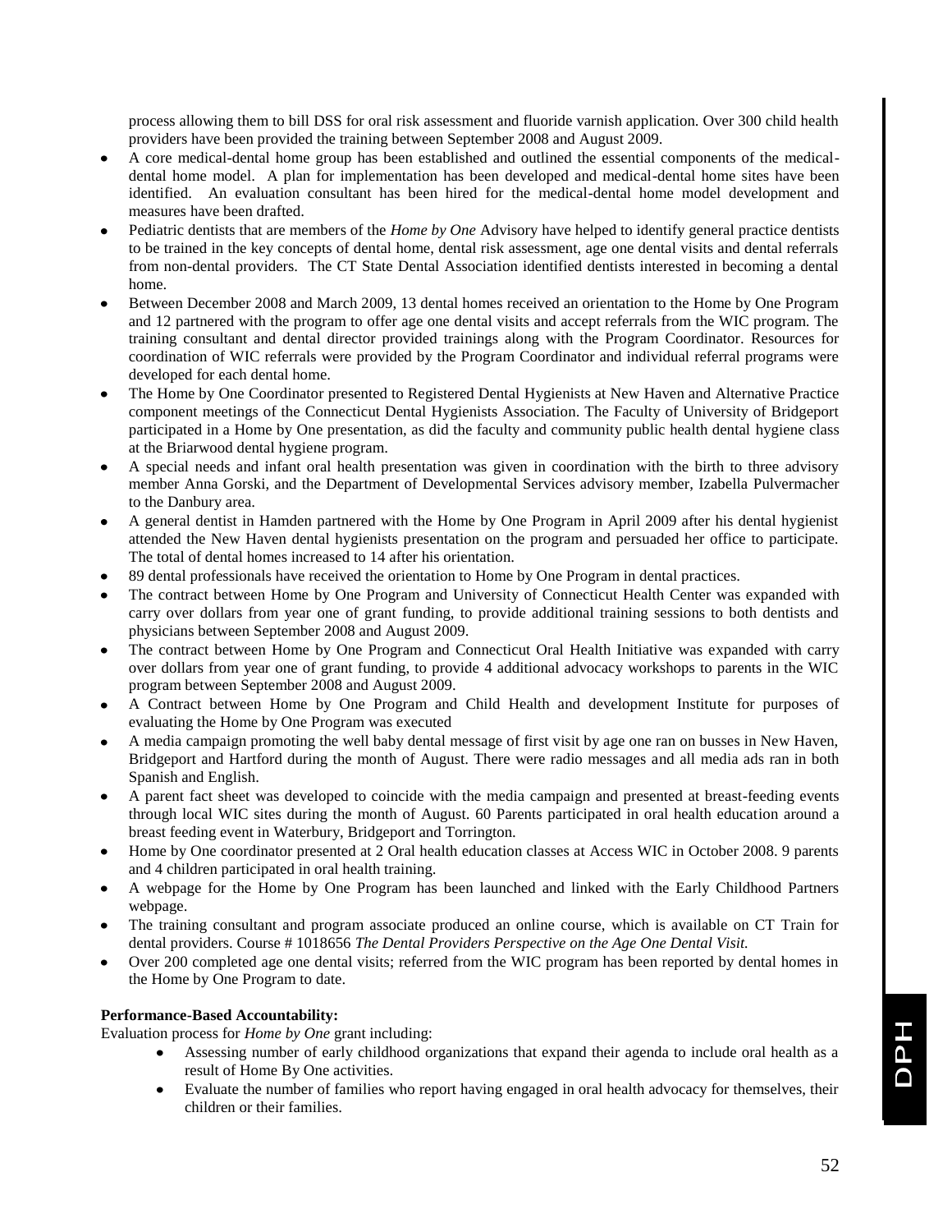process allowing them to bill DSS for oral risk assessment and fluoride varnish application. Over 300 child health providers have been provided the training between September 2008 and August 2009.

- A core medical-dental home group has been established and outlined the essential components of the medical-dental home model. A plan for implementation has been developed and medical-dental home sites have been identified. An evaluation consultant has been hired for the medical-dental home model development and measures have been drafted.
- Pediatric dentists that are members of the *Home by One* Advisory have helped to identify general practice dentists to be trained in the key concepts of dental home, dental risk assessment, age one dental visits and dental referrals from non-dental providers. The CT State Dental Association identified dentists interested in becoming a dental home.
- Between December 2008 and March 2009, 13 dental homes received an orientation to the Home by One Program and 12 partnered with the program to offer age one dental visits and accept referrals from the WIC program. The training consultant and dental director provided trainings along with the Program Coordinator. Resources for coordination of WIC referrals were provided by the Program Coordinator and individual referral programs were developed for each dental home.
- The Home by One Coordinator presented to Registered Dental Hygienists at New Haven and Alternative Practice component meetings of the Connecticut Dental Hygienists Association. The Faculty of University of Bridgeport participated in a Home by One presentation, as did the faculty and community public health dental hygiene class at the Briarwood dental hygiene program.
- A special needs and infant oral health presentation was given in coordination with the birth to three advisory member Anna Gorski, and the Department of Developmental Services advisory member, Izabella Pulvermacher to the Danbury area.
- A general dentist in Hamden partnered with the Home by One Program in April 2009 after his dental hygienist attended the New Haven dental hygienists presentation on the program and persuaded her office to participate. The total of dental homes increased to 14 after his orientation.
- 89 dental professionals have received the orientation to Home by One Program in dental practices.
- The contract between Home by One Program and University of Connecticut Health Center was expanded with carry over dollars from year one of grant funding, to provide additional training sessions to both dentists and physicians between September 2008 and August 2009.
- The contract between Home by One Program and Connecticut Oral Health Initiative was expanded with carry over dollars from year one of grant funding, to provide 4 additional advocacy workshops to parents in the WIC program between September 2008 and August 2009.
- A Contract between Home by One Program and Child Health and development Institute for purposes of evaluating the Home by One Program was executed
- A media campaign promoting the well baby dental message of first visit by age one ran on busses in New Haven, Bridgeport and Hartford during the month of August. There were radio messages and all media ads ran in both Spanish and English.
- A parent fact sheet was developed to coincide with the media campaign and presented at breast-feeding events through local WIC sites during the month of August. 60 Parents participated in oral health education around a breast feeding event in Waterbury, Bridgeport and Torrington.
- Home by One coordinator presented at 2 Oral health education classes at Access WIC in October 2008. 9 parents and 4 children participated in oral health training.
- A webpage for the Home by One Program has been launched and linked with the Early Childhood Partners webpage.
- The training consultant and program associate produced an online course, which is available on CT Train for dental providers. Course # 1018656 *The Dental Providers Perspective on the Age One Dental Visit.*
- Over 200 completed age one dental visits; referred from the WIC program has been reported by dental homes in the Home by One Program to date.

**Performance-Based Accountability:**

Evaluation process for *Home by One* grant including:

- Assessing number of early childhood organizations that expand their agenda to include oral health as a result of Home By One activities.
- Evaluate the number of families who report having engaged in oral health advocacy for themselves, their children or their families.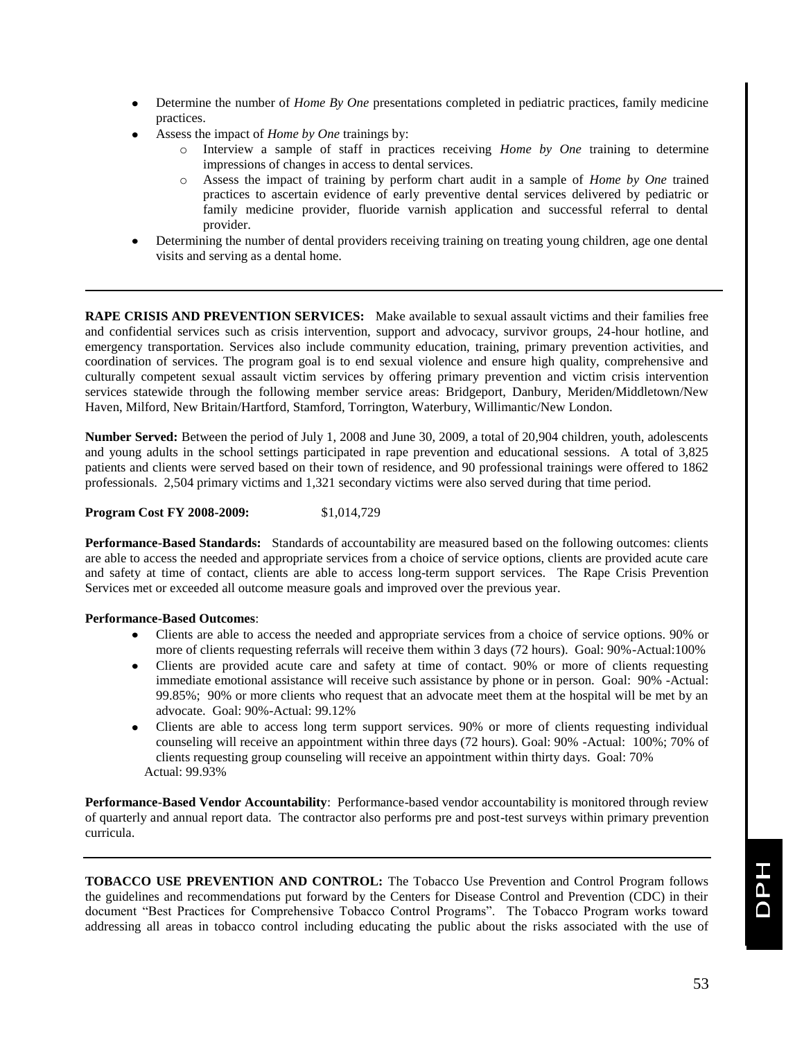- Determine the number of *Home By One* presentations completed in pediatric practices, family medicine practices.
- Assess the impact of *Home by One* trainings by:
  - Interview a sample of staff in practices receiving *Home by One* training to determine impressions of changes in access to dental services.
  - Assess the impact of training by perform chart audit in a sample of *Home by One* trained practices to ascertain evidence of early preventive dental services delivered by pediatric or family medicine provider, fluoride varnish application and successful referral to dental provider.
- Determining the number of dental providers receiving training on treating young children, age one dental visits and serving as a dental home.

---

**RAPE CRISIS AND PREVENTION SERVICES:** Make available to sexual assault victims and their families free and confidential services such as crisis intervention, support and advocacy, survivor groups, 24-hour hotline, and emergency transportation. Services also include community education, training, primary prevention activities, and coordination of services. The program goal is to end sexual violence and ensure high quality, comprehensive and culturally competent sexual assault victim services by offering primary prevention and victim crisis intervention services statewide through the following member service areas: Bridgeport, Danbury, Meriden/Middletown/New Haven, Milford, New Britain/Hartford, Stamford, Torrington, Waterbury, Willimantic/New London.

**Number Served:** Between the period of July 1, 2008 and June 30, 2009, a total of 20,904 children, youth, adolescents and young adults in the school settings participated in rape prevention and educational sessions. A total of 3,825 patients and clients were served based on their town of residence, and 90 professional trainings were offered to 1862 professionals. 2,504 primary victims and 1,321 secondary victims were also served during that time period.

**Program Cost FY 2008-2009:** $1,014,729

**Performance-Based Standards:** Standards of accountability are measured based on the following outcomes: clients are able to access the needed and appropriate services from a choice of service options, clients are provided acute care and safety at time of contact, clients are able to access long-term support services. The Rape Crisis Prevention Services met or exceeded all outcome measure goals and improved over the previous year.

**Performance-Based Outcomes**:

- Clients are able to access the needed and appropriate services from a choice of service options. 90% or more of clients requesting referrals will receive them within 3 days (72 hours). Goal: 90%-Actual:100%
- Clients are provided acute care and safety at time of contact. 90% or more of clients requesting immediate emotional assistance will receive such assistance by phone or in person. Goal: 90% -Actual: 99.85%; 90% or more clients who request that an advocate meet them at the hospital will be met by an advocate. Goal: 90%-Actual: 99.12%
- Clients are able to access long term support services. 90% or more of clients requesting individual counseling will receive an appointment within three days (72 hours). Goal: 90% -Actual: 100%; 70% of clients requesting group counseling will receive an appointment within thirty days. Goal: 70% Actual: 99.93%

**Performance-Based Vendor Accountability**: Performance-based vendor accountability is monitored through review of quarterly and annual report data. The contractor also performs pre and post-test surveys within primary prevention curricula.

---

**TOBACCO USE PREVENTION AND CONTROL:** The Tobacco Use Prevention and Control Program follows the guidelines and recommendations put forward by the Centers for Disease Control and Prevention (CDC) in their document "Best Practices for Comprehensive Tobacco Control Programs". The Tobacco Program works toward addressing all areas in tobacco control including educating the public about the risks associated with the use of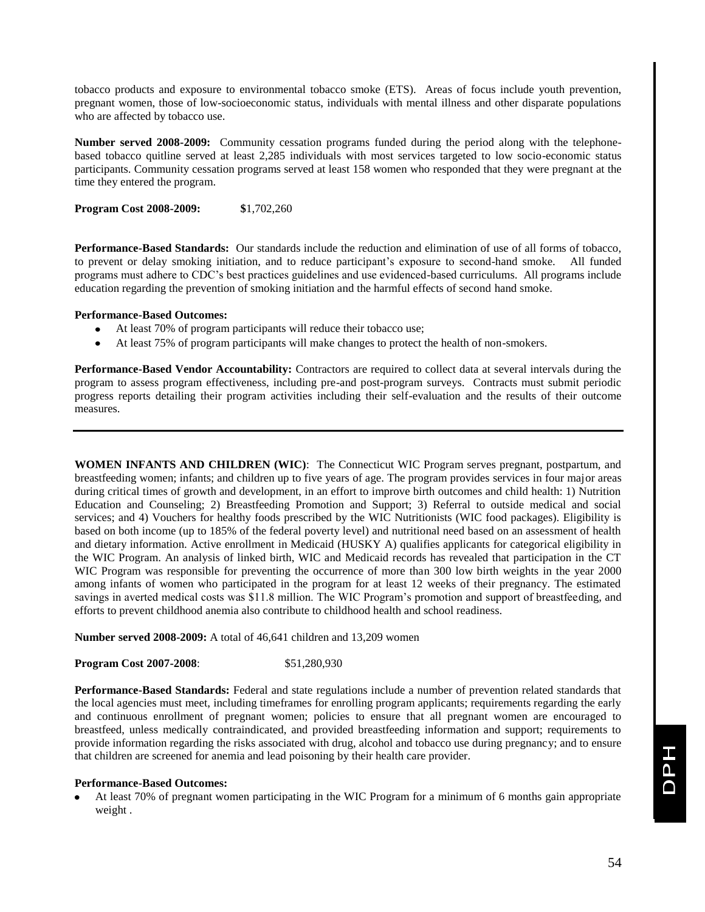tobacco products and exposure to environmental tobacco smoke (ETS). Areas of focus include youth prevention, pregnant women, those of low-socioeconomic status, individuals with mental illness and other disparate populations who are affected by tobacco use.

**Number served 2008-2009:** Community cessation programs funded during the period along with the telephone-based tobacco quitline served at least 2,285 individuals with most services targeted to low socio-economic status participants. Community cessation programs served at least 158 women who responded that they were pregnant at the time they entered the program.

**Program Cost 2008-2009:** **$**1,702,260

**Performance-Based Standards:** Our standards include the reduction and elimination of use of all forms of tobacco, to prevent or delay smoking initiation, and to reduce participant's exposure to second-hand smoke. All funded programs must adhere to CDC's best practices guidelines and use evidenced-based curriculums. All programs include education regarding the prevention of smoking initiation and the harmful effects of second hand smoke.

**Performance-Based Outcomes:**

- At least 70% of program participants will reduce their tobacco use;
- At least 75% of program participants will make changes to protect the health of non-smokers.

**Performance-Based Vendor Accountability:** Contractors are required to collect data at several intervals during the program to assess program effectiveness, including pre-and post-program surveys. Contracts must submit periodic progress reports detailing their program activities including their self-evaluation and the results of their outcome measures.

---

**WOMEN INFANTS AND CHILDREN (WIC)**: The Connecticut WIC Program serves pregnant, postpartum, and breastfeeding women; infants; and children up to five years of age. The program provides services in four major areas during critical times of growth and development, in an effort to improve birth outcomes and child health: 1) Nutrition Education and Counseling; 2) Breastfeeding Promotion and Support; 3) Referral to outside medical and social services; and 4) Vouchers for healthy foods prescribed by the WIC Nutritionists (WIC food packages). Eligibility is based on both income (up to 185% of the federal poverty level) and nutritional need based on an assessment of health and dietary information. Active enrollment in Medicaid (HUSKY A) qualifies applicants for categorical eligibility in the WIC Program. An analysis of linked birth, WIC and Medicaid records has revealed that participation in the CT WIC Program was responsible for preventing the occurrence of more than 300 low birth weights in the year 2000 among infants of women who participated in the program for at least 12 weeks of their pregnancy. The estimated savings in averted medical costs was $11.8 million. The WIC Program's promotion and support of breastfeeding, and efforts to prevent childhood anemia also contribute to childhood health and school readiness.

**Number served 2008-2009:** A total of 46,641 children and 13,209 women

**Program Cost 2007-2008**: $51,280,930

**Performance-Based Standards:** Federal and state regulations include a number of prevention related standards that the local agencies must meet, including timeframes for enrolling program applicants; requirements regarding the early and continuous enrollment of pregnant women; policies to ensure that all pregnant women are encouraged to breastfeed, unless medically contraindicated, and provided breastfeeding information and support; requirements to provide information regarding the risks associated with drug, alcohol and tobacco use during pregnancy; and to ensure that children are screened for anemia and lead poisoning by their health care provider.

**Performance-Based Outcomes:**

- At least 70% of pregnant women participating in the WIC Program for a minimum of 6 months gain appropriate weight .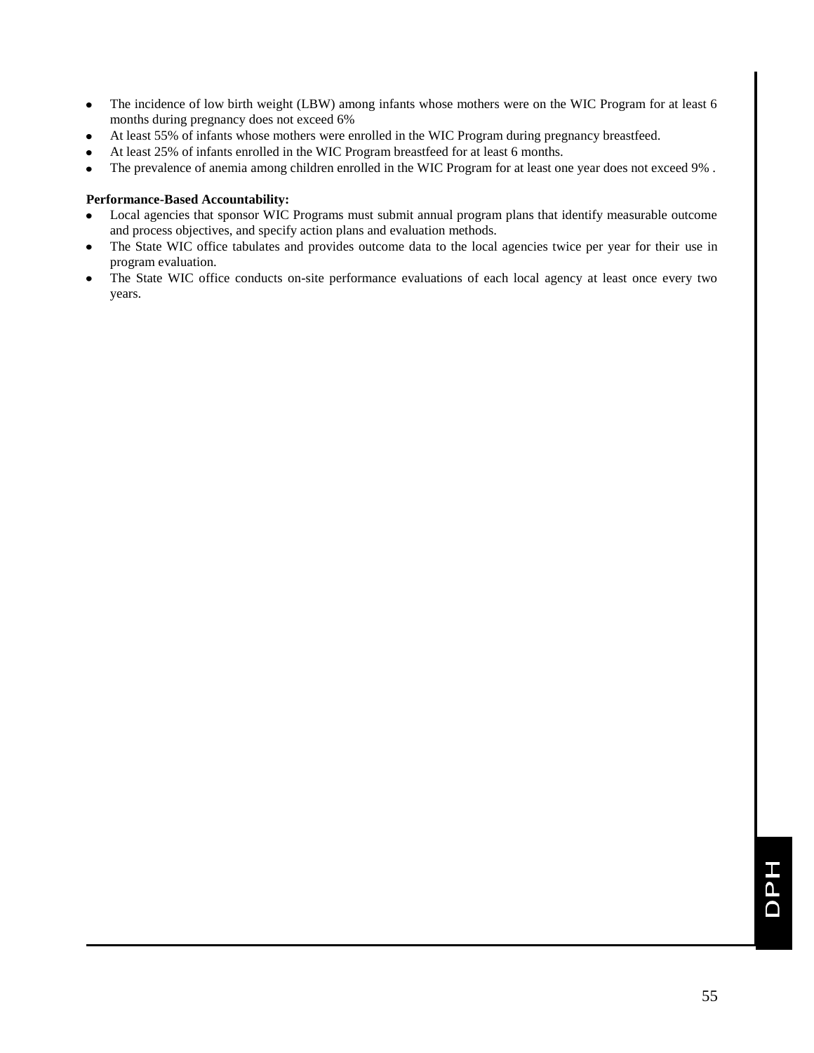- The incidence of low birth weight (LBW) among infants whose mothers were on the WIC Program for at least 6 months during pregnancy does not exceed 6%
- At least 55% of infants whose mothers were enrolled in the WIC Program during pregnancy breastfeed.
- At least 25% of infants enrolled in the WIC Program breastfeed for at least 6 months.
- The prevalence of anemia among children enrolled in the WIC Program for at least one year does not exceed 9% .

**Performance-Based Accountability:**

- Local agencies that sponsor WIC Programs must submit annual program plans that identify measurable outcome and process objectives, and specify action plans and evaluation methods.
- The State WIC office tabulates and provides outcome data to the local agencies twice per year for their use in program evaluation.
- The State WIC office conducts on-site performance evaluations of each local agency at least once every two years.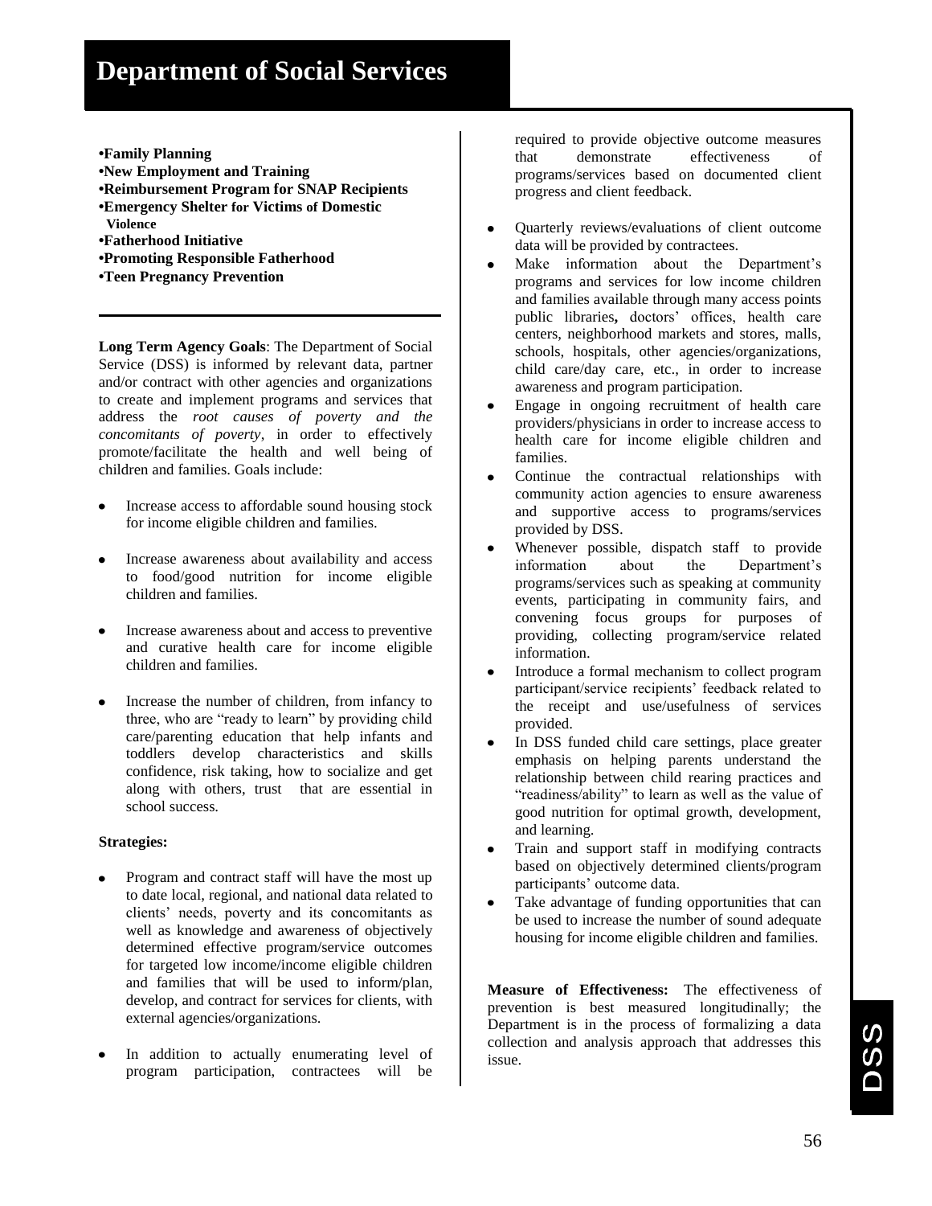# Department of Social Services

- **Family Planning**
- **New Employment and Training**
- **Reimbursement Program for SNAP Recipients**
- **Emergency Shelter for Victims of Domestic Violence**
- **Fatherhood Initiative**
- **Promoting Responsible Fatherhood**
- **Teen Pregnancy Prevention**

**Long Term Agency Goals**: The Department of Social Service (DSS) is informed by relevant data, partner and/or contract with other agencies and organizations to create and implement programs and services that address the *root causes of poverty and the concomitants of poverty*, in order to effectively promote/facilitate the health and well being of children and families. Goals include:

- Increase access to affordable sound housing stock for income eligible children and families.
- Increase awareness about availability and access to food/good nutrition for income eligible children and families.
- Increase awareness about and access to preventive and curative health care for income eligible children and families.
- Increase the number of children, from infancy to three, who are "ready to learn" by providing child care/parenting education that help infants and toddlers develop characteristics and skills confidence, risk taking, how to socialize and get along with others, trust that are essential in school success.

**Strategies:**

- Program and contract staff will have the most up to date local, regional, and national data related to clients' needs, poverty and its concomitants as well as knowledge and awareness of objectively determined effective program/service outcomes for targeted low income/income eligible children and families that will be used to inform/plan, develop, and contract for services for clients, with external agencies/organizations.
- In addition to actually enumerating level of program participation, contractees will be required to provide objective outcome measures that demonstrate effectiveness of programs/services based on documented client progress and client feedback.
- Quarterly reviews/evaluations of client outcome data will be provided by contractees.
- Make information about the Department's programs and services for low income children and families available through many access points public libraries**,** doctors' offices, health care centers, neighborhood markets and stores, malls, schools, hospitals, other agencies/organizations, child care/day care, etc., in order to increase awareness and program participation.
- Engage in ongoing recruitment of health care providers/physicians in order to increase access to health care for income eligible children and families.
- Continue the contractual relationships with community action agencies to ensure awareness and supportive access to programs/services provided by DSS.
- Whenever possible, dispatch staff to provide information about the Department's programs/services such as speaking at community events, participating in community fairs, and convening focus groups for purposes of providing, collecting program/service related information.
- Introduce a formal mechanism to collect program participant/service recipients' feedback related to the receipt and use/usefulness of services provided.
- In DSS funded child care settings, place greater emphasis on helping parents understand the relationship between child rearing practices and "readiness/ability" to learn as well as the value of good nutrition for optimal growth, development, and learning.
- Train and support staff in modifying contracts based on objectively determined clients/program participants' outcome data.
- Take advantage of funding opportunities that can be used to increase the number of sound adequate housing for income eligible children and families.

**Measure of Effectiveness:** The effectiveness of prevention is best measured longitudinally; the Department is in the process of formalizing a data collection and analysis approach that addresses this issue.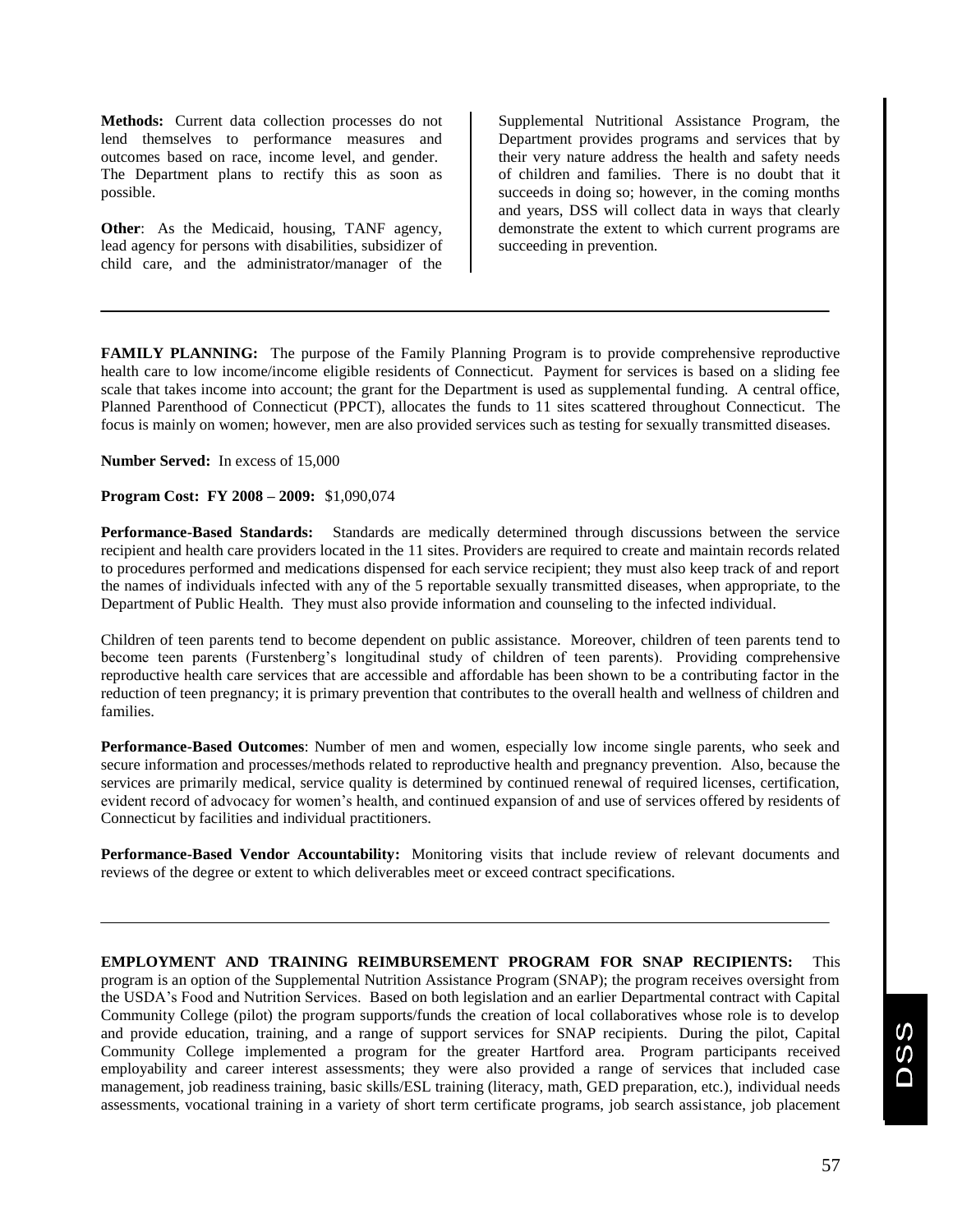**Methods:** Current data collection processes do not lend themselves to performance measures and outcomes based on race, income level, and gender. The Department plans to rectify this as soon as possible.

**Other**: As the Medicaid, housing, TANF agency, lead agency for persons with disabilities, subsidizer of child care, and the administrator/manager of the Supplemental Nutritional Assistance Program, the Department provides programs and services that by their very nature address the health and safety needs of children and families. There is no doubt that it succeeds in doing so; however, in the coming months and years, DSS will collect data in ways that clearly demonstrate the extent to which current programs are succeeding in prevention.

---

**FAMILY PLANNING:** The purpose of the Family Planning Program is to provide comprehensive reproductive health care to low income/income eligible residents of Connecticut. Payment for services is based on a sliding fee scale that takes income into account; the grant for the Department is used as supplemental funding. A central office, Planned Parenthood of Connecticut (PPCT), allocates the funds to 11 sites scattered throughout Connecticut. The focus is mainly on women; however, men are also provided services such as testing for sexually transmitted diseases.

**Number Served:** In excess of 15,000

**Program Cost: FY 2008 – 2009:** $1,090,074

**Performance-Based Standards:** Standards are medically determined through discussions between the service recipient and health care providers located in the 11 sites. Providers are required to create and maintain records related to procedures performed and medications dispensed for each service recipient; they must also keep track of and report the names of individuals infected with any of the 5 reportable sexually transmitted diseases, when appropriate, to the Department of Public Health. They must also provide information and counseling to the infected individual.

Children of teen parents tend to become dependent on public assistance. Moreover, children of teen parents tend to become teen parents (Furstenberg's longitudinal study of children of teen parents). Providing comprehensive reproductive health care services that are accessible and affordable has been shown to be a contributing factor in the reduction of teen pregnancy; it is primary prevention that contributes to the overall health and wellness of children and families.

**Performance-Based Outcomes**: Number of men and women, especially low income single parents, who seek and secure information and processes/methods related to reproductive health and pregnancy prevention. Also, because the services are primarily medical, service quality is determined by continued renewal of required licenses, certification, evident record of advocacy for women's health, and continued expansion of and use of services offered by residents of Connecticut by facilities and individual practitioners.

**Performance-Based Vendor Accountability:** Monitoring visits that include review of relevant documents and reviews of the degree or extent to which deliverables meet or exceed contract specifications.

---

**EMPLOYMENT AND TRAINING REIMBURSEMENT PROGRAM FOR SNAP RECIPIENTS:** This program is an option of the Supplemental Nutrition Assistance Program (SNAP); the program receives oversight from the USDA's Food and Nutrition Services. Based on both legislation and an earlier Departmental contract with Capital Community College (pilot) the program supports/funds the creation of local collaboratives whose role is to develop and provide education, training, and a range of support services for SNAP recipients. During the pilot, Capital Community College implemented a program for the greater Hartford area. Program participants received employability and career interest assessments; they were also provided a range of services that included case management, job readiness training, basic skills/ESL training (literacy, math, GED preparation, etc.), individual needs assessments, vocational training in a variety of short term certificate programs, job search assistance, job placement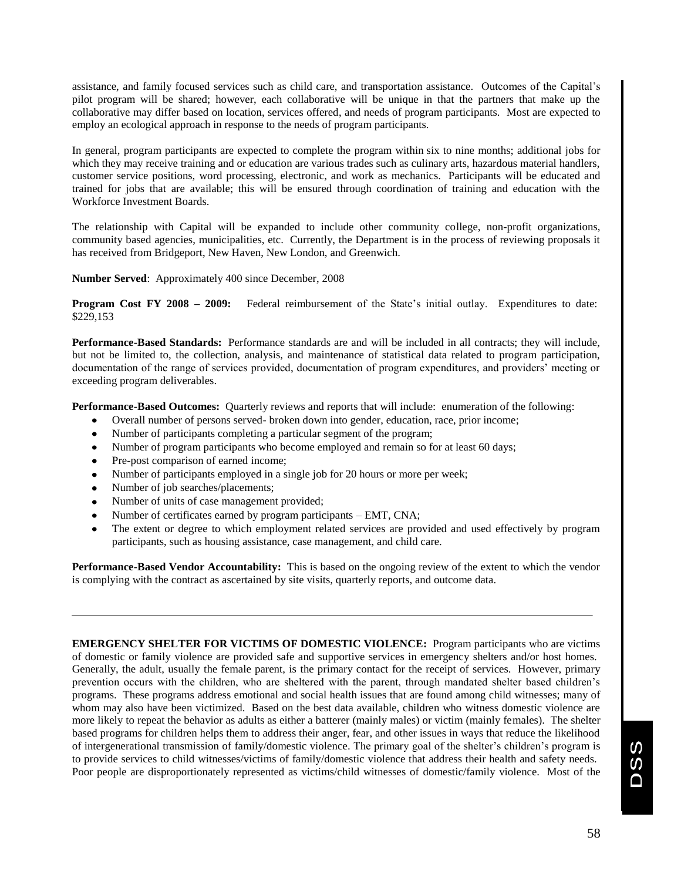assistance, and family focused services such as child care, and transportation assistance. Outcomes of the Capital's pilot program will be shared; however, each collaborative will be unique in that the partners that make up the collaborative may differ based on location, services offered, and needs of program participants. Most are expected to employ an ecological approach in response to the needs of program participants.

In general, program participants are expected to complete the program within six to nine months; additional jobs for which they may receive training and or education are various trades such as culinary arts, hazardous material handlers, customer service positions, word processing, electronic, and work as mechanics. Participants will be educated and trained for jobs that are available; this will be ensured through coordination of training and education with the Workforce Investment Boards.

The relationship with Capital will be expanded to include other community college, non-profit organizations, community based agencies, municipalities, etc. Currently, the Department is in the process of reviewing proposals it has received from Bridgeport, New Haven, New London, and Greenwich.

**Number Served**: Approximately 400 since December, 2008

**Program Cost FY 2008 – 2009:** Federal reimbursement of the State's initial outlay. Expenditures to date: $229,153

**Performance-Based Standards:** Performance standards are and will be included in all contracts; they will include, but not be limited to, the collection, analysis, and maintenance of statistical data related to program participation, documentation of the range of services provided, documentation of program expenditures, and providers' meeting or exceeding program deliverables.

**Performance-Based Outcomes:** Quarterly reviews and reports that will include: enumeration of the following:

- Overall number of persons served- broken down into gender, education, race, prior income;
- Number of participants completing a particular segment of the program;
- Number of program participants who become employed and remain so for at least 60 days;
- Pre-post comparison of earned income;
- Number of participants employed in a single job for 20 hours or more per week;
- Number of job searches/placements;
- Number of units of case management provided;
- Number of certificates earned by program participants – EMT, CNA;
- The extent or degree to which employment related services are provided and used effectively by program participants, such as housing assistance, case management, and child care.

**Performance-Based Vendor Accountability:** This is based on the ongoing review of the extent to which the vendor is complying with the contract as ascertained by site visits, quarterly reports, and outcome data.

---

**EMERGENCY SHELTER FOR VICTIMS OF DOMESTIC VIOLENCE:** Program participants who are victims of domestic or family violence are provided safe and supportive services in emergency shelters and/or host homes. Generally, the adult, usually the female parent, is the primary contact for the receipt of services. However, primary prevention occurs with the children, who are sheltered with the parent, through mandated shelter based children's programs. These programs address emotional and social health issues that are found among child witnesses; many of whom may also have been victimized. Based on the best data available, children who witness domestic violence are more likely to repeat the behavior as adults as either a batterer (mainly males) or victim (mainly females). The shelter based programs for children helps them to address their anger, fear, and other issues in ways that reduce the likelihood of intergenerational transmission of family/domestic violence. The primary goal of the shelter's children's program is to provide services to child witnesses/victims of family/domestic violence that address their health and safety needs. Poor people are disproportionately represented as victims/child witnesses of domestic/family violence. Most of the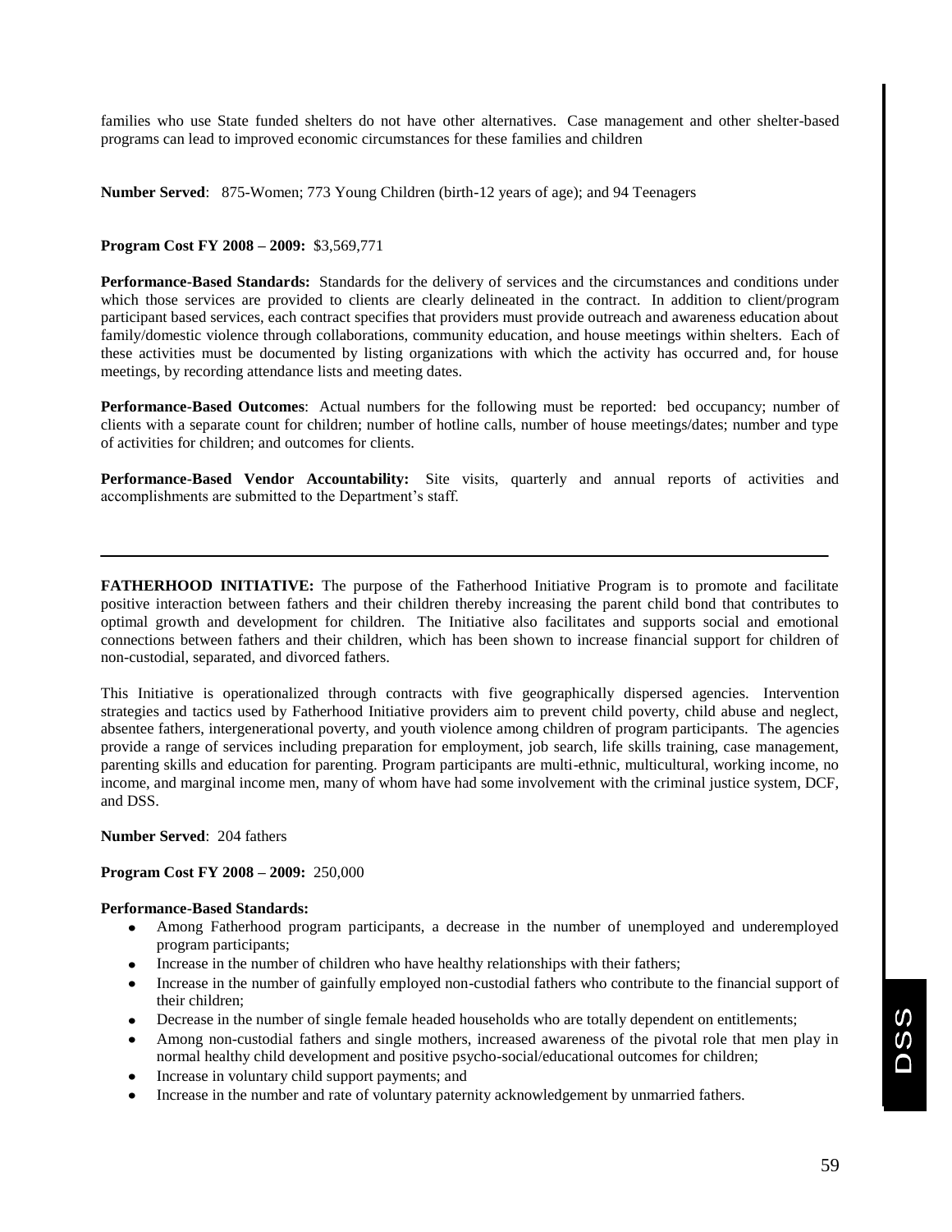families who use State funded shelters do not have other alternatives. Case management and other shelter-based programs can lead to improved economic circumstances for these families and children

**Number Served**: 875-Women; 773 Young Children (birth-12 years of age); and 94 Teenagers

**Program Cost FY 2008 – 2009:** $3,569,771

**Performance-Based Standards:** Standards for the delivery of services and the circumstances and conditions under which those services are provided to clients are clearly delineated in the contract. In addition to client/program participant based services, each contract specifies that providers must provide outreach and awareness education about family/domestic violence through collaborations, community education, and house meetings within shelters. Each of these activities must be documented by listing organizations with which the activity has occurred and, for house meetings, by recording attendance lists and meeting dates.

**Performance-Based Outcomes**: Actual numbers for the following must be reported: bed occupancy; number of clients with a separate count for children; number of hotline calls, number of house meetings/dates; number and type of activities for children; and outcomes for clients.

**Performance-Based Vendor Accountability:** Site visits, quarterly and annual reports of activities and accomplishments are submitted to the Department's staff.

---

**FATHERHOOD INITIATIVE:** The purpose of the Fatherhood Initiative Program is to promote and facilitate positive interaction between fathers and their children thereby increasing the parent child bond that contributes to optimal growth and development for children. The Initiative also facilitates and supports social and emotional connections between fathers and their children, which has been shown to increase financial support for children of non-custodial, separated, and divorced fathers.

This Initiative is operationalized through contracts with five geographically dispersed agencies. Intervention strategies and tactics used by Fatherhood Initiative providers aim to prevent child poverty, child abuse and neglect, absentee fathers, intergenerational poverty, and youth violence among children of program participants. The agencies provide a range of services including preparation for employment, job search, life skills training, case management, parenting skills and education for parenting. Program participants are multi-ethnic, multicultural, working income, no income, and marginal income men, many of whom have had some involvement with the criminal justice system, DCF, and DSS.

**Number Served**: 204 fathers

**Program Cost FY 2008 – 2009:** 250,000

**Performance-Based Standards:**

- Among Fatherhood program participants, a decrease in the number of unemployed and underemployed program participants;
- Increase in the number of children who have healthy relationships with their fathers;
- Increase in the number of gainfully employed non-custodial fathers who contribute to the financial support of their children;
- Decrease in the number of single female headed households who are totally dependent on entitlements;
- Among non-custodial fathers and single mothers, increased awareness of the pivotal role that men play in normal healthy child development and positive psycho-social/educational outcomes for children;
- Increase in voluntary child support payments; and
- Increase in the number and rate of voluntary paternity acknowledgement by unmarried fathers.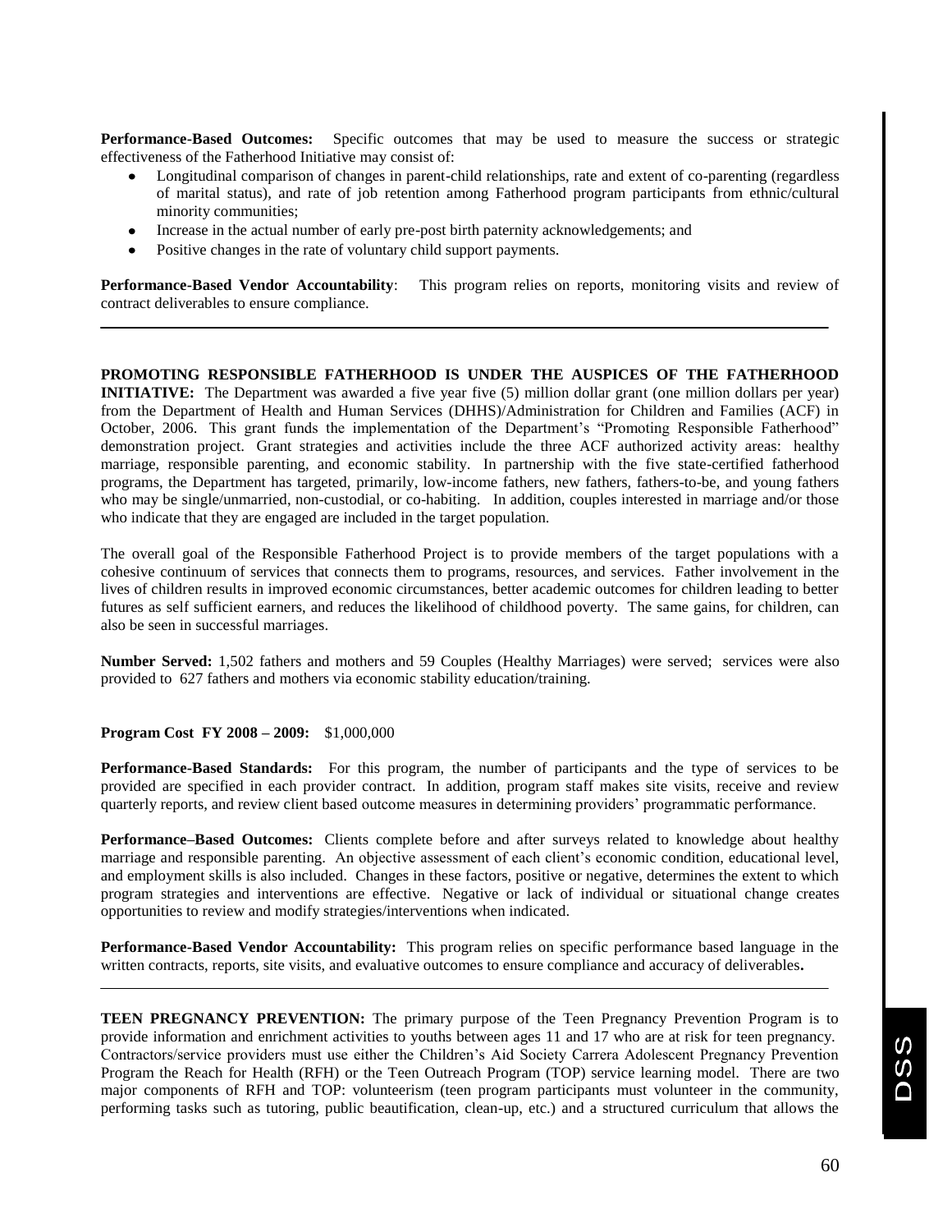**Performance-Based Outcomes:** Specific outcomes that may be used to measure the success or strategic effectiveness of the Fatherhood Initiative may consist of:

- Longitudinal comparison of changes in parent-child relationships, rate and extent of co-parenting (regardless of marital status), and rate of job retention among Fatherhood program participants from ethnic/cultural minority communities;
- Increase in the actual number of early pre-post birth paternity acknowledgements; and
- Positive changes in the rate of voluntary child support payments.

**Performance-Based Vendor Accountability**: This program relies on reports, monitoring visits and review of contract deliverables to ensure compliance.

---

**PROMOTING RESPONSIBLE FATHERHOOD IS UNDER THE AUSPICES OF THE FATHERHOOD INITIATIVE:** The Department was awarded a five year five (5) million dollar grant (one million dollars per year) from the Department of Health and Human Services (DHHS)/Administration for Children and Families (ACF) in October, 2006. This grant funds the implementation of the Department's "Promoting Responsible Fatherhood" demonstration project. Grant strategies and activities include the three ACF authorized activity areas: healthy marriage, responsible parenting, and economic stability. In partnership with the five state-certified fatherhood programs, the Department has targeted, primarily, low-income fathers, new fathers, fathers-to-be, and young fathers who may be single/unmarried, non-custodial, or co-habiting. In addition, couples interested in marriage and/or those who indicate that they are engaged are included in the target population.

The overall goal of the Responsible Fatherhood Project is to provide members of the target populations with a cohesive continuum of services that connects them to programs, resources, and services. Father involvement in the lives of children results in improved economic circumstances, better academic outcomes for children leading to better futures as self sufficient earners, and reduces the likelihood of childhood poverty. The same gains, for children, can also be seen in successful marriages.

**Number Served:** 1,502 fathers and mothers and 59 Couples (Healthy Marriages) were served; services were also provided to 627 fathers and mothers via economic stability education/training.

**Program Cost FY 2008 – 2009:** $1,000,000

**Performance-Based Standards:** For this program, the number of participants and the type of services to be provided are specified in each provider contract. In addition, program staff makes site visits, receive and review quarterly reports, and review client based outcome measures in determining providers' programmatic performance.

**Performance–Based Outcomes:** Clients complete before and after surveys related to knowledge about healthy marriage and responsible parenting. An objective assessment of each client's economic condition, educational level, and employment skills is also included. Changes in these factors, positive or negative, determines the extent to which program strategies and interventions are effective. Negative or lack of individual or situational change creates opportunities to review and modify strategies/interventions when indicated.

**Performance-Based Vendor Accountability:** This program relies on specific performance based language in the written contracts, reports, site visits, and evaluative outcomes to ensure compliance and accuracy of deliverables**.**

---

**TEEN PREGNANCY PREVENTION:** The primary purpose of the Teen Pregnancy Prevention Program is to provide information and enrichment activities to youths between ages 11 and 17 who are at risk for teen pregnancy. Contractors/service providers must use either the Children's Aid Society Carrera Adolescent Pregnancy Prevention Program the Reach for Health (RFH) or the Teen Outreach Program (TOP) service learning model. There are two major components of RFH and TOP: volunteerism (teen program participants must volunteer in the community, performing tasks such as tutoring, public beautification, clean-up, etc.) and a structured curriculum that allows the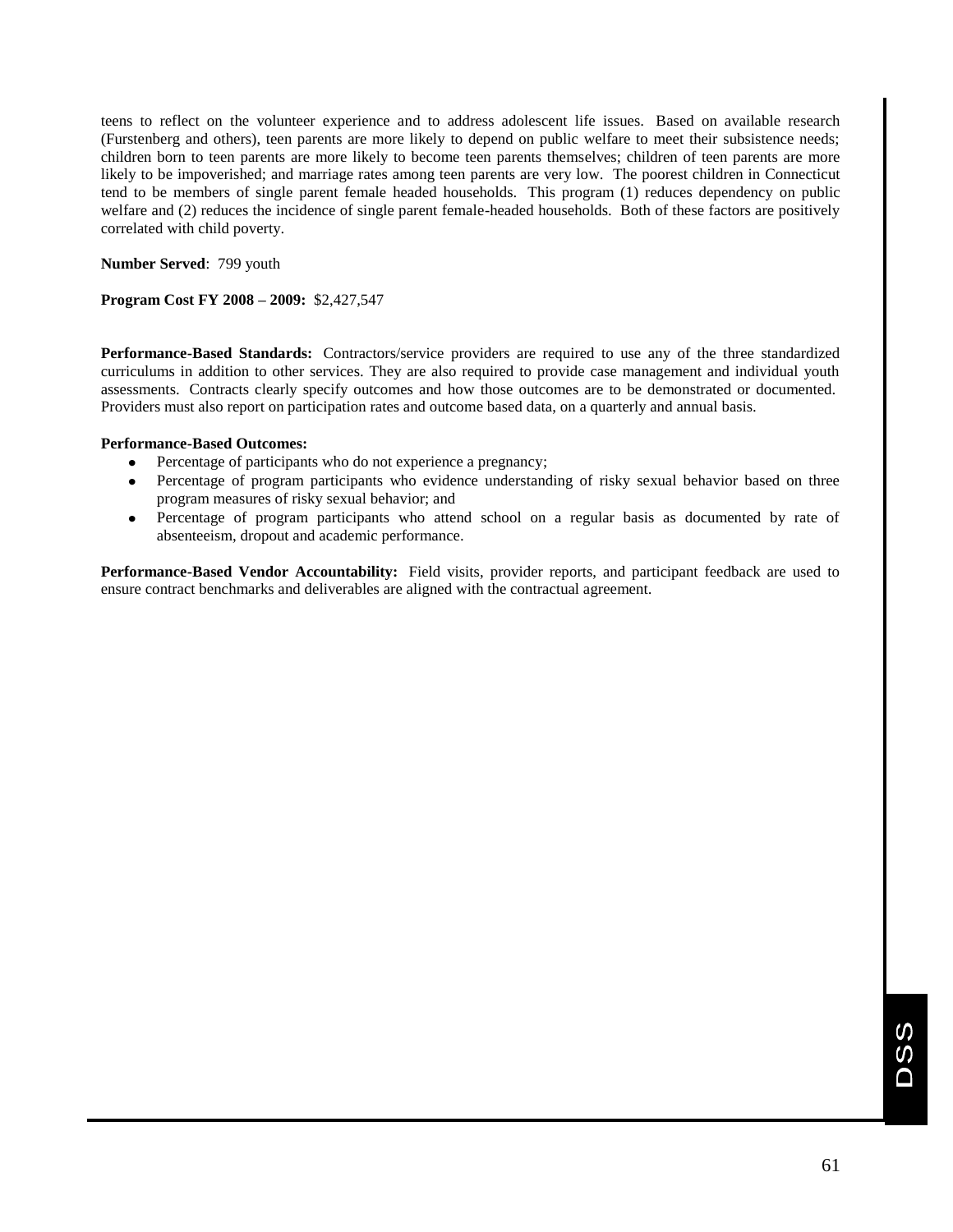teens to reflect on the volunteer experience and to address adolescent life issues. Based on available research (Furstenberg and others), teen parents are more likely to depend on public welfare to meet their subsistence needs; children born to teen parents are more likely to become teen parents themselves; children of teen parents are more likely to be impoverished; and marriage rates among teen parents are very low. The poorest children in Connecticut tend to be members of single parent female headed households. This program (1) reduces dependency on public welfare and (2) reduces the incidence of single parent female-headed households. Both of these factors are positively correlated with child poverty.

**Number Served**: 799 youth

**Program Cost FY 2008 – 2009:** $2,427,547

**Performance-Based Standards:** Contractors/service providers are required to use any of the three standardized curriculums in addition to other services. They are also required to provide case management and individual youth assessments. Contracts clearly specify outcomes and how those outcomes are to be demonstrated or documented. Providers must also report on participation rates and outcome based data, on a quarterly and annual basis.

**Performance-Based Outcomes:**

- Percentage of participants who do not experience a pregnancy;
- Percentage of program participants who evidence understanding of risky sexual behavior based on three program measures of risky sexual behavior; and
- Percentage of program participants who attend school on a regular basis as documented by rate of absenteeism, dropout and academic performance.

**Performance-Based Vendor Accountability:** Field visits, provider reports, and participant feedback are used to ensure contract benchmarks and deliverables are aligned with the contractual agreement.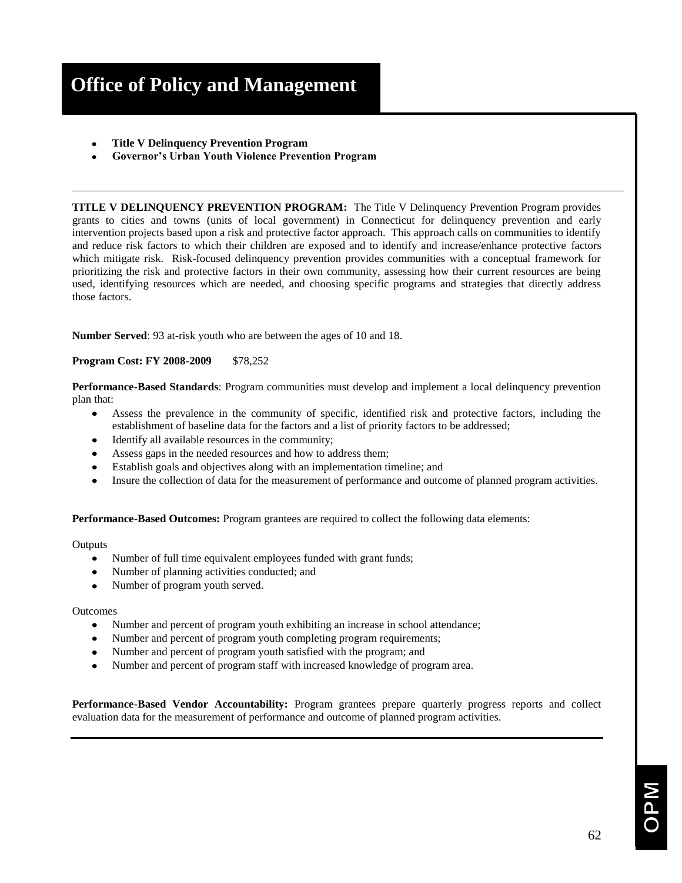# Office of Policy and Management

- **Title V Delinquency Prevention Program**
- **Governor's Urban Youth Violence Prevention Program**

---

**TITLE V DELINQUENCY PREVENTION PROGRAM:** The Title V Delinquency Prevention Program provides grants to cities and towns (units of local government) in Connecticut for delinquency prevention and early intervention projects based upon a risk and protective factor approach. This approach calls on communities to identify and reduce risk factors to which their children are exposed and to identify and increase/enhance protective factors which mitigate risk. Risk-focused delinquency prevention provides communities with a conceptual framework for prioritizing the risk and protective factors in their own community, assessing how their current resources are being used, identifying resources which are needed, and choosing specific programs and strategies that directly address those factors.

**Number Served**: 93 at-risk youth who are between the ages of 10 and 18.

**Program Cost: FY 2008-2009** $78,252

**Performance-Based Standards**: Program communities must develop and implement a local delinquency prevention plan that:

- Assess the prevalence in the community of specific, identified risk and protective factors, including the establishment of baseline data for the factors and a list of priority factors to be addressed;
- Identify all available resources in the community;
- Assess gaps in the needed resources and how to address them;
- Establish goals and objectives along with an implementation timeline; and
- Insure the collection of data for the measurement of performance and outcome of planned program activities.

**Performance-Based Outcomes:** Program grantees are required to collect the following data elements:

Outputs

- Number of full time equivalent employees funded with grant funds;
- Number of planning activities conducted; and
- Number of program youth served.

Outcomes

- Number and percent of program youth exhibiting an increase in school attendance;
- Number and percent of program youth completing program requirements;
- Number and percent of program youth satisfied with the program; and
- Number and percent of program staff with increased knowledge of program area.

**Performance-Based Vendor Accountability:** Program grantees prepare quarterly progress reports and collect evaluation data for the measurement of performance and outcome of planned program activities.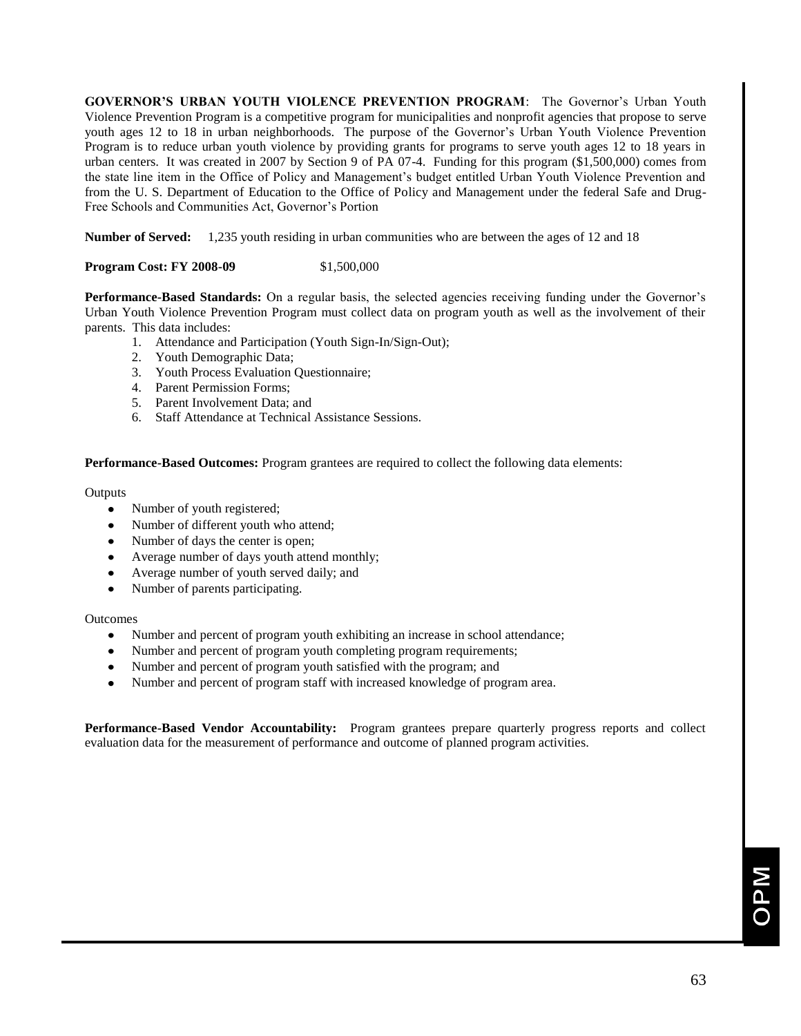**GOVERNOR'S URBAN YOUTH VIOLENCE PREVENTION PROGRAM**: The Governor's Urban Youth Violence Prevention Program is a competitive program for municipalities and nonprofit agencies that propose to serve youth ages 12 to 18 in urban neighborhoods. The purpose of the Governor's Urban Youth Violence Prevention Program is to reduce urban youth violence by providing grants for programs to serve youth ages 12 to 18 years in urban centers. It was created in 2007 by Section 9 of PA 07-4. Funding for this program ($1,500,000) comes from the state line item in the Office of Policy and Management's budget entitled Urban Youth Violence Prevention and from the U. S. Department of Education to the Office of Policy and Management under the federal Safe and Drug-Free Schools and Communities Act, Governor's Portion

**Number of Served:** 1,235 youth residing in urban communities who are between the ages of 12 and 18

**Program Cost: FY 2008-09** $1,500,000

**Performance-Based Standards:** On a regular basis, the selected agencies receiving funding under the Governor's Urban Youth Violence Prevention Program must collect data on program youth as well as the involvement of their parents. This data includes:

1. Attendance and Participation (Youth Sign-In/Sign-Out);
2. Youth Demographic Data;
3. Youth Process Evaluation Questionnaire;
4. Parent Permission Forms;
5. Parent Involvement Data; and
6. Staff Attendance at Technical Assistance Sessions.

**Performance-Based Outcomes:** Program grantees are required to collect the following data elements:

Outputs

- Number of youth registered;
- Number of different youth who attend;
- Number of days the center is open;
- Average number of days youth attend monthly;
- Average number of youth served daily; and
- Number of parents participating.

Outcomes

- Number and percent of program youth exhibiting an increase in school attendance;
- Number and percent of program youth completing program requirements;
- Number and percent of program youth satisfied with the program; and
- Number and percent of program staff with increased knowledge of program area.

**Performance-Based Vendor Accountability:** Program grantees prepare quarterly progress reports and collect evaluation data for the measurement of performance and outcome of planned program activities.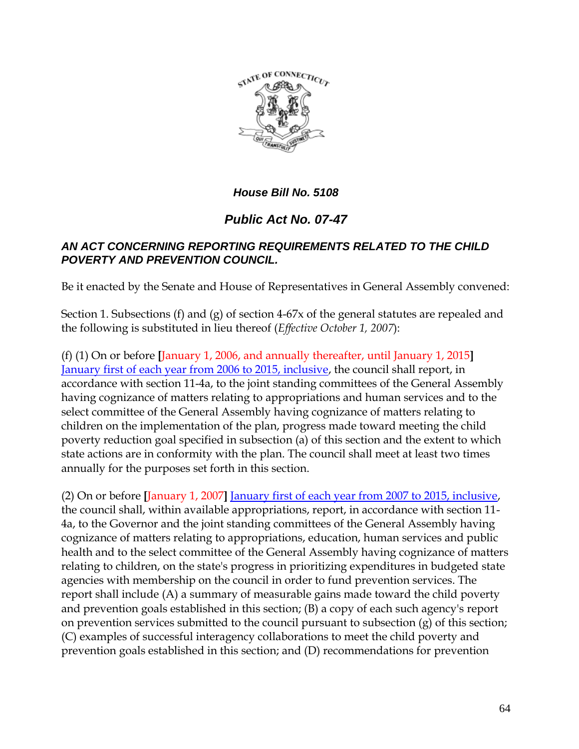**House Bill No. 5108**

## Public Act No. 07-47

**AN ACT CONCERNING REPORTING REQUIREMENTS RELATED TO THE CHILD POVERTY AND PREVENTION COUNCIL.**

Be it enacted by the Senate and House of Representatives in General Assembly convened:

Section 1. Subsections (f) and (g) of section 4-67x of the general statutes are repealed and the following is substituted in lieu thereof (*Effective October 1, 2007*):

(f) (1) On or before [January 1, 2006, and annually thereafter, until January 1, 2015] January first of each year from 2006 to 2015, inclusive, the council shall report, in accordance with section 11-4a, to the joint standing committees of the General Assembly having cognizance of matters relating to appropriations and human services and to the select committee of the General Assembly having cognizance of matters relating to children on the implementation of the plan, progress made toward meeting the child poverty reduction goal specified in subsection (a) of this section and the extent to which state actions are in conformity with the plan. The council shall meet at least two times annually for the purposes set forth in this section.

(2) On or before [January 1, 2007] January first of each year from 2007 to 2015, inclusive, the council shall, within available appropriations, report, in accordance with section 11-4a, to the Governor and the joint standing committees of the General Assembly having cognizance of matters relating to appropriations, education, human services and public health and to the select committee of the General Assembly having cognizance of matters relating to children, on the state's progress in prioritizing expenditures in budgeted state agencies with membership on the council in order to fund prevention services. The report shall include (A) a summary of measurable gains made toward the child poverty and prevention goals established in this section; (B) a copy of each such agency's report on prevention services submitted to the council pursuant to subsection (g) of this section; (C) examples of successful interagency collaborations to meet the child poverty and prevention goals established in this section; and (D) recommendations for prevention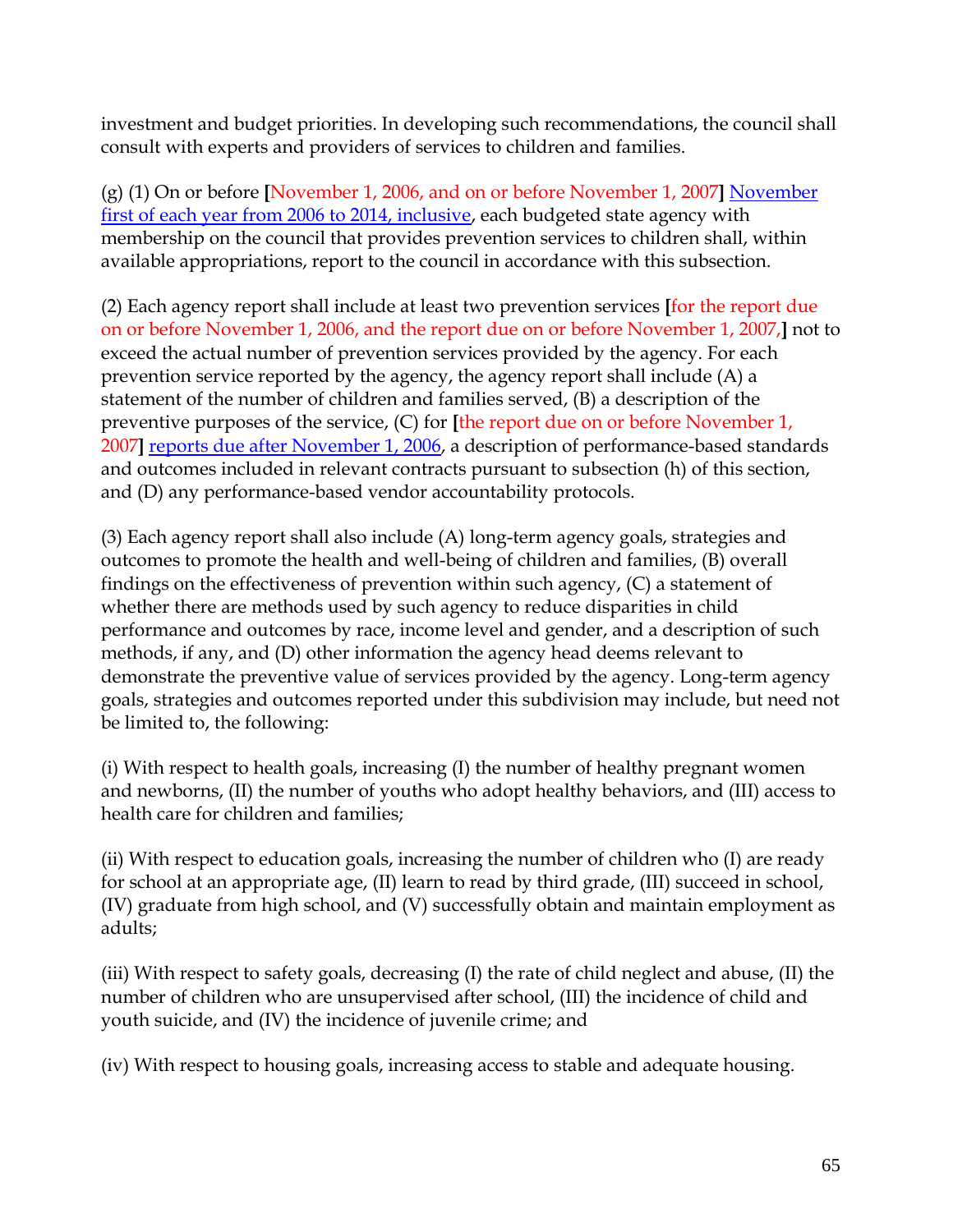investment and budget priorities. In developing such recommendations, the council shall consult with experts and providers of services to children and families.

(g) (1) On or before [November 1, 2006, and on or before November 1, 2007] November first of each year from 2006 to 2014, inclusive, each budgeted state agency with membership on the council that provides prevention services to children shall, within available appropriations, report to the council in accordance with this subsection.

(2) Each agency report shall include at least two prevention services [for the report due on or before November 1, 2006, and the report due on or before November 1, 2007,] not to exceed the actual number of prevention services provided by the agency. For each prevention service reported by the agency, the agency report shall include (A) a statement of the number of children and families served, (B) a description of the preventive purposes of the service, (C) for [the report due on or before November 1, 2007] reports due after November 1, 2006, a description of performance-based standards and outcomes included in relevant contracts pursuant to subsection (h) of this section, and (D) any performance-based vendor accountability protocols.

(3) Each agency report shall also include (A) long-term agency goals, strategies and outcomes to promote the health and well-being of children and families, (B) overall findings on the effectiveness of prevention within such agency, (C) a statement of whether there are methods used by such agency to reduce disparities in child performance and outcomes by race, income level and gender, and a description of such methods, if any, and (D) other information the agency head deems relevant to demonstrate the preventive value of services provided by the agency. Long-term agency goals, strategies and outcomes reported under this subdivision may include, but need not be limited to, the following:

(i) With respect to health goals, increasing (I) the number of healthy pregnant women and newborns, (II) the number of youths who adopt healthy behaviors, and (III) access to health care for children and families;

(ii) With respect to education goals, increasing the number of children who (I) are ready for school at an appropriate age, (II) learn to read by third grade, (III) succeed in school, (IV) graduate from high school, and (V) successfully obtain and maintain employment as adults;

(iii) With respect to safety goals, decreasing (I) the rate of child neglect and abuse, (II) the number of children who are unsupervised after school, (III) the incidence of child and youth suicide, and (IV) the incidence of juvenile crime; and

(iv) With respect to housing goals, increasing access to stable and adequate housing.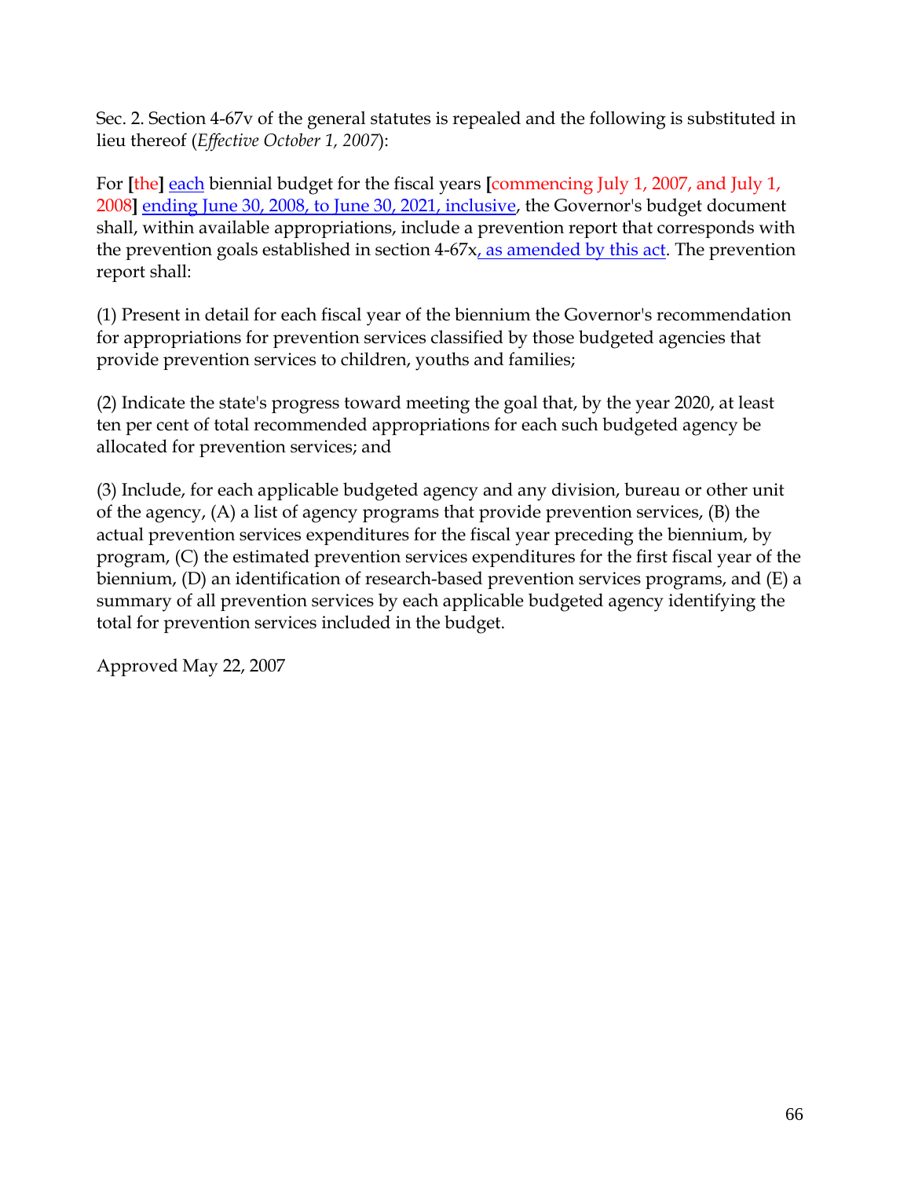Sec. 2. Section 4-67v of the general statutes is repealed and the following is substituted in lieu thereof (*Effective October 1, 2007*):

For **[**the**]** <u>each</u> biennial budget for the fiscal years **[**commencing July 1, 2007, and July 1, 2008**]** <u>ending June 30, 2008, to June 30, 2021, inclusive</u>, the Governor's budget document shall, within available appropriations, include a prevention report that corresponds with the prevention goals established in section 4-67x<u>, as amended by this act</u>. The prevention report shall:

(1) Present in detail for each fiscal year of the biennium the Governor's recommendation for appropriations for prevention services classified by those budgeted agencies that provide prevention services to children, youths and families;

(2) Indicate the state's progress toward meeting the goal that, by the year 2020, at least ten per cent of total recommended appropriations for each such budgeted agency be allocated for prevention services; and

(3) Include, for each applicable budgeted agency and any division, bureau or other unit of the agency, (A) a list of agency programs that provide prevention services, (B) the actual prevention services expenditures for the fiscal year preceding the biennium, by program, (C) the estimated prevention services expenditures for the first fiscal year of the biennium, (D) an identification of research-based prevention services programs, and (E) a summary of all prevention services by each applicable budgeted agency identifying the total for prevention services included in the budget.

Approved May 22, 2007